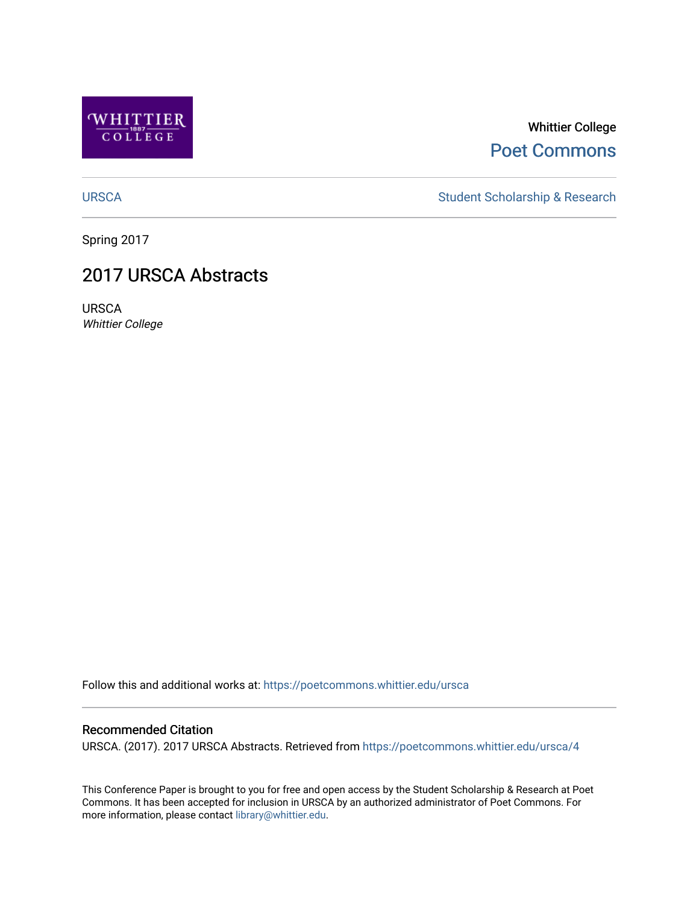Whittier College

Poet Commons

URSCA

Student Scholarship & Research

Spring 2017

# 2017 URSCA Abstracts

URSCA

*Whittier College*

Follow this and additional works at: https://poetcommons.whittier.edu/ursca

### Recommended Citation

URSCA. (2017). 2017 URSCA Abstracts. Retrieved from https://poetcommons.whittier.edu/ursca/4

This Conference Paper is brought to you for free and open access by the Student Scholarship & Research at Poet Commons. It has been accepted for inclusion in URSCA by an authorized administrator of Poet Commons. For more information, please contact library@whittier.edu.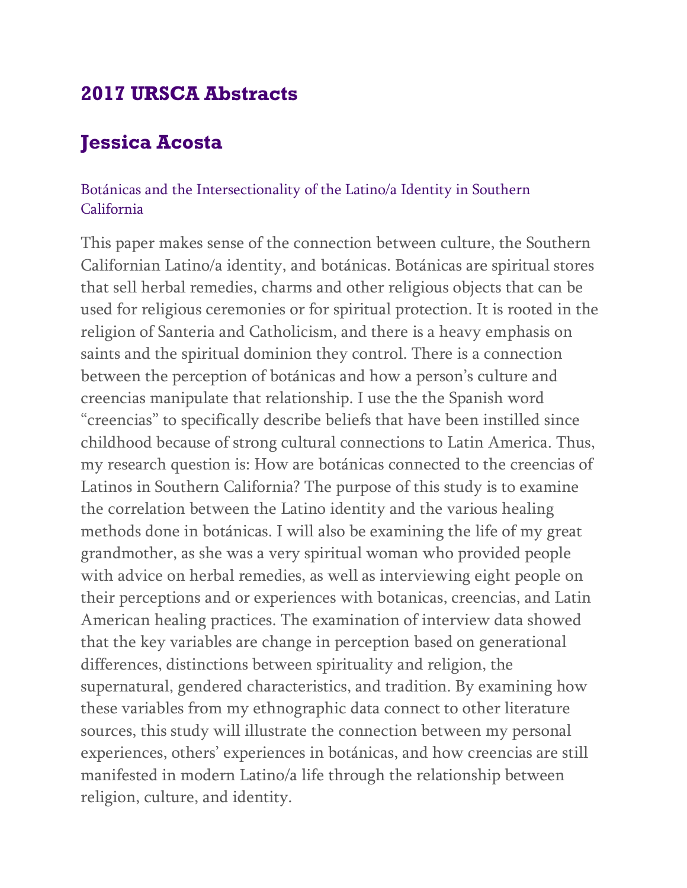## 2017 URSCA Abstracts

## Jessica Acosta

### Botánicas and the Intersectionality of the Latino/a Identity in Southern California

This paper makes sense of the connection between culture, the Southern Californian Latino/a identity, and botánicas. Botánicas are spiritual stores that sell herbal remedies, charms and other religious objects that can be used for religious ceremonies or for spiritual protection. It is rooted in the religion of Santeria and Catholicism, and there is a heavy emphasis on saints and the spiritual dominion they control. There is a connection between the perception of botánicas and how a person's culture and creencias manipulate that relationship. I use the the Spanish word "creencias" to specifically describe beliefs that have been instilled since childhood because of strong cultural connections to Latin America. Thus, my research question is: How are botánicas connected to the creencias of Latinos in Southern California? The purpose of this study is to examine the correlation between the Latino identity and the various healing methods done in botánicas. I will also be examining the life of my great grandmother, as she was a very spiritual woman who provided people with advice on herbal remedies, as well as interviewing eight people on their perceptions and or experiences with botanicas, creencias, and Latin American healing practices. The examination of interview data showed that the key variables are change in perception based on generational differences, distinctions between spirituality and religion, the supernatural, gendered characteristics, and tradition. By examining how these variables from my ethnographic data connect to other literature sources, this study will illustrate the connection between my personal experiences, others' experiences in botánicas, and how creencias are still manifested in modern Latino/a life through the relationship between religion, culture, and identity.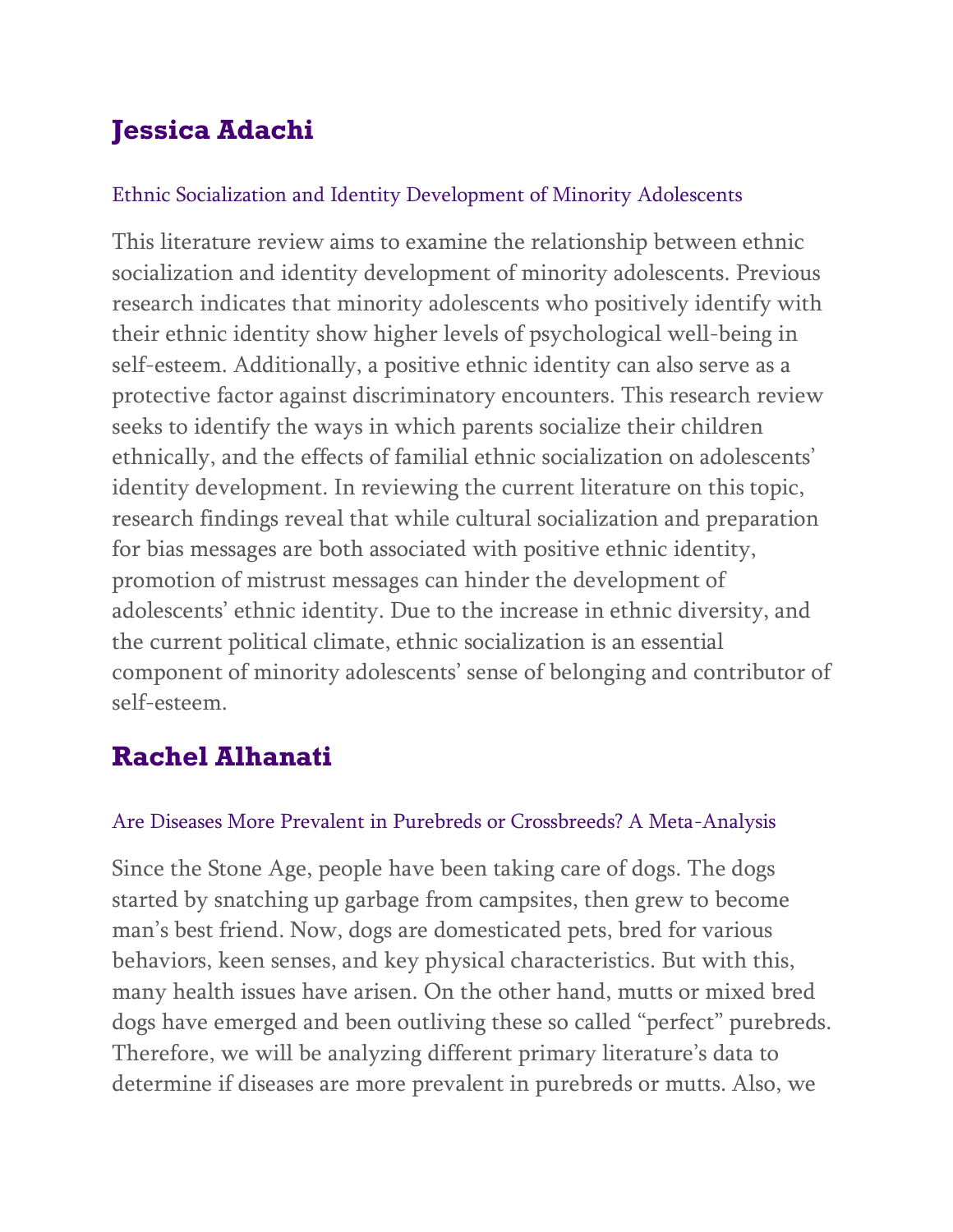## Jessica Adachi

### Ethnic Socialization and Identity Development of Minority Adolescents

This literature review aims to examine the relationship between ethnic socialization and identity development of minority adolescents. Previous research indicates that minority adolescents who positively identify with their ethnic identity show higher levels of psychological well-being in self-esteem. Additionally, a positive ethnic identity can also serve as a protective factor against discriminatory encounters. This research review seeks to identify the ways in which parents socialize their children ethnically, and the effects of familial ethnic socialization on adolescents' identity development. In reviewing the current literature on this topic, research findings reveal that while cultural socialization and preparation for bias messages are both associated with positive ethnic identity, promotion of mistrust messages can hinder the development of adolescents' ethnic identity. Due to the increase in ethnic diversity, and the current political climate, ethnic socialization is an essential component of minority adolescents' sense of belonging and contributor of self-esteem.

## Rachel Alhanati

### Are Diseases More Prevalent in Purebreds or Crossbreeds? A Meta-Analysis

Since the Stone Age, people have been taking care of dogs. The dogs started by snatching up garbage from campsites, then grew to become man's best friend. Now, dogs are domesticated pets, bred for various behaviors, keen senses, and key physical characteristics. But with this, many health issues have arisen. On the other hand, mutts or mixed bred dogs have emerged and been outliving these so called "perfect" purebreds. Therefore, we will be analyzing different primary literature's data to determine if diseases are more prevalent in purebreds or mutts. Also, we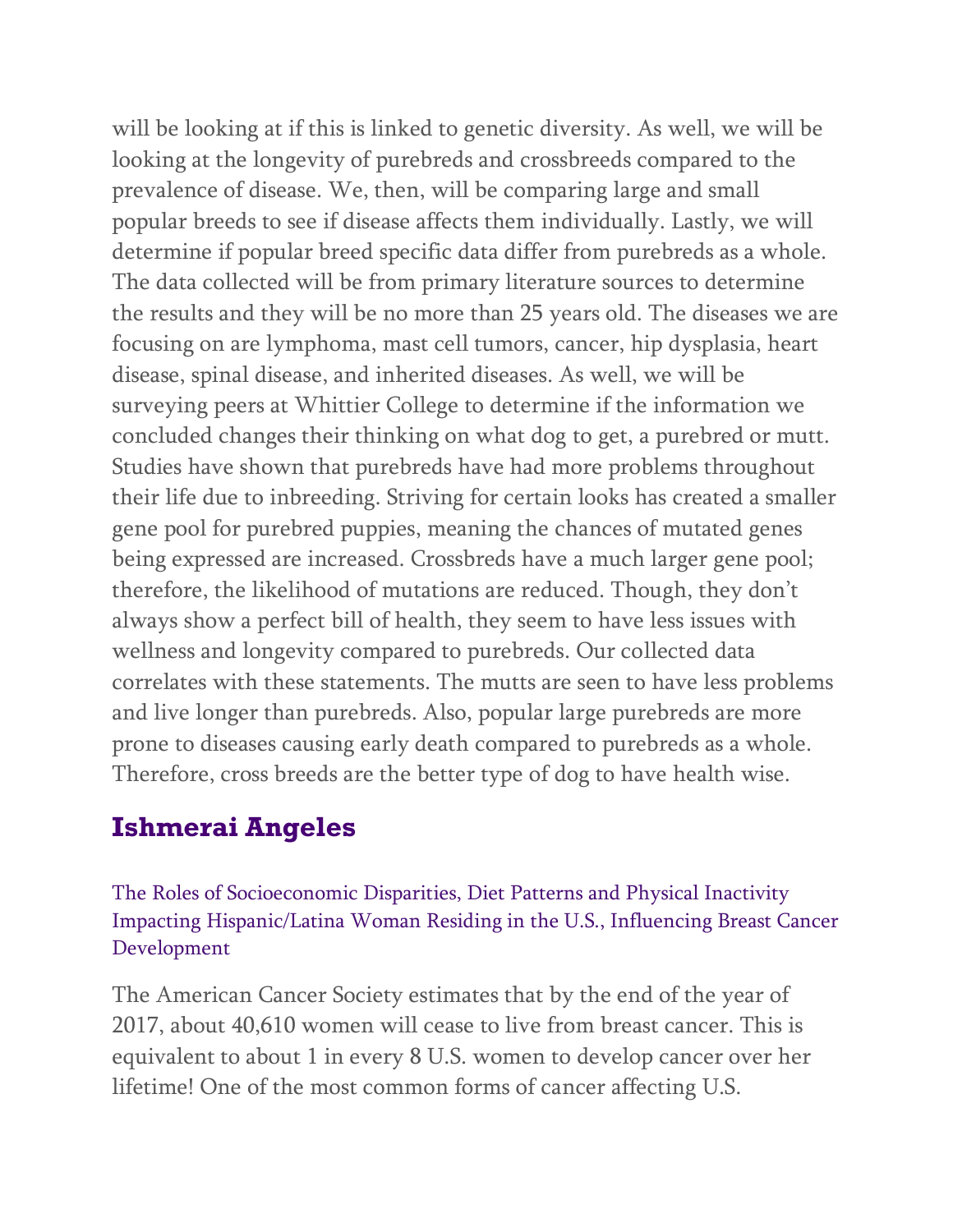will be looking at if this is linked to genetic diversity. As well, we will be looking at the longevity of purebreds and crossbreeds compared to the prevalence of disease. We, then, will be comparing large and small popular breeds to see if disease affects them individually. Lastly, we will determine if popular breed specific data differ from purebreds as a whole. The data collected will be from primary literature sources to determine the results and they will be no more than 25 years old. The diseases we are focusing on are lymphoma, mast cell tumors, cancer, hip dysplasia, heart disease, spinal disease, and inherited diseases. As well, we will be surveying peers at Whittier College to determine if the information we concluded changes their thinking on what dog to get, a purebred or mutt. Studies have shown that purebreds have had more problems throughout their life due to inbreeding. Striving for certain looks has created a smaller gene pool for purebred puppies, meaning the chances of mutated genes being expressed are increased. Crossbreds have a much larger gene pool; therefore, the likelihood of mutations are reduced. Though, they don't always show a perfect bill of health, they seem to have less issues with wellness and longevity compared to purebreds. Our collected data correlates with these statements. The mutts are seen to have less problems and live longer than purebreds. Also, popular large purebreds are more prone to diseases causing early death compared to purebreds as a whole. Therefore, cross breeds are the better type of dog to have health wise.

## Ishmerai Angeles

The Roles of Socioeconomic Disparities, Diet Patterns and Physical Inactivity Impacting Hispanic/Latina Woman Residing in the U.S., Influencing Breast Cancer Development

The American Cancer Society estimates that by the end of the year of 2017, about 40,610 women will cease to live from breast cancer. This is equivalent to about 1 in every 8 U.S. women to develop cancer over her lifetime! One of the most common forms of cancer affecting U.S.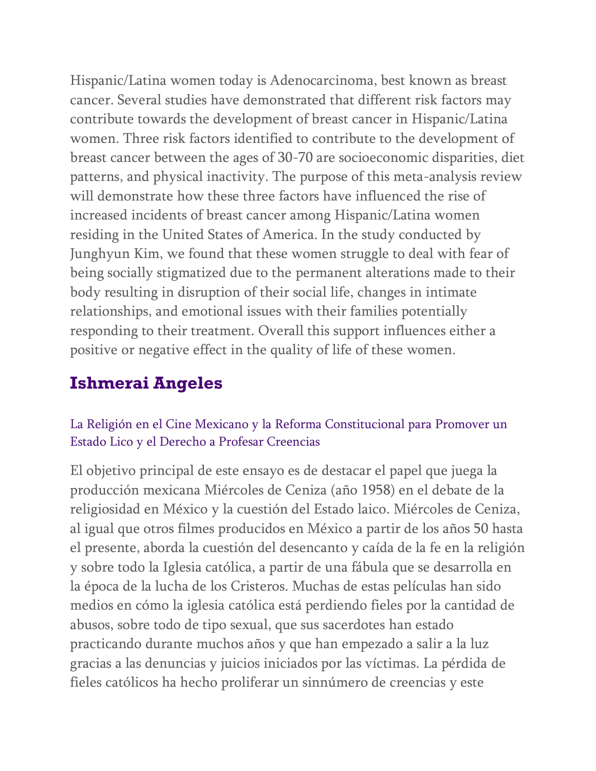Hispanic/Latina women today is Adenocarcinoma, best known as breast cancer. Several studies have demonstrated that different risk factors may contribute towards the development of breast cancer in Hispanic/Latina women. Three risk factors identified to contribute to the development of breast cancer between the ages of 30-70 are socioeconomic disparities, diet patterns, and physical inactivity. The purpose of this meta-analysis review will demonstrate how these three factors have influenced the rise of increased incidents of breast cancer among Hispanic/Latina women residing in the United States of America. In the study conducted by Junghyun Kim, we found that these women struggle to deal with fear of being socially stigmatized due to the permanent alterations made to their body resulting in disruption of their social life, changes in intimate relationships, and emotional issues with their families potentially responding to their treatment. Overall this support influences either a positive or negative effect in the quality of life of these women.

## Ishmerai Angeles

### La Religión en el Cine Mexicano y la Reforma Constitucional para Promover un Estado Lico y el Derecho a Profesar Creencias

El objetivo principal de este ensayo es de destacar el papel que juega la producción mexicana Miércoles de Ceniza (año 1958) en el debate de la religiosidad en México y la cuestión del Estado laico. Miércoles de Ceniza, al igual que otros filmes producidos en México a partir de los años 50 hasta el presente, aborda la cuestión del desencanto y caída de la fe en la religión y sobre todo la Iglesia católica, a partir de una fábula que se desarrolla en la época de la lucha de los Cristeros. Muchas de estas películas han sido medios en cómo la iglesia católica está perdiendo fieles por la cantidad de abusos, sobre todo de tipo sexual, que sus sacerdotes han estado practicando durante muchos años y que han empezado a salir a la luz gracias a las denuncias y juicios iniciados por las víctimas. La pérdida de fieles católicos ha hecho proliferar un sinnúmero de creencias y este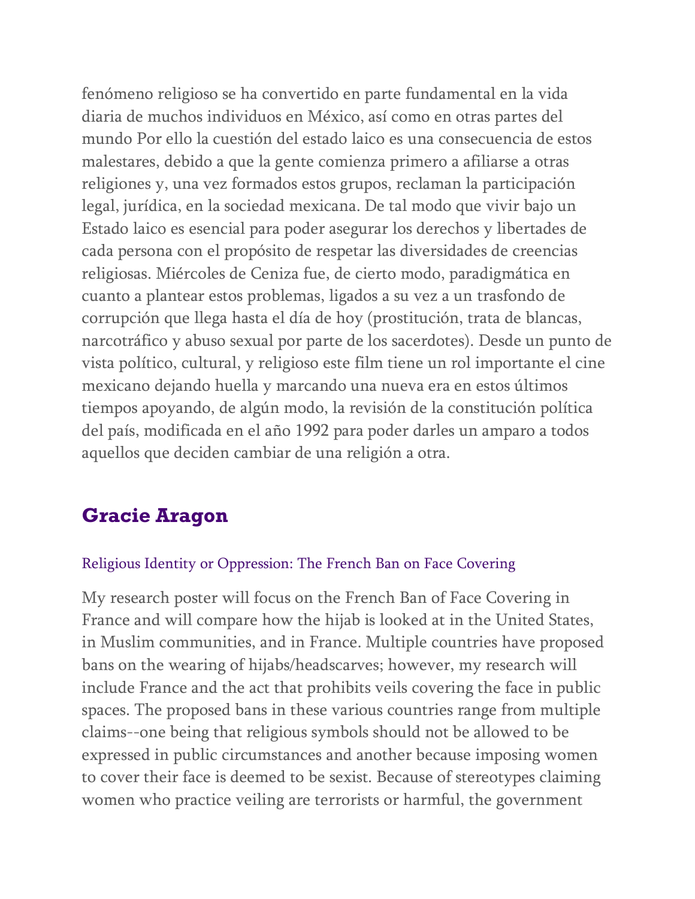fenómeno religioso se ha convertido en parte fundamental en la vida diaria de muchos individuos en México, así como en otras partes del mundo Por ello la cuestión del estado laico es una consecuencia de estos malestares, debido a que la gente comienza primero a afiliarse a otras religiones y, una vez formados estos grupos, reclaman la participación legal, jurídica, en la sociedad mexicana. De tal modo que vivir bajo un Estado laico es esencial para poder asegurar los derechos y libertades de cada persona con el propósito de respetar las diversidades de creencias religiosas. Miércoles de Ceniza fue, de cierto modo, paradigmática en cuanto a plantear estos problemas, ligados a su vez a un trasfondo de corrupción que llega hasta el día de hoy (prostitución, trata de blancas, narcotráfico y abuso sexual por parte de los sacerdotes). Desde un punto de vista político, cultural, y religioso este film tiene un rol importante el cine mexicano dejando huella y marcando una nueva era en estos últimos tiempos apoyando, de algún modo, la revisión de la constitución política del país, modificada en el año 1992 para poder darles un amparo a todos aquellos que deciden cambiar de una religión a otra.

## Gracie Aragon

### Religious Identity or Oppression: The French Ban on Face Covering

My research poster will focus on the French Ban of Face Covering in France and will compare how the hijab is looked at in the United States, in Muslim communities, and in France. Multiple countries have proposed bans on the wearing of hijabs/headscarves; however, my research will include France and the act that prohibits veils covering the face in public spaces. The proposed bans in these various countries range from multiple claims--one being that religious symbols should not be allowed to be expressed in public circumstances and another because imposing women to cover their face is deemed to be sexist. Because of stereotypes claiming women who practice veiling are terrorists or harmful, the government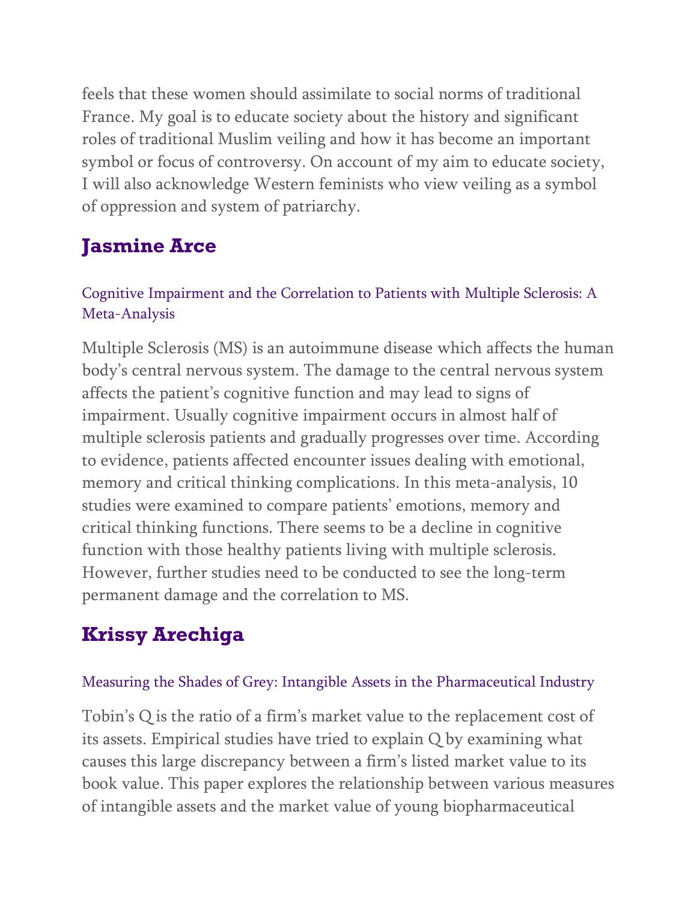feels that these women should assimilate to social norms of traditional France. My goal is to educate society about the history and significant roles of traditional Muslim veiling and how it has become an important symbol or focus of controversy. On account of my aim to educate society, I will also acknowledge Western feminists who view veiling as a symbol of oppression and system of patriarchy.

## Jasmine Arce

### Cognitive Impairment and the Correlation to Patients with Multiple Sclerosis: A Meta-Analysis

Multiple Sclerosis (MS) is an autoimmune disease which affects the human body's central nervous system. The damage to the central nervous system affects the patient's cognitive function and may lead to signs of impairment. Usually cognitive impairment occurs in almost half of multiple sclerosis patients and gradually progresses over time. According to evidence, patients affected encounter issues dealing with emotional, memory and critical thinking complications. In this meta-analysis, 10 studies were examined to compare patients' emotions, memory and critical thinking functions. There seems to be a decline in cognitive function with those healthy patients living with multiple sclerosis. However, further studies need to be conducted to see the long-term permanent damage and the correlation to MS.

## Krissy Arechiga

### Measuring the Shades of Grey: Intangible Assets in the Pharmaceutical Industry

Tobin's Q is the ratio of a firm's market value to the replacement cost of its assets. Empirical studies have tried to explain Q by examining what causes this large discrepancy between a firm's listed market value to its book value. This paper explores the relationship between various measures of intangible assets and the market value of young biopharmaceutical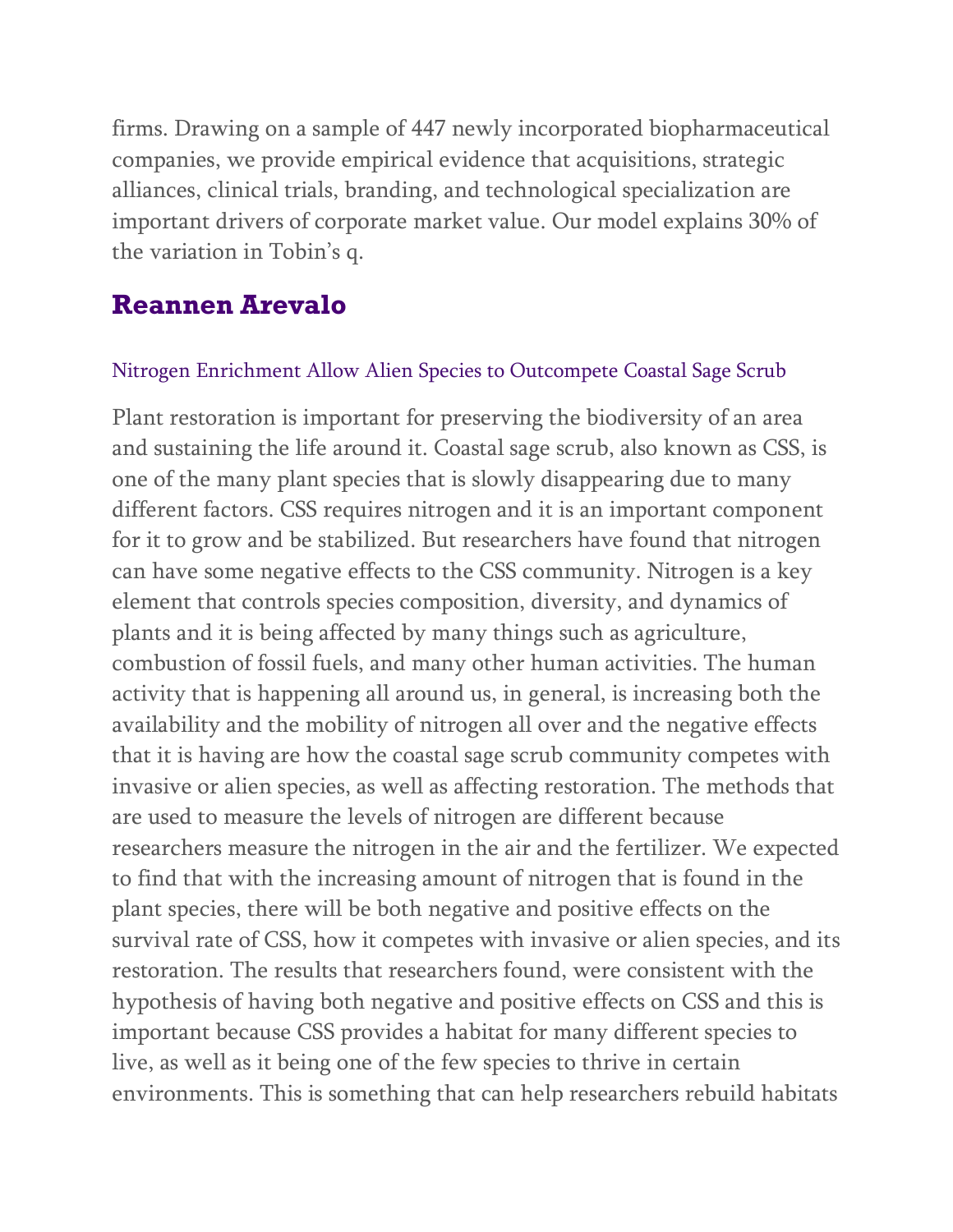firms. Drawing on a sample of 447 newly incorporated biopharmaceutical companies, we provide empirical evidence that acquisitions, strategic alliances, clinical trials, branding, and technological specialization are important drivers of corporate market value. Our model explains 30% of the variation in Tobin's q.

## Reannen Arevalo

### Nitrogen Enrichment Allow Alien Species to Outcompete Coastal Sage Scrub

Plant restoration is important for preserving the biodiversity of an area and sustaining the life around it. Coastal sage scrub, also known as CSS, is one of the many plant species that is slowly disappearing due to many different factors. CSS requires nitrogen and it is an important component for it to grow and be stabilized. But researchers have found that nitrogen can have some negative effects to the CSS community. Nitrogen is a key element that controls species composition, diversity, and dynamics of plants and it is being affected by many things such as agriculture, combustion of fossil fuels, and many other human activities. The human activity that is happening all around us, in general, is increasing both the availability and the mobility of nitrogen all over and the negative effects that it is having are how the coastal sage scrub community competes with invasive or alien species, as well as affecting restoration. The methods that are used to measure the levels of nitrogen are different because researchers measure the nitrogen in the air and the fertilizer. We expected to find that with the increasing amount of nitrogen that is found in the plant species, there will be both negative and positive effects on the survival rate of CSS, how it competes with invasive or alien species, and its restoration. The results that researchers found, were consistent with the hypothesis of having both negative and positive effects on CSS and this is important because CSS provides a habitat for many different species to live, as well as it being one of the few species to thrive in certain environments. This is something that can help researchers rebuild habitats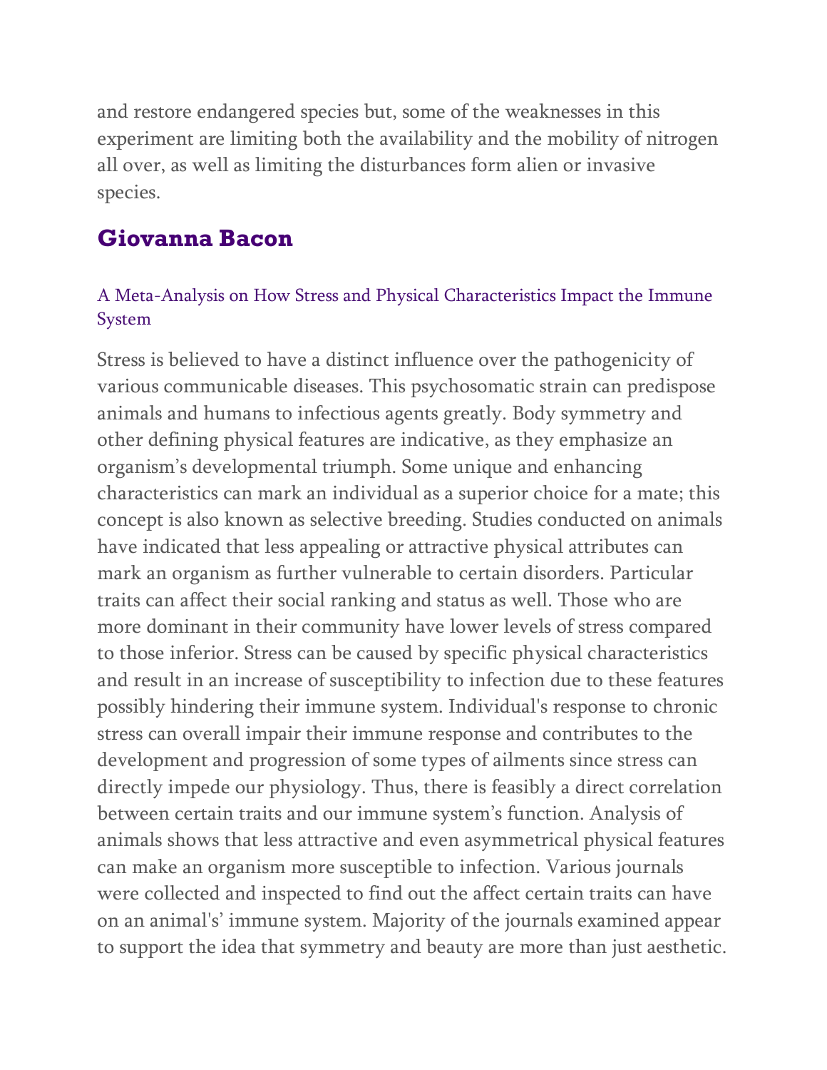and restore endangered species but, some of the weaknesses in this experiment are limiting both the availability and the mobility of nitrogen all over, as well as limiting the disturbances form alien or invasive species.

## Giovanna Bacon

### A Meta-Analysis on How Stress and Physical Characteristics Impact the Immune System

Stress is believed to have a distinct influence over the pathogenicity of various communicable diseases. This psychosomatic strain can predispose animals and humans to infectious agents greatly. Body symmetry and other defining physical features are indicative, as they emphasize an organism's developmental triumph. Some unique and enhancing characteristics can mark an individual as a superior choice for a mate; this concept is also known as selective breeding. Studies conducted on animals have indicated that less appealing or attractive physical attributes can mark an organism as further vulnerable to certain disorders. Particular traits can affect their social ranking and status as well. Those who are more dominant in their community have lower levels of stress compared to those inferior. Stress can be caused by specific physical characteristics and result in an increase of susceptibility to infection due to these features possibly hindering their immune system. Individual's response to chronic stress can overall impair their immune response and contributes to the development and progression of some types of ailments since stress can directly impede our physiology. Thus, there is feasibly a direct correlation between certain traits and our immune system's function. Analysis of animals shows that less attractive and even asymmetrical physical features can make an organism more susceptible to infection. Various journals were collected and inspected to find out the affect certain traits can have on an animal's' immune system. Majority of the journals examined appear to support the idea that symmetry and beauty are more than just aesthetic.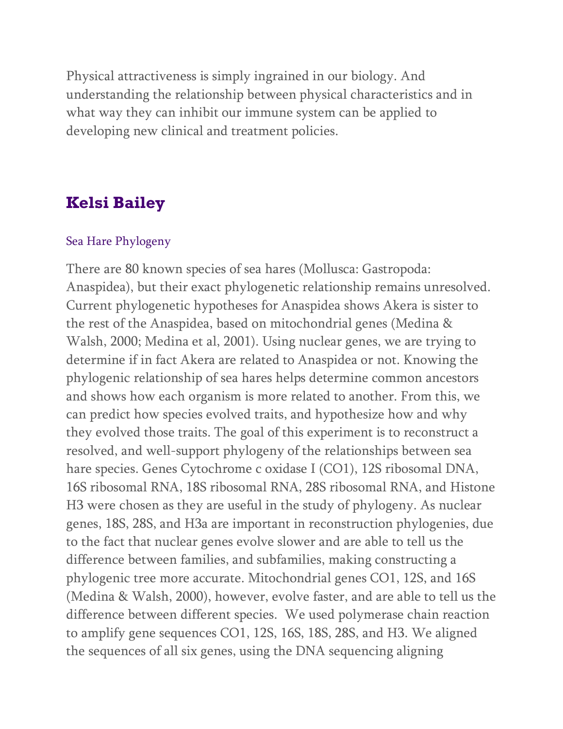Physical attractiveness is simply ingrained in our biology. And understanding the relationship between physical characteristics and in what way they can inhibit our immune system can be applied to developing new clinical and treatment policies.

## Kelsi Bailey

### Sea Hare Phylogeny

There are 80 known species of sea hares (Mollusca: Gastropoda: Anaspidea), but their exact phylogenetic relationship remains unresolved. Current phylogenetic hypotheses for Anaspidea shows Akera is sister to the rest of the Anaspidea, based on mitochondrial genes (Medina & Walsh, 2000; Medina et al, 2001). Using nuclear genes, we are trying to determine if in fact Akera are related to Anaspidea or not. Knowing the phylogenic relationship of sea hares helps determine common ancestors and shows how each organism is more related to another. From this, we can predict how species evolved traits, and hypothesize how and why they evolved those traits. The goal of this experiment is to reconstruct a resolved, and well-support phylogeny of the relationships between sea hare species. Genes Cytochrome c oxidase I (CO1), 12S ribosomal DNA, 16S ribosomal RNA, 18S ribosomal RNA, 28S ribosomal RNA, and Histone H3 were chosen as they are useful in the study of phylogeny. As nuclear genes, 18S, 28S, and H3a are important in reconstruction phylogenies, due to the fact that nuclear genes evolve slower and are able to tell us the difference between families, and subfamilies, making constructing a phylogenic tree more accurate. Mitochondrial genes CO1, 12S, and 16S (Medina & Walsh, 2000), however, evolve faster, and are able to tell us the difference between different species. We used polymerase chain reaction to amplify gene sequences CO1, 12S, 16S, 18S, 28S, and H3. We aligned the sequences of all six genes, using the DNA sequencing aligning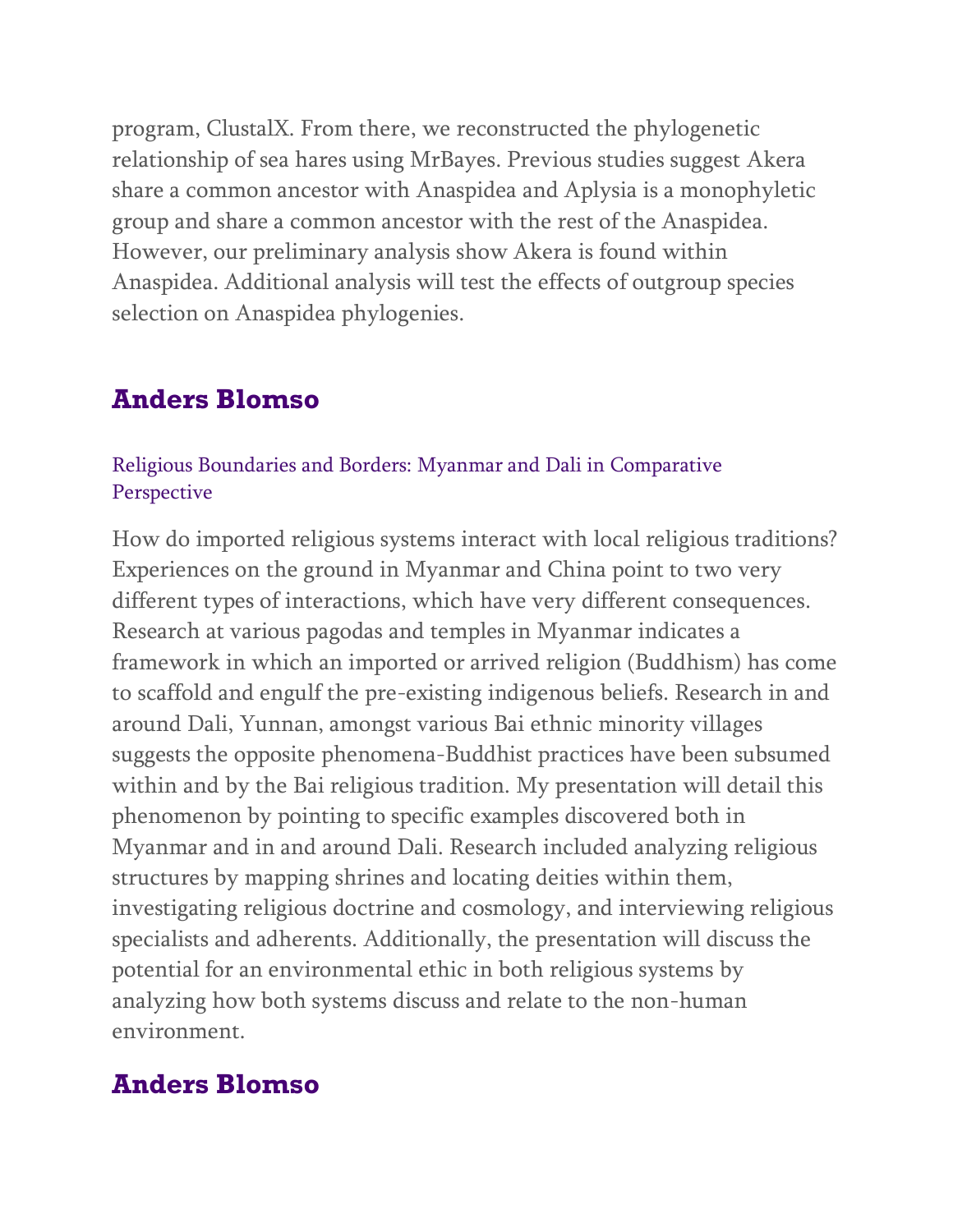program, ClustalX. From there, we reconstructed the phylogenetic relationship of sea hares using MrBayes. Previous studies suggest Akera share a common ancestor with Anaspidea and Aplysia is a monophyletic group and share a common ancestor with the rest of the Anaspidea. However, our preliminary analysis show Akera is found within Anaspidea. Additional analysis will test the effects of outgroup species selection on Anaspidea phylogenies.

## Anders Blomso

### Religious Boundaries and Borders: Myanmar and Dali in Comparative Perspective

How do imported religious systems interact with local religious traditions? Experiences on the ground in Myanmar and China point to two very different types of interactions, which have very different consequences. Research at various pagodas and temples in Myanmar indicates a framework in which an imported or arrived religion (Buddhism) has come to scaffold and engulf the pre-existing indigenous beliefs. Research in and around Dali, Yunnan, amongst various Bai ethnic minority villages suggests the opposite phenomena-Buddhist practices have been subsumed within and by the Bai religious tradition. My presentation will detail this phenomenon by pointing to specific examples discovered both in Myanmar and in and around Dali. Research included analyzing religious structures by mapping shrines and locating deities within them, investigating religious doctrine and cosmology, and interviewing religious specialists and adherents. Additionally, the presentation will discuss the potential for an environmental ethic in both religious systems by analyzing how both systems discuss and relate to the non-human environment.

## Anders Blomso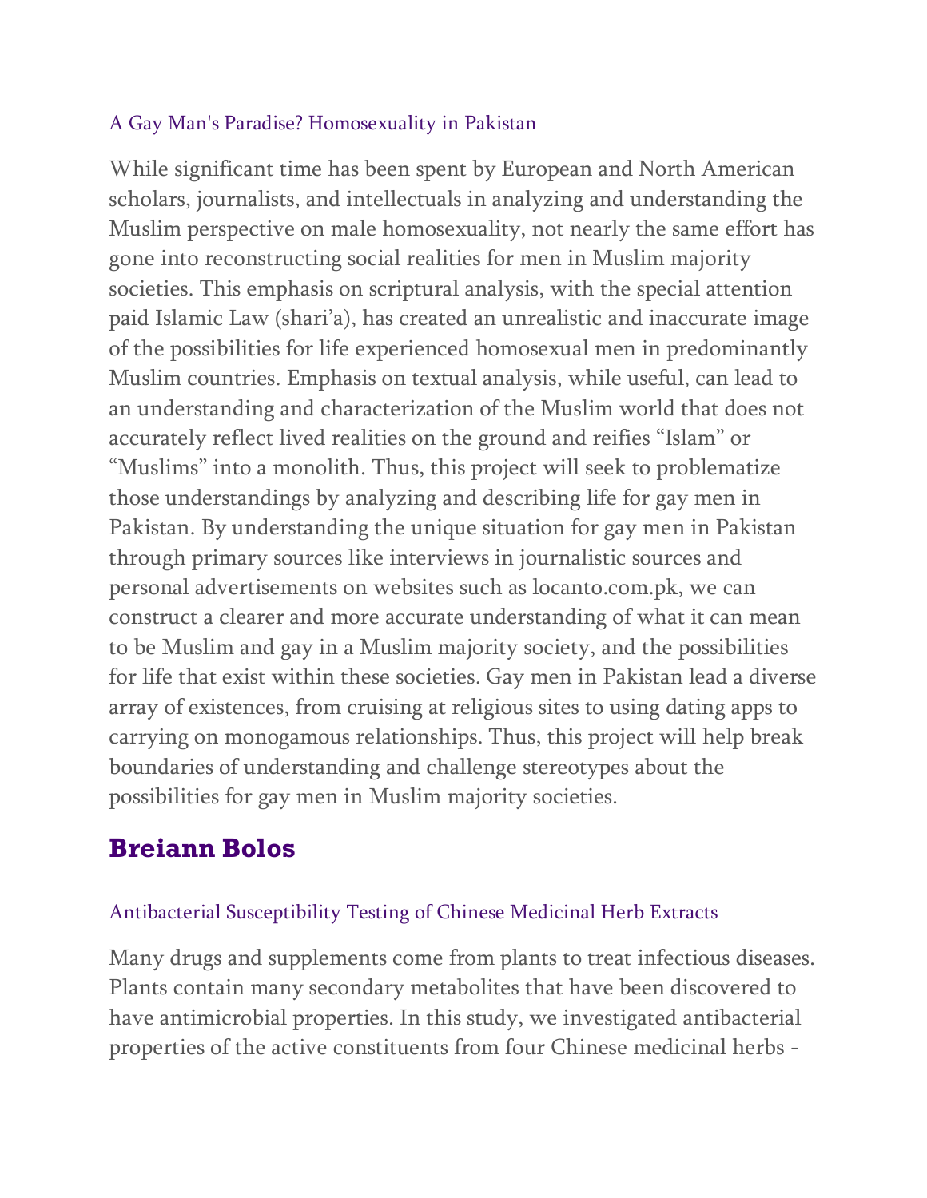### A Gay Man's Paradise? Homosexuality in Pakistan

While significant time has been spent by European and North American scholars, journalists, and intellectuals in analyzing and understanding the Muslim perspective on male homosexuality, not nearly the same effort has gone into reconstructing social realities for men in Muslim majority societies. This emphasis on scriptural analysis, with the special attention paid Islamic Law (shari'a), has created an unrealistic and inaccurate image of the possibilities for life experienced homosexual men in predominantly Muslim countries. Emphasis on textual analysis, while useful, can lead to an understanding and characterization of the Muslim world that does not accurately reflect lived realities on the ground and reifies "Islam" or "Muslims" into a monolith. Thus, this project will seek to problematize those understandings by analyzing and describing life for gay men in Pakistan. By understanding the unique situation for gay men in Pakistan through primary sources like interviews in journalistic sources and personal advertisements on websites such as locanto.com.pk, we can construct a clearer and more accurate understanding of what it can mean to be Muslim and gay in a Muslim majority society, and the possibilities for life that exist within these societies. Gay men in Pakistan lead a diverse array of existences, from cruising at religious sites to using dating apps to carrying on monogamous relationships. Thus, this project will help break boundaries of understanding and challenge stereotypes about the possibilities for gay men in Muslim majority societies.

## Breiann Bolos

### Antibacterial Susceptibility Testing of Chinese Medicinal Herb Extracts

Many drugs and supplements come from plants to treat infectious diseases. Plants contain many secondary metabolites that have been discovered to have antimicrobial properties. In this study, we investigated antibacterial properties of the active constituents from four Chinese medicinal herbs -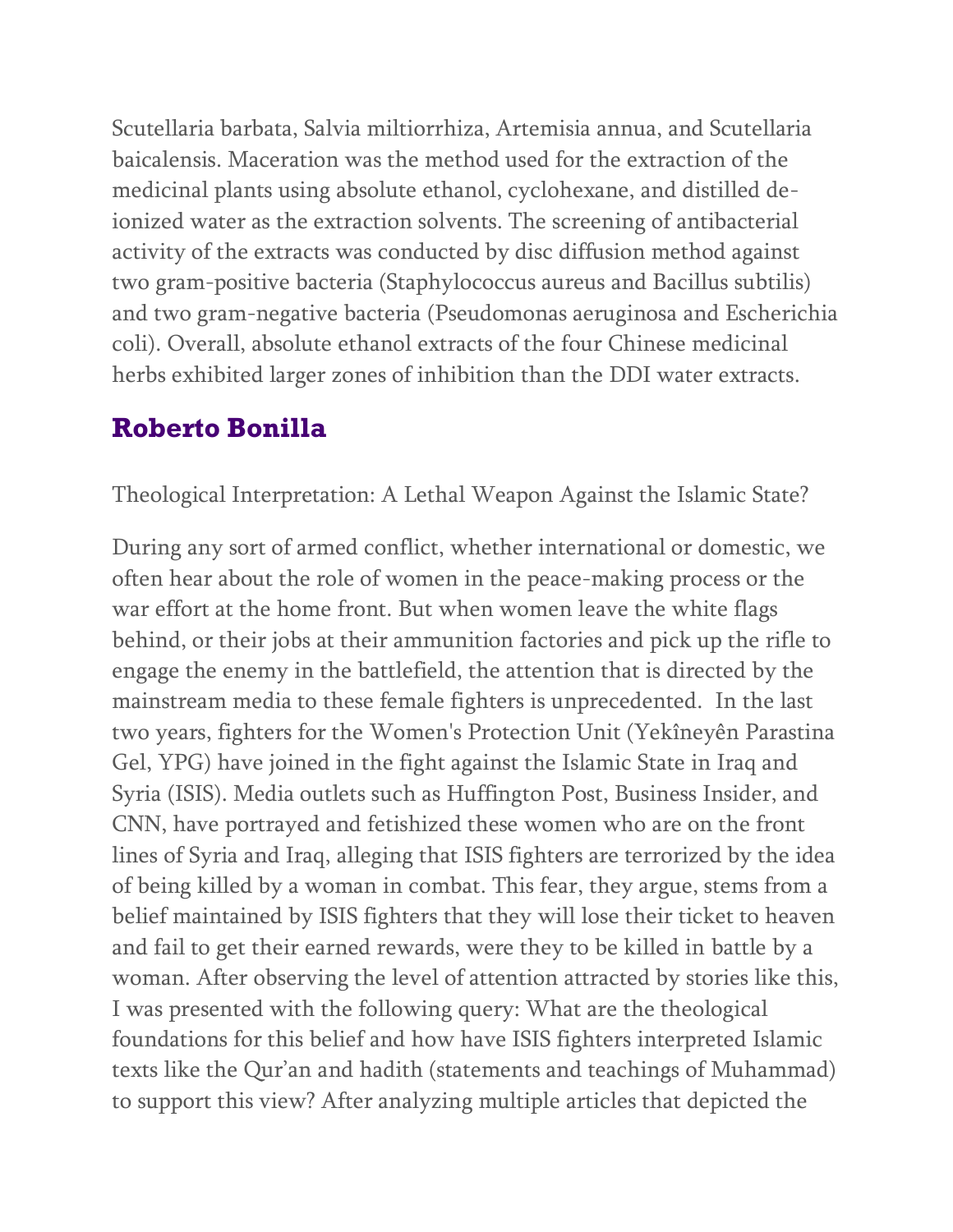Scutellaria barbata, Salvia miltiorrhiza, Artemisia annua, and Scutellaria baicalensis. Maceration was the method used for the extraction of the medicinal plants using absolute ethanol, cyclohexane, and distilled de-ionized water as the extraction solvents. The screening of antibacterial activity of the extracts was conducted by disc diffusion method against two gram-positive bacteria (Staphylococcus aureus and Bacillus subtilis) and two gram-negative bacteria (Pseudomonas aeruginosa and Escherichia coli). Overall, absolute ethanol extracts of the four Chinese medicinal herbs exhibited larger zones of inhibition than the DDI water extracts.

## Roberto Bonilla

Theological Interpretation: A Lethal Weapon Against the Islamic State?

During any sort of armed conflict, whether international or domestic, we often hear about the role of women in the peace-making process or the war effort at the home front. But when women leave the white flags behind, or their jobs at their ammunition factories and pick up the rifle to engage the enemy in the battlefield, the attention that is directed by the mainstream media to these female fighters is unprecedented. In the last two years, fighters for the Women's Protection Unit (Yekîneyên Parastina Gel, YPG) have joined in the fight against the Islamic State in Iraq and Syria (ISIS). Media outlets such as Huffington Post, Business Insider, and CNN, have portrayed and fetishized these women who are on the front lines of Syria and Iraq, alleging that ISIS fighters are terrorized by the idea of being killed by a woman in combat. This fear, they argue, stems from a belief maintained by ISIS fighters that they will lose their ticket to heaven and fail to get their earned rewards, were they to be killed in battle by a woman. After observing the level of attention attracted by stories like this, I was presented with the following query: What are the theological foundations for this belief and how have ISIS fighters interpreted Islamic texts like the Qur'an and hadith (statements and teachings of Muhammad) to support this view? After analyzing multiple articles that depicted the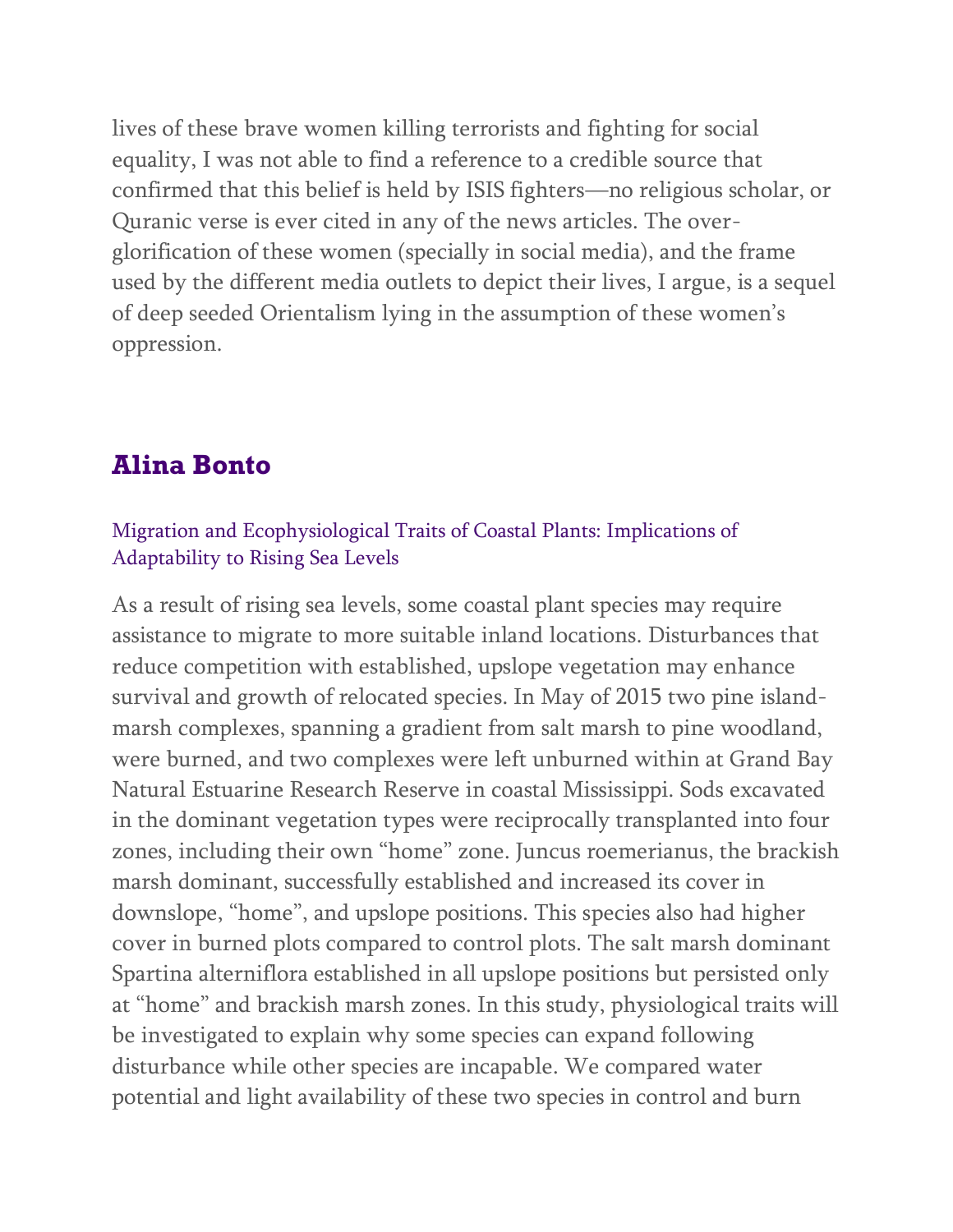lives of these brave women killing terrorists and fighting for social equality, I was not able to find a reference to a credible source that confirmed that this belief is held by ISIS fighters—no religious scholar, or Quranic verse is ever cited in any of the news articles. The over-glorification of these women (specially in social media), and the frame used by the different media outlets to depict their lives, I argue, is a sequel of deep seeded Orientalism lying in the assumption of these women's oppression.

## Alina Bonto

### Migration and Ecophysiological Traits of Coastal Plants: Implications of Adaptability to Rising Sea Levels

As a result of rising sea levels, some coastal plant species may require assistance to migrate to more suitable inland locations. Disturbances that reduce competition with established, upslope vegetation may enhance survival and growth of relocated species. In May of 2015 two pine island-marsh complexes, spanning a gradient from salt marsh to pine woodland, were burned, and two complexes were left unburned within at Grand Bay Natural Estuarine Research Reserve in coastal Mississippi. Sods excavated in the dominant vegetation types were reciprocally transplanted into four zones, including their own "home" zone. Juncus roemerianus, the brackish marsh dominant, successfully established and increased its cover in downslope, "home", and upslope positions. This species also had higher cover in burned plots compared to control plots. The salt marsh dominant Spartina alterniflora established in all upslope positions but persisted only at "home" and brackish marsh zones. In this study, physiological traits will be investigated to explain why some species can expand following disturbance while other species are incapable. We compared water potential and light availability of these two species in control and burn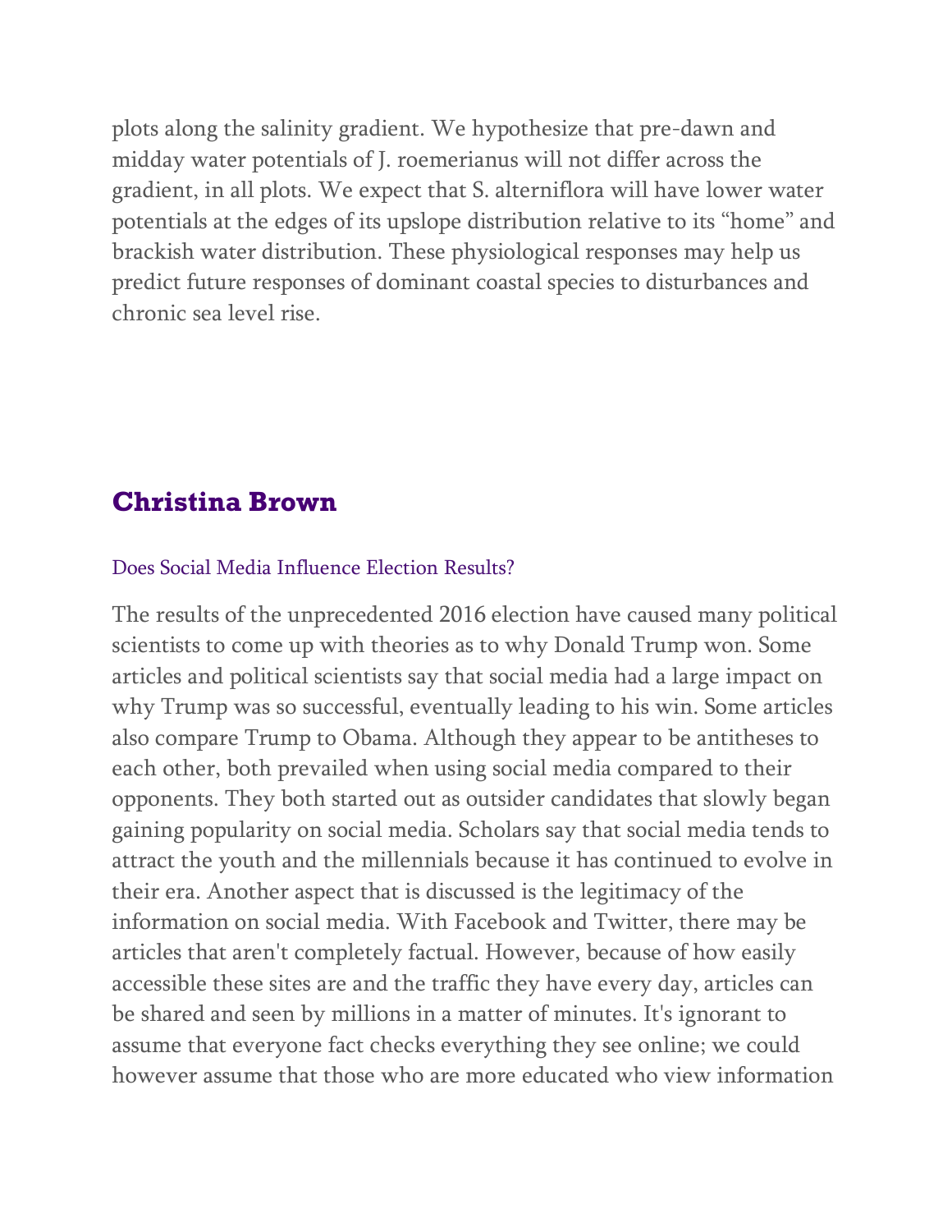plots along the salinity gradient. We hypothesize that pre-dawn and midday water potentials of J. roemerianus will not differ across the gradient, in all plots. We expect that S. alterniflora will have lower water potentials at the edges of its upslope distribution relative to its "home" and brackish water distribution. These physiological responses may help us predict future responses of dominant coastal species to disturbances and chronic sea level rise.

## Christina Brown

Does Social Media Influence Election Results?

The results of the unprecedented 2016 election have caused many political scientists to come up with theories as to why Donald Trump won. Some articles and political scientists say that social media had a large impact on why Trump was so successful, eventually leading to his win. Some articles also compare Trump to Obama. Although they appear to be antitheses to each other, both prevailed when using social media compared to their opponents. They both started out as outsider candidates that slowly began gaining popularity on social media. Scholars say that social media tends to attract the youth and the millennials because it has continued to evolve in their era. Another aspect that is discussed is the legitimacy of the information on social media. With Facebook and Twitter, there may be articles that aren't completely factual. However, because of how easily accessible these sites are and the traffic they have every day, articles can be shared and seen by millions in a matter of minutes. It's ignorant to assume that everyone fact checks everything they see online; we could however assume that those who are more educated who view information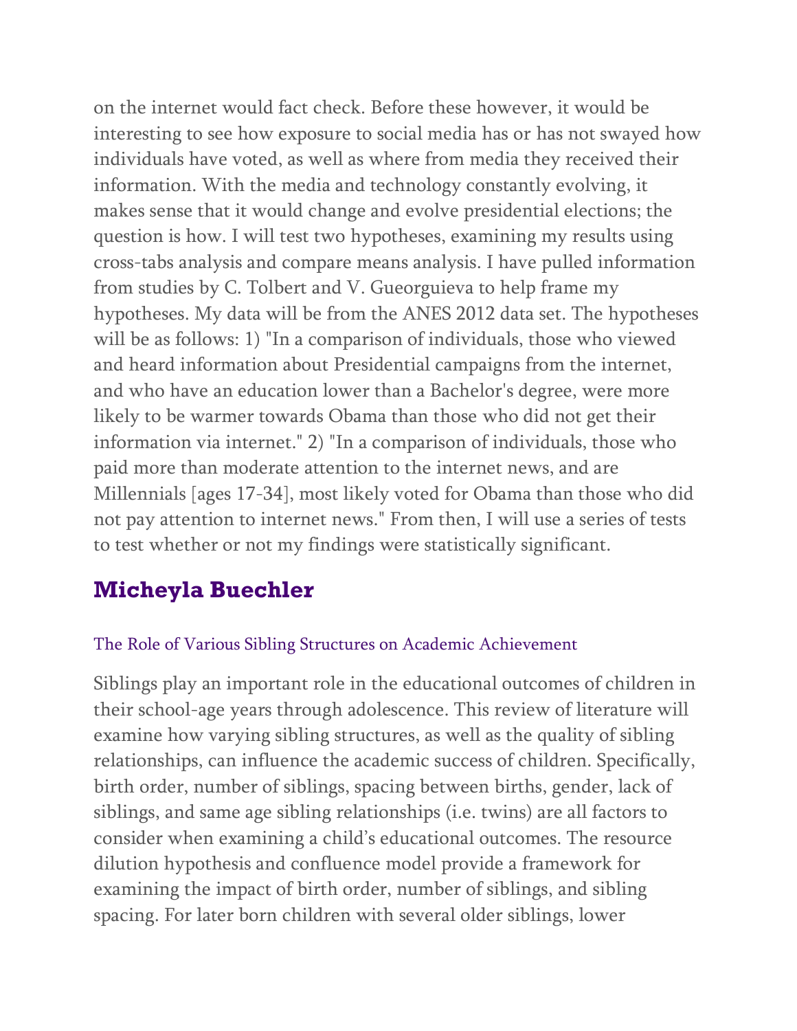on the internet would fact check. Before these however, it would be interesting to see how exposure to social media has or has not swayed how individuals have voted, as well as where from media they received their information. With the media and technology constantly evolving, it makes sense that it would change and evolve presidential elections; the question is how. I will test two hypotheses, examining my results using cross-tabs analysis and compare means analysis. I have pulled information from studies by C. Tolbert and V. Gueorguieva to help frame my hypotheses. My data will be from the ANES 2012 data set. The hypotheses will be as follows: 1) "In a comparison of individuals, those who viewed and heard information about Presidential campaigns from the internet, and who have an education lower than a Bachelor's degree, were more likely to be warmer towards Obama than those who did not get their information via internet." 2) "In a comparison of individuals, those who paid more than moderate attention to the internet news, and are Millennials [ages 17-34], most likely voted for Obama than those who did not pay attention to internet news." From then, I will use a series of tests to test whether or not my findings were statistically significant.

## Micheyla Buechler

### The Role of Various Sibling Structures on Academic Achievement

Siblings play an important role in the educational outcomes of children in their school-age years through adolescence. This review of literature will examine how varying sibling structures, as well as the quality of sibling relationships, can influence the academic success of children. Specifically, birth order, number of siblings, spacing between births, gender, lack of siblings, and same age sibling relationships (i.e. twins) are all factors to consider when examining a child's educational outcomes. The resource dilution hypothesis and confluence model provide a framework for examining the impact of birth order, number of siblings, and sibling spacing. For later born children with several older siblings, lower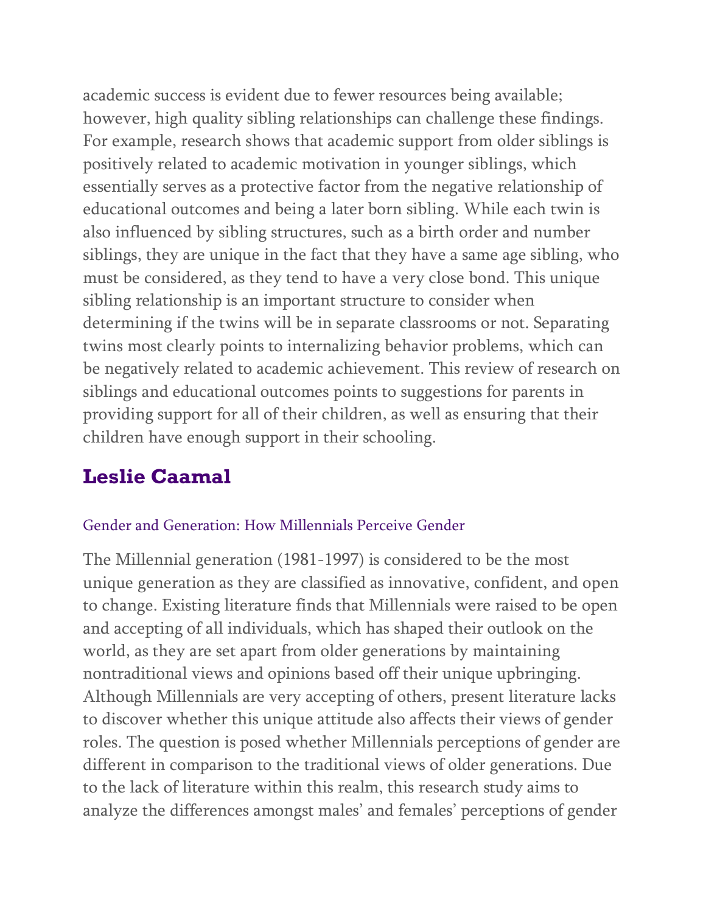academic success is evident due to fewer resources being available; however, high quality sibling relationships can challenge these findings. For example, research shows that academic support from older siblings is positively related to academic motivation in younger siblings, which essentially serves as a protective factor from the negative relationship of educational outcomes and being a later born sibling. While each twin is also influenced by sibling structures, such as a birth order and number siblings, they are unique in the fact that they have a same age sibling, who must be considered, as they tend to have a very close bond. This unique sibling relationship is an important structure to consider when determining if the twins will be in separate classrooms or not. Separating twins most clearly points to internalizing behavior problems, which can be negatively related to academic achievement. This review of research on siblings and educational outcomes points to suggestions for parents in providing support for all of their children, as well as ensuring that their children have enough support in their schooling.

## Leslie Caamal

### Gender and Generation: How Millennials Perceive Gender

The Millennial generation (1981-1997) is considered to be the most unique generation as they are classified as innovative, confident, and open to change. Existing literature finds that Millennials were raised to be open and accepting of all individuals, which has shaped their outlook on the world, as they are set apart from older generations by maintaining nontraditional views and opinions based off their unique upbringing. Although Millennials are very accepting of others, present literature lacks to discover whether this unique attitude also affects their views of gender roles. The question is posed whether Millennials perceptions of gender are different in comparison to the traditional views of older generations. Due to the lack of literature within this realm, this research study aims to analyze the differences amongst males' and females' perceptions of gender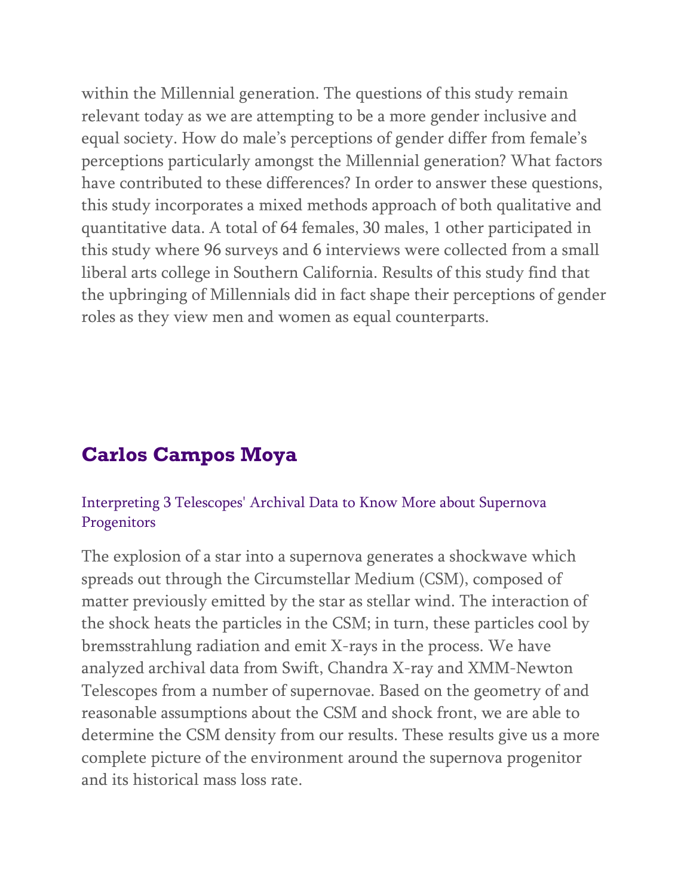within the Millennial generation. The questions of this study remain relevant today as we are attempting to be a more gender inclusive and equal society. How do male's perceptions of gender differ from female's perceptions particularly amongst the Millennial generation? What factors have contributed to these differences? In order to answer these questions, this study incorporates a mixed methods approach of both qualitative and quantitative data. A total of 64 females, 30 males, 1 other participated in this study where 96 surveys and 6 interviews were collected from a small liberal arts college in Southern California. Results of this study find that the upbringing of Millennials did in fact shape their perceptions of gender roles as they view men and women as equal counterparts.

## Carlos Campos Moya

### Interpreting 3 Telescopes' Archival Data to Know More about Supernova Progenitors

The explosion of a star into a supernova generates a shockwave which spreads out through the Circumstellar Medium (CSM), composed of matter previously emitted by the star as stellar wind. The interaction of the shock heats the particles in the CSM; in turn, these particles cool by bremsstrahlung radiation and emit X-rays in the process. We have analyzed archival data from Swift, Chandra X-ray and XMM-Newton Telescopes from a number of supernovae. Based on the geometry of and reasonable assumptions about the CSM and shock front, we are able to determine the CSM density from our results. These results give us a more complete picture of the environment around the supernova progenitor and its historical mass loss rate.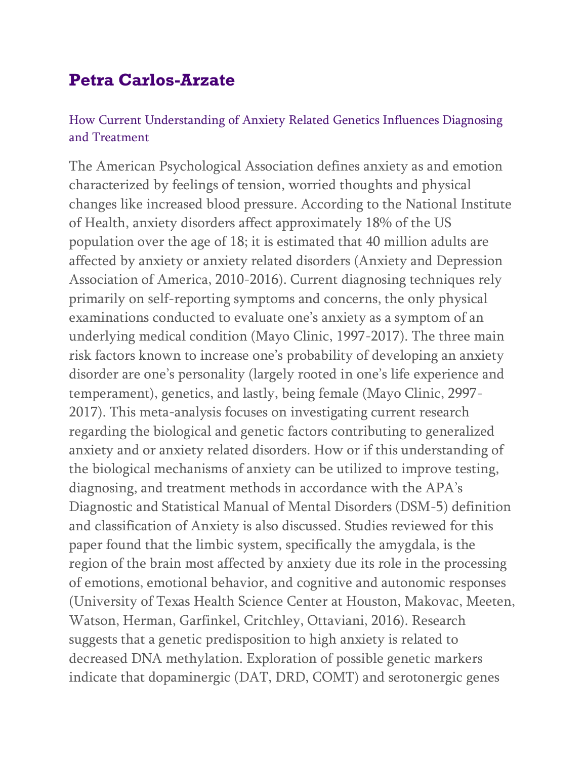## Petra Carlos-Arzate

### How Current Understanding of Anxiety Related Genetics Influences Diagnosing and Treatment

The American Psychological Association defines anxiety as and emotion characterized by feelings of tension, worried thoughts and physical changes like increased blood pressure. According to the National Institute of Health, anxiety disorders affect approximately 18% of the US population over the age of 18; it is estimated that 40 million adults are affected by anxiety or anxiety related disorders (Anxiety and Depression Association of America, 2010-2016). Current diagnosing techniques rely primarily on self-reporting symptoms and concerns, the only physical examinations conducted to evaluate one's anxiety as a symptom of an underlying medical condition (Mayo Clinic, 1997-2017). The three main risk factors known to increase one's probability of developing an anxiety disorder are one's personality (largely rooted in one's life experience and temperament), genetics, and lastly, being female (Mayo Clinic, 2997-2017). This meta-analysis focuses on investigating current research regarding the biological and genetic factors contributing to generalized anxiety and or anxiety related disorders. How or if this understanding of the biological mechanisms of anxiety can be utilized to improve testing, diagnosing, and treatment methods in accordance with the APA's Diagnostic and Statistical Manual of Mental Disorders (DSM-5) definition and classification of Anxiety is also discussed. Studies reviewed for this paper found that the limbic system, specifically the amygdala, is the region of the brain most affected by anxiety due its role in the processing of emotions, emotional behavior, and cognitive and autonomic responses (University of Texas Health Science Center at Houston, Makovac, Meeten, Watson, Herman, Garfinkel, Critchley, Ottaviani, 2016). Research suggests that a genetic predisposition to high anxiety is related to decreased DNA methylation. Exploration of possible genetic markers indicate that dopaminergic (DAT, DRD, COMT) and serotonergic genes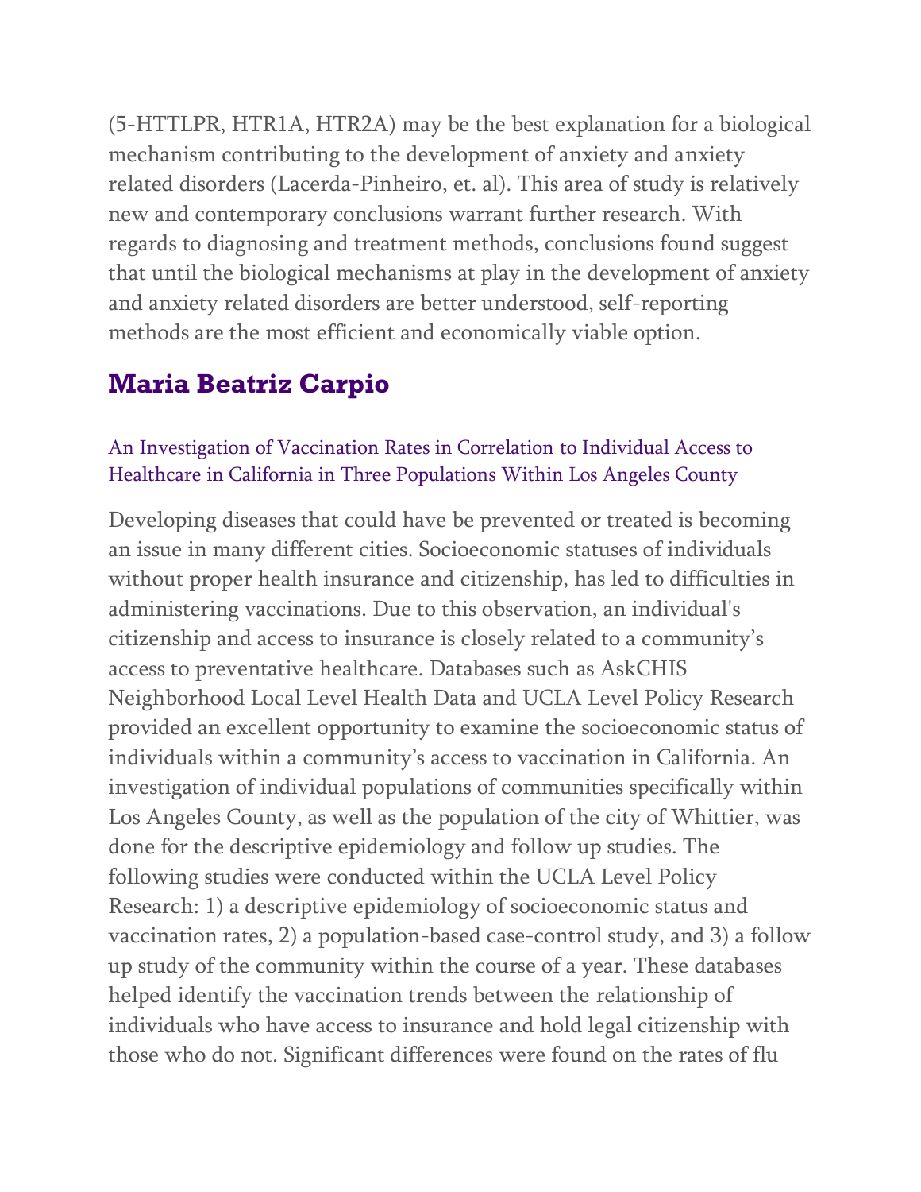(5-HTTLPR, HTR1A, HTR2A) may be the best explanation for a biological mechanism contributing to the development of anxiety and anxiety related disorders (Lacerda-Pinheiro, et. al). This area of study is relatively new and contemporary conclusions warrant further research. With regards to diagnosing and treatment methods, conclusions found suggest that until the biological mechanisms at play in the development of anxiety and anxiety related disorders are better understood, self-reporting methods are the most efficient and economically viable option.

## Maria Beatriz Carpio

An Investigation of Vaccination Rates in Correlation to Individual Access to Healthcare in California in Three Populations Within Los Angeles County

Developing diseases that could have be prevented or treated is becoming an issue in many different cities. Socioeconomic statuses of individuals without proper health insurance and citizenship, has led to difficulties in administering vaccinations. Due to this observation, an individual's citizenship and access to insurance is closely related to a community's access to preventative healthcare. Databases such as AskCHIS Neighborhood Local Level Health Data and UCLA Level Policy Research provided an excellent opportunity to examine the socioeconomic status of individuals within a community's access to vaccination in California. An investigation of individual populations of communities specifically within Los Angeles County, as well as the population of the city of Whittier, was done for the descriptive epidemiology and follow up studies. The following studies were conducted within the UCLA Level Policy Research: 1) a descriptive epidemiology of socioeconomic status and vaccination rates, 2) a population-based case-control study, and 3) a follow up study of the community within the course of a year. These databases helped identify the vaccination trends between the relationship of individuals who have access to insurance and hold legal citizenship with those who do not. Significant differences were found on the rates of flu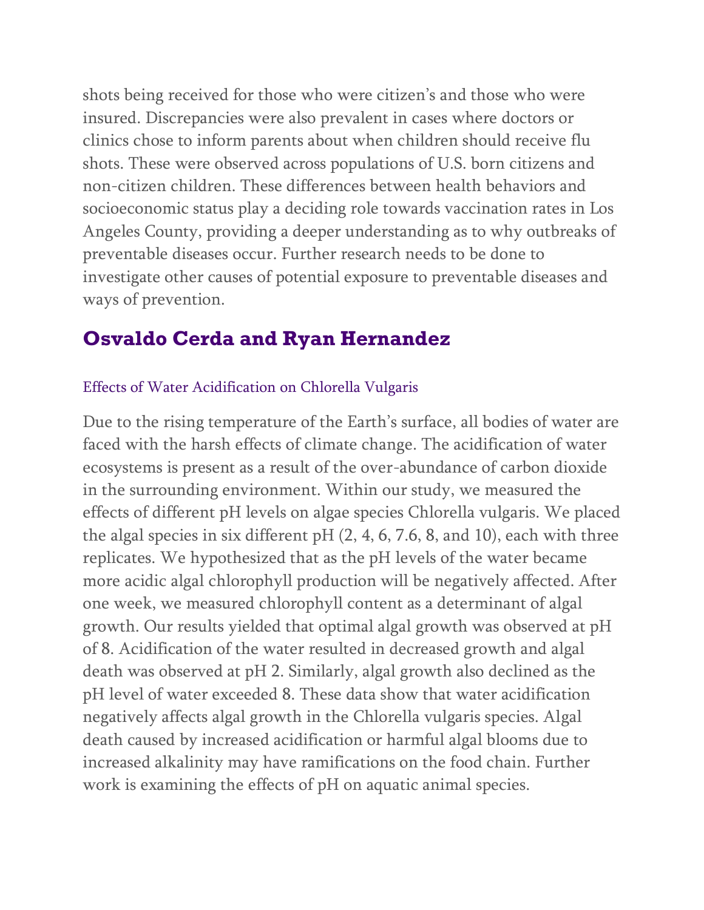shots being received for those who were citizen's and those who were insured. Discrepancies were also prevalent in cases where doctors or clinics chose to inform parents about when children should receive flu shots. These were observed across populations of U.S. born citizens and non-citizen children. These differences between health behaviors and socioeconomic status play a deciding role towards vaccination rates in Los Angeles County, providing a deeper understanding as to why outbreaks of preventable diseases occur. Further research needs to be done to investigate other causes of potential exposure to preventable diseases and ways of prevention.

## Osvaldo Cerda and Ryan Hernandez

### Effects of Water Acidification on Chlorella Vulgaris

Due to the rising temperature of the Earth's surface, all bodies of water are faced with the harsh effects of climate change. The acidification of water ecosystems is present as a result of the over-abundance of carbon dioxide in the surrounding environment. Within our study, we measured the effects of different pH levels on algae species Chlorella vulgaris. We placed the algal species in six different pH (2, 4, 6, 7.6, 8, and 10), each with three replicates. We hypothesized that as the pH levels of the water became more acidic algal chlorophyll production will be negatively affected. After one week, we measured chlorophyll content as a determinant of algal growth. Our results yielded that optimal algal growth was observed at pH of 8. Acidification of the water resulted in decreased growth and algal death was observed at pH 2. Similarly, algal growth also declined as the pH level of water exceeded 8. These data show that water acidification negatively affects algal growth in the Chlorella vulgaris species. Algal death caused by increased acidification or harmful algal blooms due to increased alkalinity may have ramifications on the food chain. Further work is examining the effects of pH on aquatic animal species.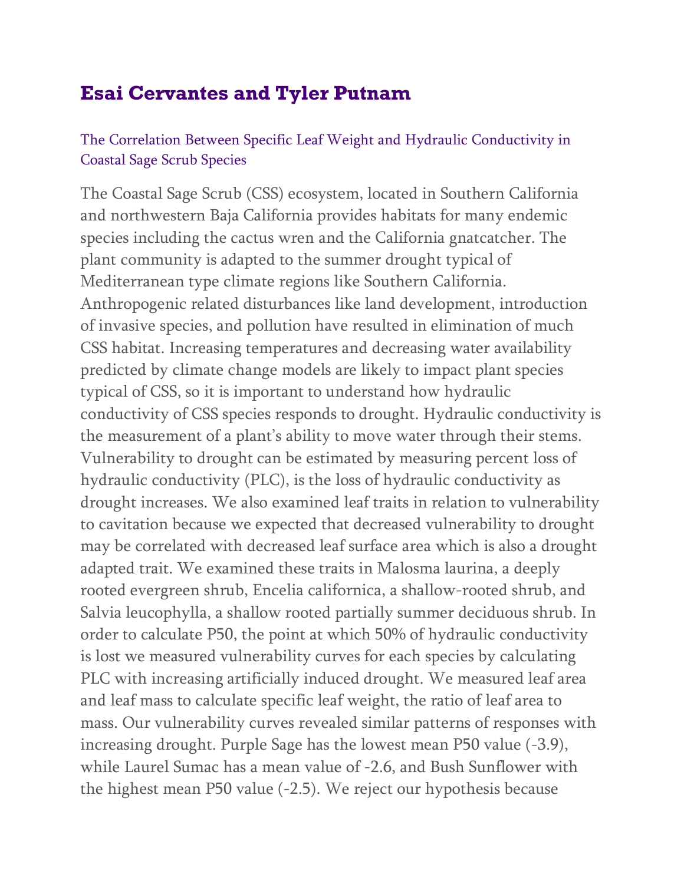## Esai Cervantes and Tyler Putnam

### The Correlation Between Specific Leaf Weight and Hydraulic Conductivity in Coastal Sage Scrub Species

The Coastal Sage Scrub (CSS) ecosystem, located in Southern California and northwestern Baja California provides habitats for many endemic species including the cactus wren and the California gnatcatcher. The plant community is adapted to the summer drought typical of Mediterranean type climate regions like Southern California. Anthropogenic related disturbances like land development, introduction of invasive species, and pollution have resulted in elimination of much CSS habitat. Increasing temperatures and decreasing water availability predicted by climate change models are likely to impact plant species typical of CSS, so it is important to understand how hydraulic conductivity of CSS species responds to drought. Hydraulic conductivity is the measurement of a plant's ability to move water through their stems. Vulnerability to drought can be estimated by measuring percent loss of hydraulic conductivity (PLC), is the loss of hydraulic conductivity as drought increases. We also examined leaf traits in relation to vulnerability to cavitation because we expected that decreased vulnerability to drought may be correlated with decreased leaf surface area which is also a drought adapted trait. We examined these traits in Malosma laurina, a deeply rooted evergreen shrub, Encelia californica, a shallow-rooted shrub, and Salvia leucophylla, a shallow rooted partially summer deciduous shrub. In order to calculate P50, the point at which 50% of hydraulic conductivity is lost we measured vulnerability curves for each species by calculating PLC with increasing artificially induced drought. We measured leaf area and leaf mass to calculate specific leaf weight, the ratio of leaf area to mass. Our vulnerability curves revealed similar patterns of responses with increasing drought. Purple Sage has the lowest mean P50 value (-3.9), while Laurel Sumac has a mean value of -2.6, and Bush Sunflower with the highest mean P50 value (-2.5). We reject our hypothesis because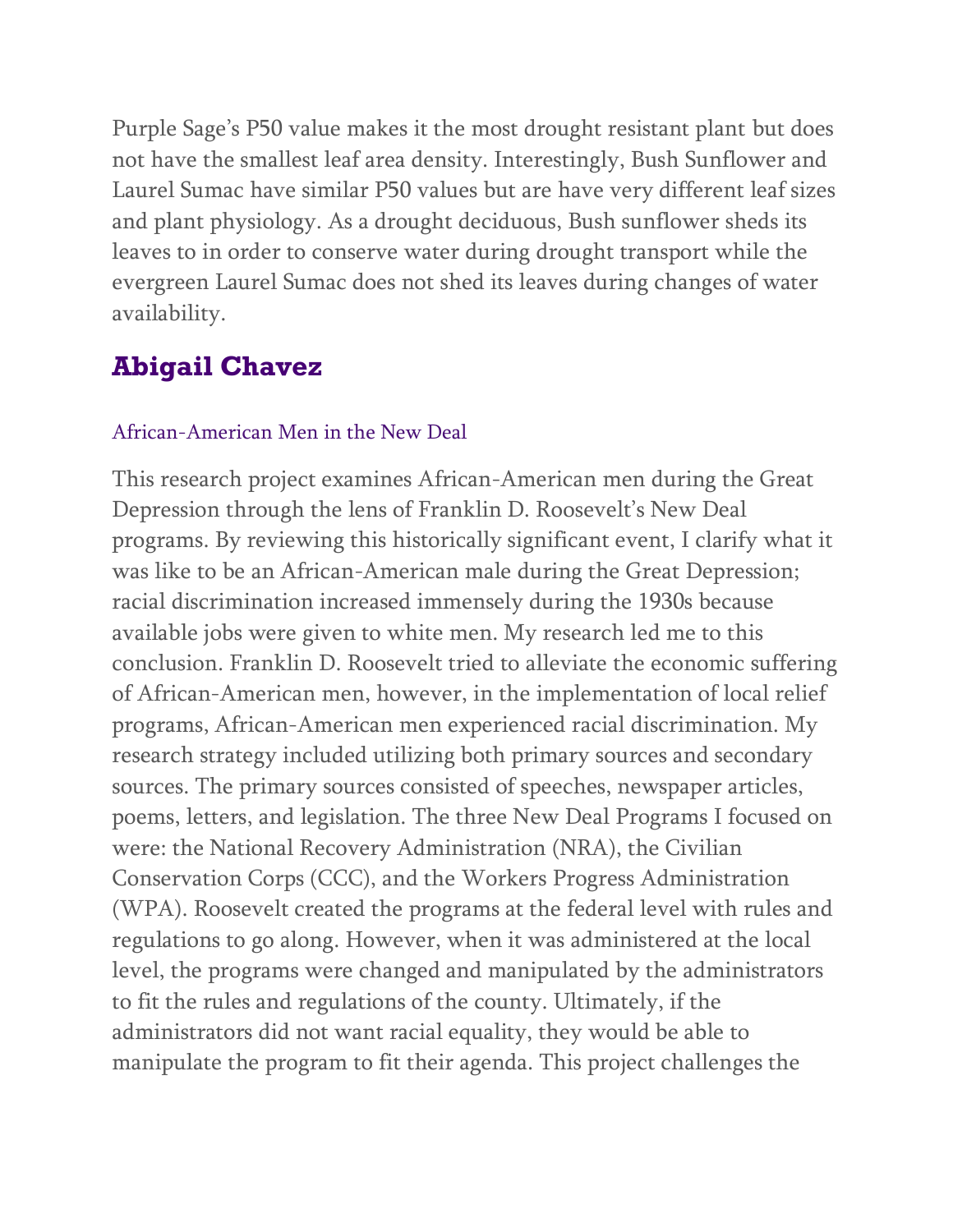Purple Sage's P50 value makes it the most drought resistant plant but does not have the smallest leaf area density. Interestingly, Bush Sunflower and Laurel Sumac have similar P50 values but are have very different leaf sizes and plant physiology. As a drought deciduous, Bush sunflower sheds its leaves to in order to conserve water during drought transport while the evergreen Laurel Sumac does not shed its leaves during changes of water availability.

## Abigail Chavez

### African-American Men in the New Deal

This research project examines African-American men during the Great Depression through the lens of Franklin D. Roosevelt's New Deal programs. By reviewing this historically significant event, I clarify what it was like to be an African-American male during the Great Depression; racial discrimination increased immensely during the 1930s because available jobs were given to white men. My research led me to this conclusion. Franklin D. Roosevelt tried to alleviate the economic suffering of African-American men, however, in the implementation of local relief programs, African-American men experienced racial discrimination. My research strategy included utilizing both primary sources and secondary sources. The primary sources consisted of speeches, newspaper articles, poems, letters, and legislation. The three New Deal Programs I focused on were: the National Recovery Administration (NRA), the Civilian Conservation Corps (CCC), and the Workers Progress Administration (WPA). Roosevelt created the programs at the federal level with rules and regulations to go along. However, when it was administered at the local level, the programs were changed and manipulated by the administrators to fit the rules and regulations of the county. Ultimately, if the administrators did not want racial equality, they would be able to manipulate the program to fit their agenda. This project challenges the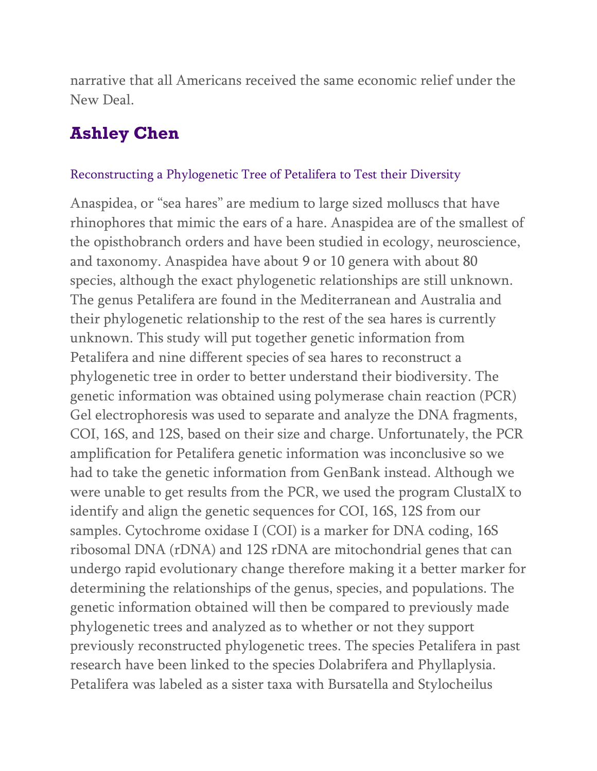narrative that all Americans received the same economic relief under the New Deal.

## Ashley Chen

### Reconstructing a Phylogenetic Tree of Petalifera to Test their Diversity

Anaspidea, or "sea hares" are medium to large sized molluscs that have rhinophores that mimic the ears of a hare. Anaspidea are of the smallest of the opisthobranch orders and have been studied in ecology, neuroscience, and taxonomy. Anaspidea have about 9 or 10 genera with about 80 species, although the exact phylogenetic relationships are still unknown. The genus Petalifera are found in the Mediterranean and Australia and their phylogenetic relationship to the rest of the sea hares is currently unknown. This study will put together genetic information from Petalifera and nine different species of sea hares to reconstruct a phylogenetic tree in order to better understand their biodiversity. The genetic information was obtained using polymerase chain reaction (PCR) Gel electrophoresis was used to separate and analyze the DNA fragments, COI, 16S, and 12S, based on their size and charge. Unfortunately, the PCR amplification for Petalifera genetic information was inconclusive so we had to take the genetic information from GenBank instead. Although we were unable to get results from the PCR, we used the program ClustalX to identify and align the genetic sequences for COI, 16S, 12S from our samples. Cytochrome oxidase I (COI) is a marker for DNA coding, 16S ribosomal DNA (rDNA) and 12S rDNA are mitochondrial genes that can undergo rapid evolutionary change therefore making it a better marker for determining the relationships of the genus, species, and populations. The genetic information obtained will then be compared to previously made phylogenetic trees and analyzed as to whether or not they support previously reconstructed phylogenetic trees. The species Petalifera in past research have been linked to the species Dolabrifera and Phyllaplysia. Petalifera was labeled as a sister taxa with Bursatella and Stylocheilus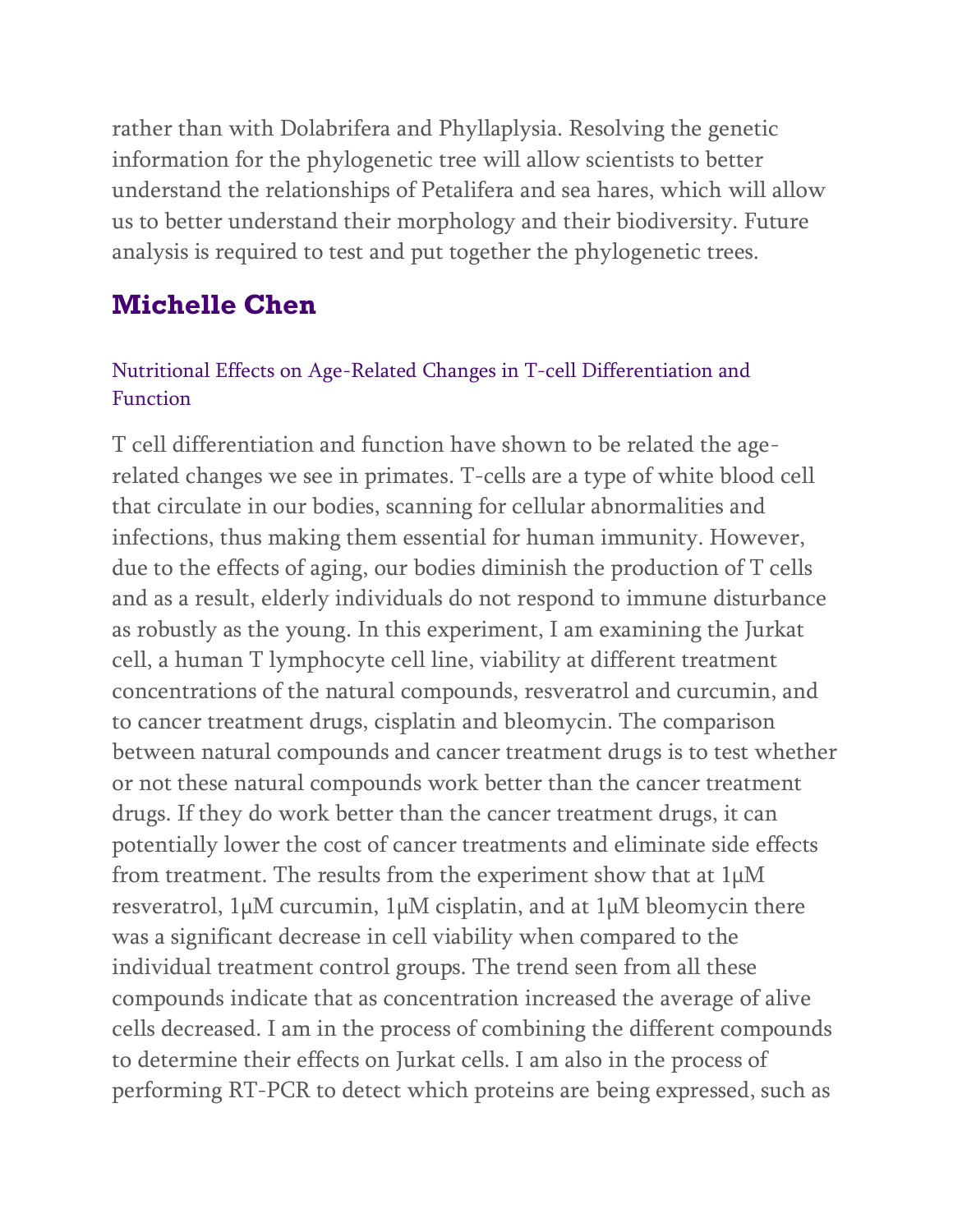rather than with Dolabrifera and Phyllaplysia. Resolving the genetic information for the phylogenetic tree will allow scientists to better understand the relationships of Petalifera and sea hares, which will allow us to better understand their morphology and their biodiversity. Future analysis is required to test and put together the phylogenetic trees.

## Michelle Chen

### Nutritional Effects on Age-Related Changes in T-cell Differentiation and Function

T cell differentiation and function have shown to be related the age-related changes we see in primates. T-cells are a type of white blood cell that circulate in our bodies, scanning for cellular abnormalities and infections, thus making them essential for human immunity. However, due to the effects of aging, our bodies diminish the production of T cells and as a result, elderly individuals do not respond to immune disturbance as robustly as the young. In this experiment, I am examining the Jurkat cell, a human T lymphocyte cell line, viability at different treatment concentrations of the natural compounds, resveratrol and curcumin, and to cancer treatment drugs, cisplatin and bleomycin. The comparison between natural compounds and cancer treatment drugs is to test whether or not these natural compounds work better than the cancer treatment drugs. If they do work better than the cancer treatment drugs, it can potentially lower the cost of cancer treatments and eliminate side effects from treatment. The results from the experiment show that at 1μM resveratrol, 1μM curcumin, 1μM cisplatin, and at 1μM bleomycin there was a significant decrease in cell viability when compared to the individual treatment control groups. The trend seen from all these compounds indicate that as concentration increased the average of alive cells decreased. I am in the process of combining the different compounds to determine their effects on Jurkat cells. I am also in the process of performing RT-PCR to detect which proteins are being expressed, such as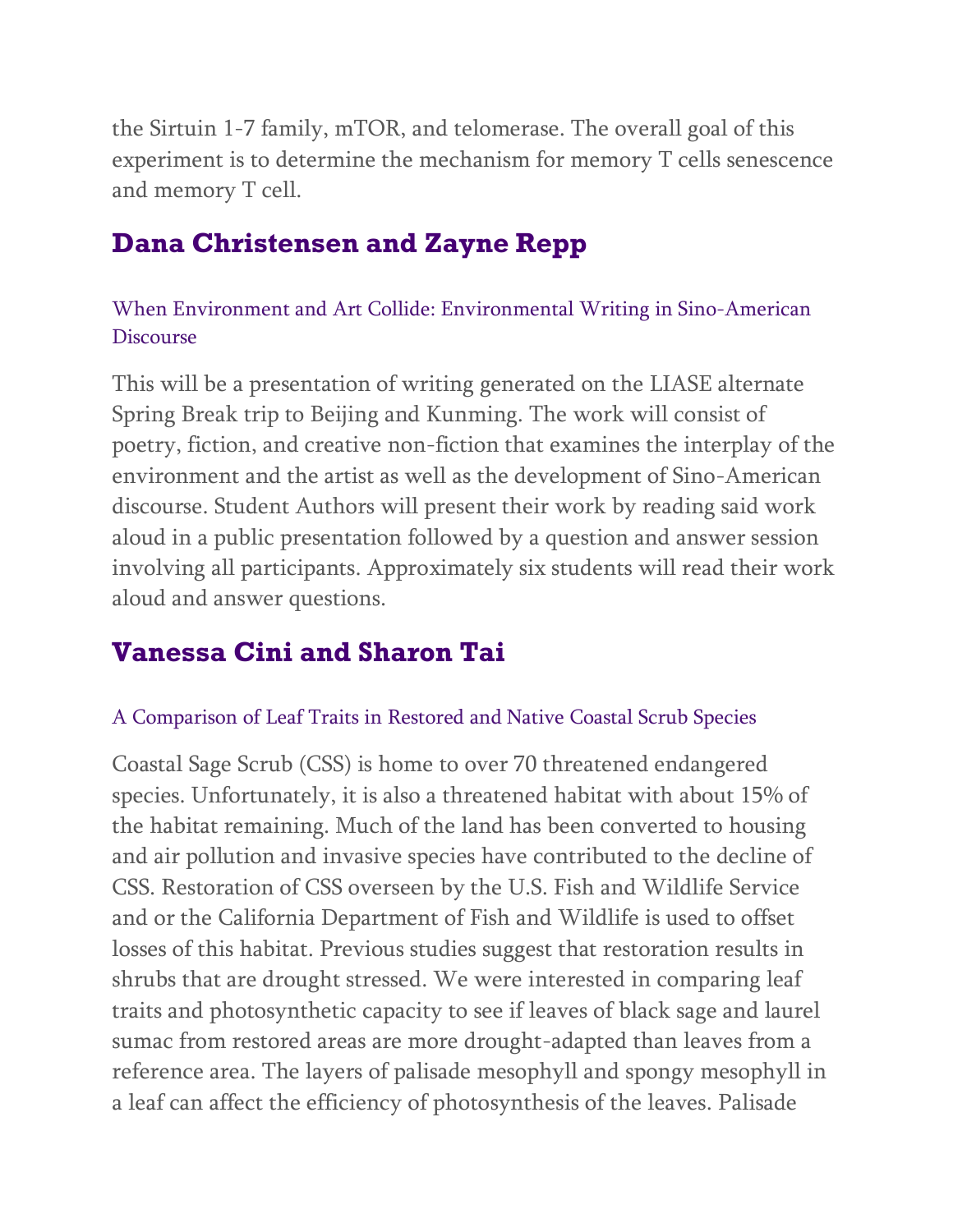the Sirtuin 1-7 family, mTOR, and telomerase. The overall goal of this experiment is to determine the mechanism for memory T cells senescence and memory T cell.

## Dana Christensen and Zayne Repp

### When Environment and Art Collide: Environmental Writing in Sino-American Discourse

This will be a presentation of writing generated on the LIASE alternate Spring Break trip to Beijing and Kunming. The work will consist of poetry, fiction, and creative non-fiction that examines the interplay of the environment and the artist as well as the development of Sino-American discourse. Student Authors will present their work by reading said work aloud in a public presentation followed by a question and answer session involving all participants. Approximately six students will read their work aloud and answer questions.

## Vanessa Cini and Sharon Tai

### A Comparison of Leaf Traits in Restored and Native Coastal Scrub Species

Coastal Sage Scrub (CSS) is home to over 70 threatened endangered species. Unfortunately, it is also a threatened habitat with about 15% of the habitat remaining. Much of the land has been converted to housing and air pollution and invasive species have contributed to the decline of CSS. Restoration of CSS overseen by the U.S. Fish and Wildlife Service and or the California Department of Fish and Wildlife is used to offset losses of this habitat. Previous studies suggest that restoration results in shrubs that are drought stressed. We were interested in comparing leaf traits and photosynthetic capacity to see if leaves of black sage and laurel sumac from restored areas are more drought-adapted than leaves from a reference area. The layers of palisade mesophyll and spongy mesophyll in a leaf can affect the efficiency of photosynthesis of the leaves. Palisade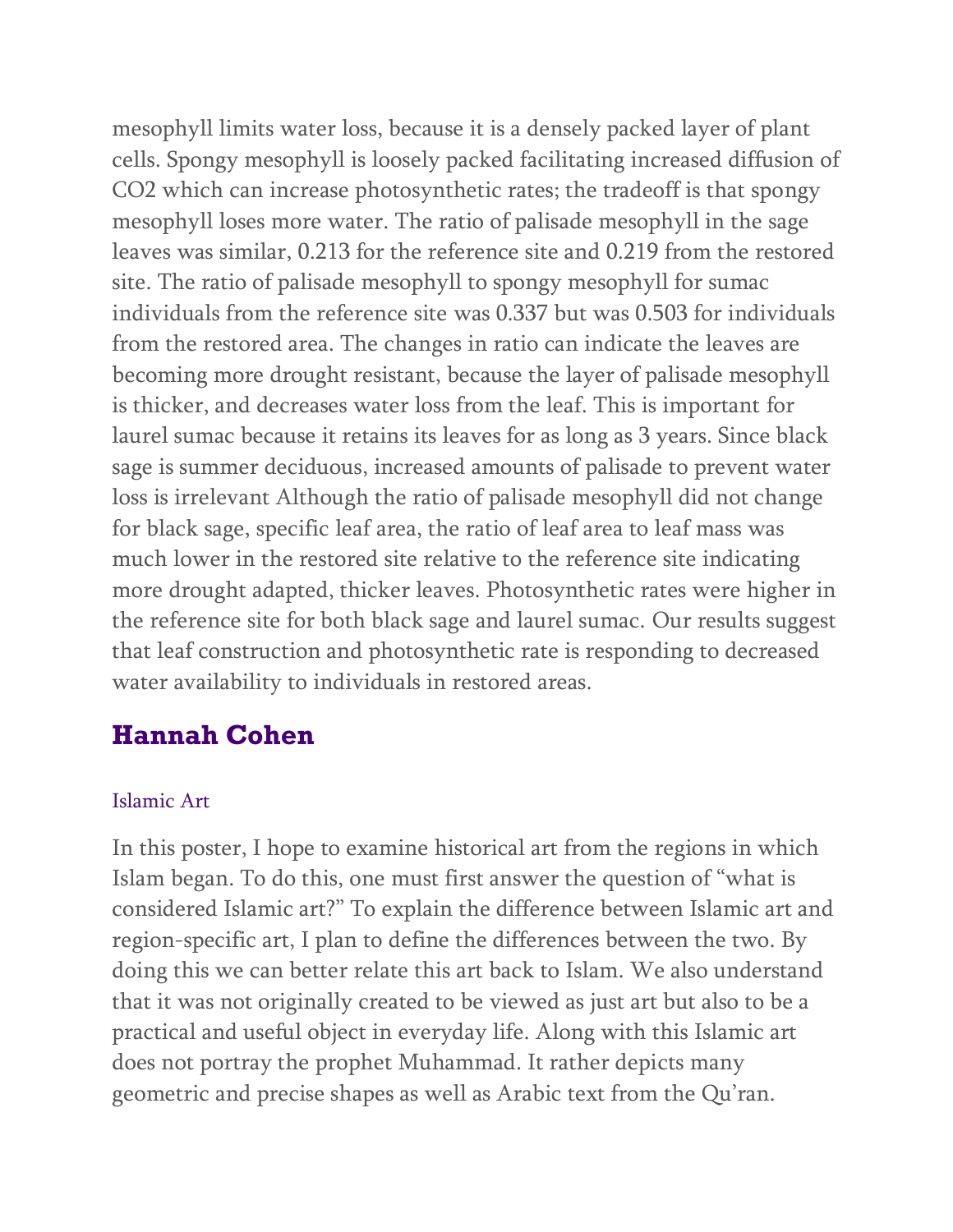mesophyll limits water loss, because it is a densely packed layer of plant cells. Spongy mesophyll is loosely packed facilitating increased diffusion of $CO_2$ which can increase photosynthetic rates; the tradeoff is that spongy mesophyll loses more water. The ratio of palisade mesophyll in the sage leaves was similar, 0.213 for the reference site and 0.219 from the restored site. The ratio of palisade mesophyll to spongy mesophyll for sumac individuals from the reference site was 0.337 but was 0.503 for individuals from the restored area. The changes in ratio can indicate the leaves are becoming more drought resistant, because the layer of palisade mesophyll is thicker, and decreases water loss from the leaf. This is important for laurel sumac because it retains its leaves for as long as 3 years. Since black sage is summer deciduous, increased amounts of palisade to prevent water loss is irrelevant Although the ratio of palisade mesophyll did not change for black sage, specific leaf area, the ratio of leaf area to leaf mass was much lower in the restored site relative to the reference site indicating more drought adapted, thicker leaves. Photosynthetic rates were higher in the reference site for both black sage and laurel sumac. Our results suggest that leaf construction and photosynthetic rate is responding to decreased water availability to individuals in restored areas.

## Hannah Cohen

### Islamic Art

In this poster, I hope to examine historical art from the regions in which Islam began. To do this, one must first answer the question of "what is considered Islamic art?" To explain the difference between Islamic art and region-specific art, I plan to define the differences between the two. By doing this we can better relate this art back to Islam. We also understand that it was not originally created to be viewed as just art but also to be a practical and useful object in everyday life. Along with this Islamic art does not portray the prophet Muhammad. It rather depicts many geometric and precise shapes as well as Arabic text from the Qu'ran.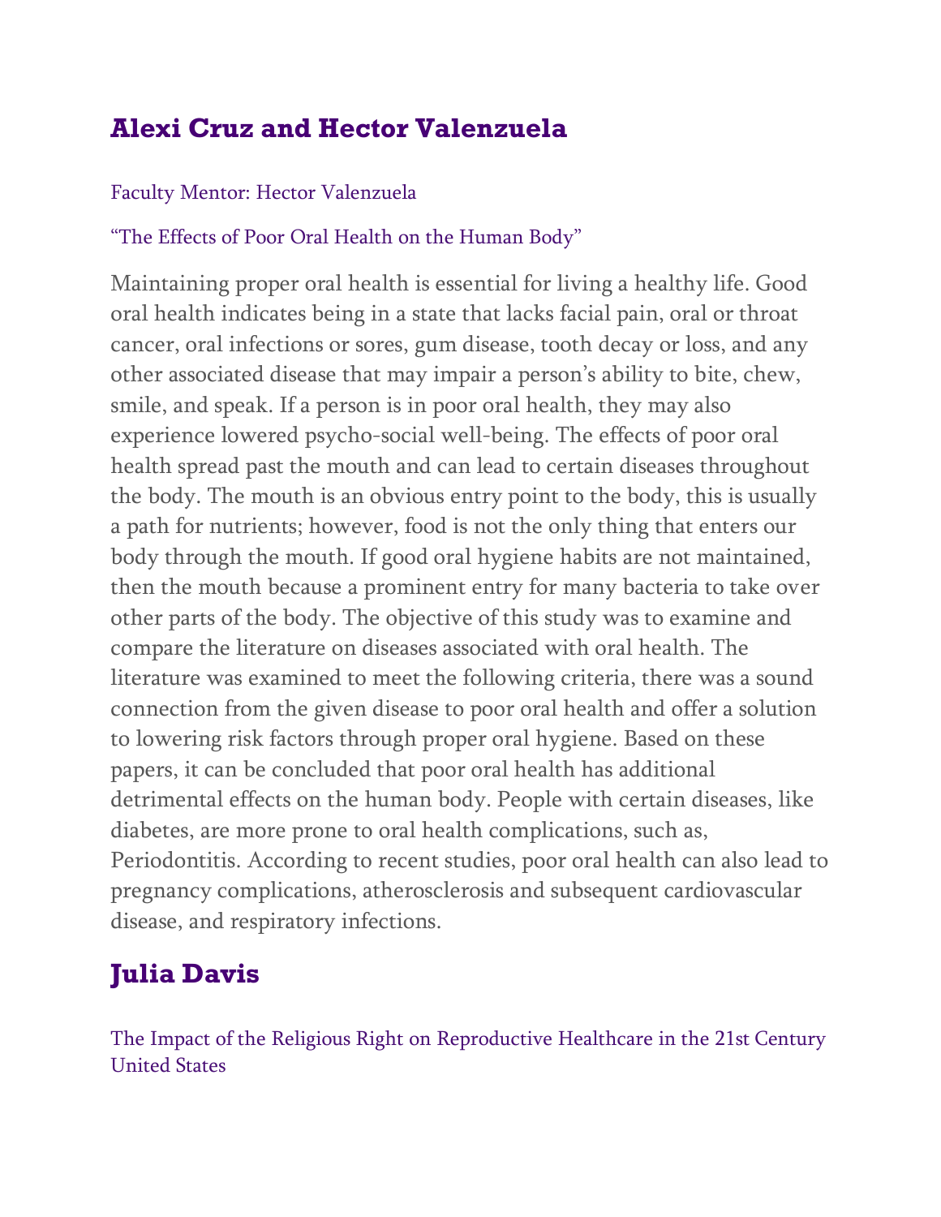## Alexi Cruz and Hector Valenzuela

Faculty Mentor: Hector Valenzuela

"The Effects of Poor Oral Health on the Human Body"

Maintaining proper oral health is essential for living a healthy life. Good oral health indicates being in a state that lacks facial pain, oral or throat cancer, oral infections or sores, gum disease, tooth decay or loss, and any other associated disease that may impair a person's ability to bite, chew, smile, and speak. If a person is in poor oral health, they may also experience lowered psycho-social well-being. The effects of poor oral health spread past the mouth and can lead to certain diseases throughout the body. The mouth is an obvious entry point to the body, this is usually a path for nutrients; however, food is not the only thing that enters our body through the mouth. If good oral hygiene habits are not maintained, then the mouth because a prominent entry for many bacteria to take over other parts of the body. The objective of this study was to examine and compare the literature on diseases associated with oral health. The literature was examined to meet the following criteria, there was a sound connection from the given disease to poor oral health and offer a solution to lowering risk factors through proper oral hygiene. Based on these papers, it can be concluded that poor oral health has additional detrimental effects on the human body. People with certain diseases, like diabetes, are more prone to oral health complications, such as, Periodontitis. According to recent studies, poor oral health can also lead to pregnancy complications, atherosclerosis and subsequent cardiovascular disease, and respiratory infections.

## Julia Davis

The Impact of the Religious Right on Reproductive Healthcare in the 21st Century United States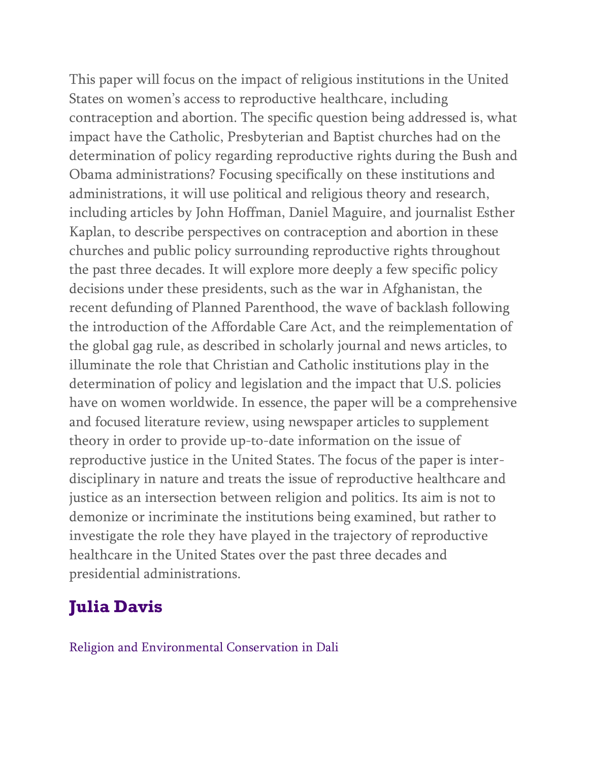This paper will focus on the impact of religious institutions in the United States on women's access to reproductive healthcare, including contraception and abortion. The specific question being addressed is, what impact have the Catholic, Presbyterian and Baptist churches had on the determination of policy regarding reproductive rights during the Bush and Obama administrations? Focusing specifically on these institutions and administrations, it will use political and religious theory and research, including articles by John Hoffman, Daniel Maguire, and journalist Esther Kaplan, to describe perspectives on contraception and abortion in these churches and public policy surrounding reproductive rights throughout the past three decades. It will explore more deeply a few specific policy decisions under these presidents, such as the war in Afghanistan, the recent defunding of Planned Parenthood, the wave of backlash following the introduction of the Affordable Care Act, and the reimplementation of the global gag rule, as described in scholarly journal and news articles, to illuminate the role that Christian and Catholic institutions play in the determination of policy and legislation and the impact that U.S. policies have on women worldwide. In essence, the paper will be a comprehensive and focused literature review, using newspaper articles to supplement theory in order to provide up-to-date information on the issue of reproductive justice in the United States. The focus of the paper is inter-disciplinary in nature and treats the issue of reproductive healthcare and justice as an intersection between religion and politics. Its aim is not to demonize or incriminate the institutions being examined, but rather to investigate the role they have played in the trajectory of reproductive healthcare in the United States over the past three decades and presidential administrations.

## Julia Davis

Religion and Environmental Conservation in Dali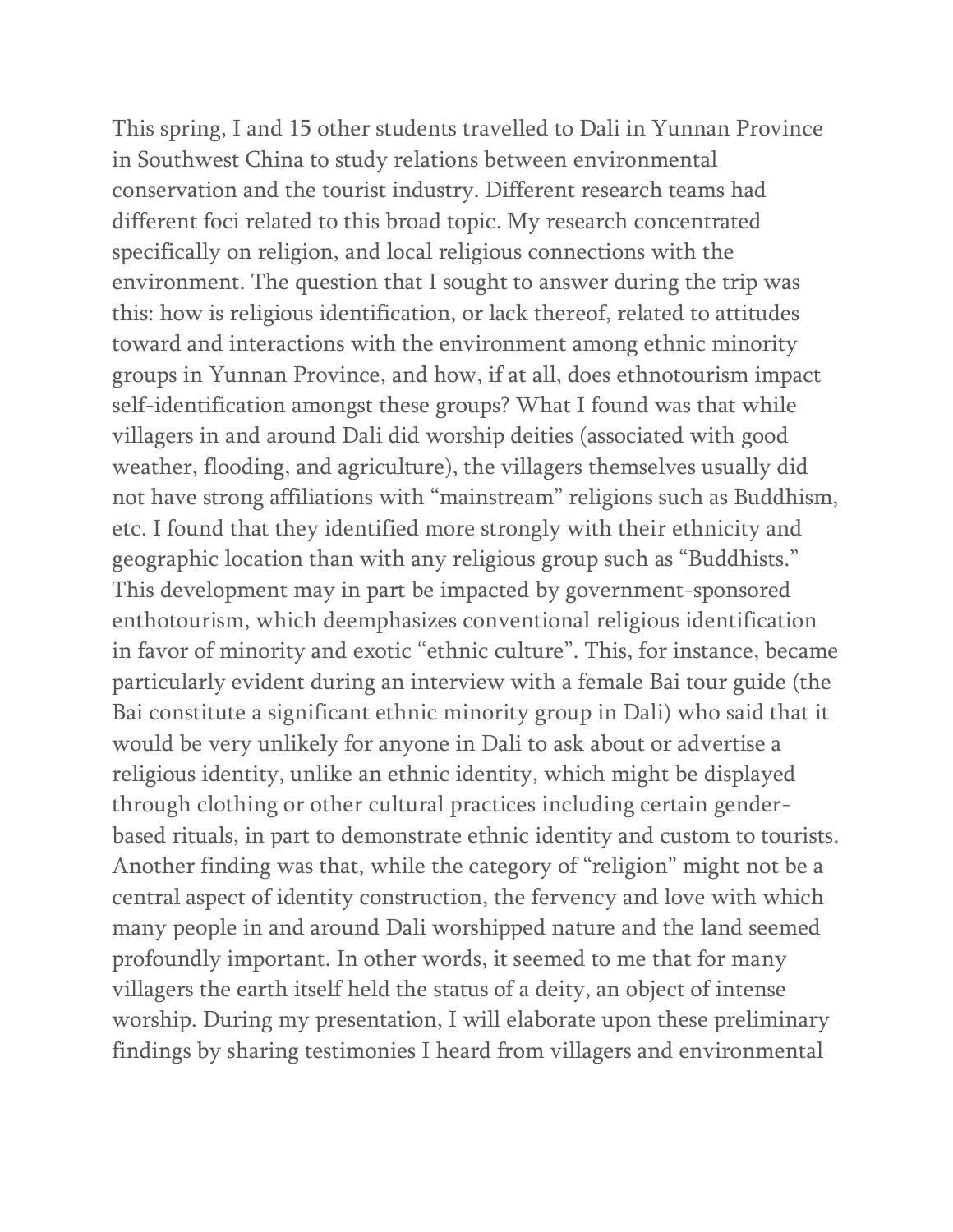This spring, I and 15 other students travelled to Dali in Yunnan Province in Southwest China to study relations between environmental conservation and the tourist industry. Different research teams had different foci related to this broad topic. My research concentrated specifically on religion, and local religious connections with the environment. The question that I sought to answer during the trip was this: how is religious identification, or lack thereof, related to attitudes toward and interactions with the environment among ethnic minority groups in Yunnan Province, and how, if at all, does ethnotourism impact self-identification amongst these groups? What I found was that while villagers in and around Dali did worship deities (associated with good weather, flooding, and agriculture), the villagers themselves usually did not have strong affiliations with "mainstream" religions such as Buddhism, etc. I found that they identified more strongly with their ethnicity and geographic location than with any religious group such as "Buddhists." This development may in part be impacted by government-sponsored enthotourism, which deemphasizes conventional religious identification in favor of minority and exotic "ethnic culture". This, for instance, became particularly evident during an interview with a female Bai tour guide (the Bai constitute a significant ethnic minority group in Dali) who said that it would be very unlikely for anyone in Dali to ask about or advertise a religious identity, unlike an ethnic identity, which might be displayed through clothing or other cultural practices including certain gender-based rituals, in part to demonstrate ethnic identity and custom to tourists. Another finding was that, while the category of "religion" might not be a central aspect of identity construction, the fervency and love with which many people in and around Dali worshipped nature and the land seemed profoundly important. In other words, it seemed to me that for many villagers the earth itself held the status of a deity, an object of intense worship. During my presentation, I will elaborate upon these preliminary findings by sharing testimonies I heard from villagers and environmental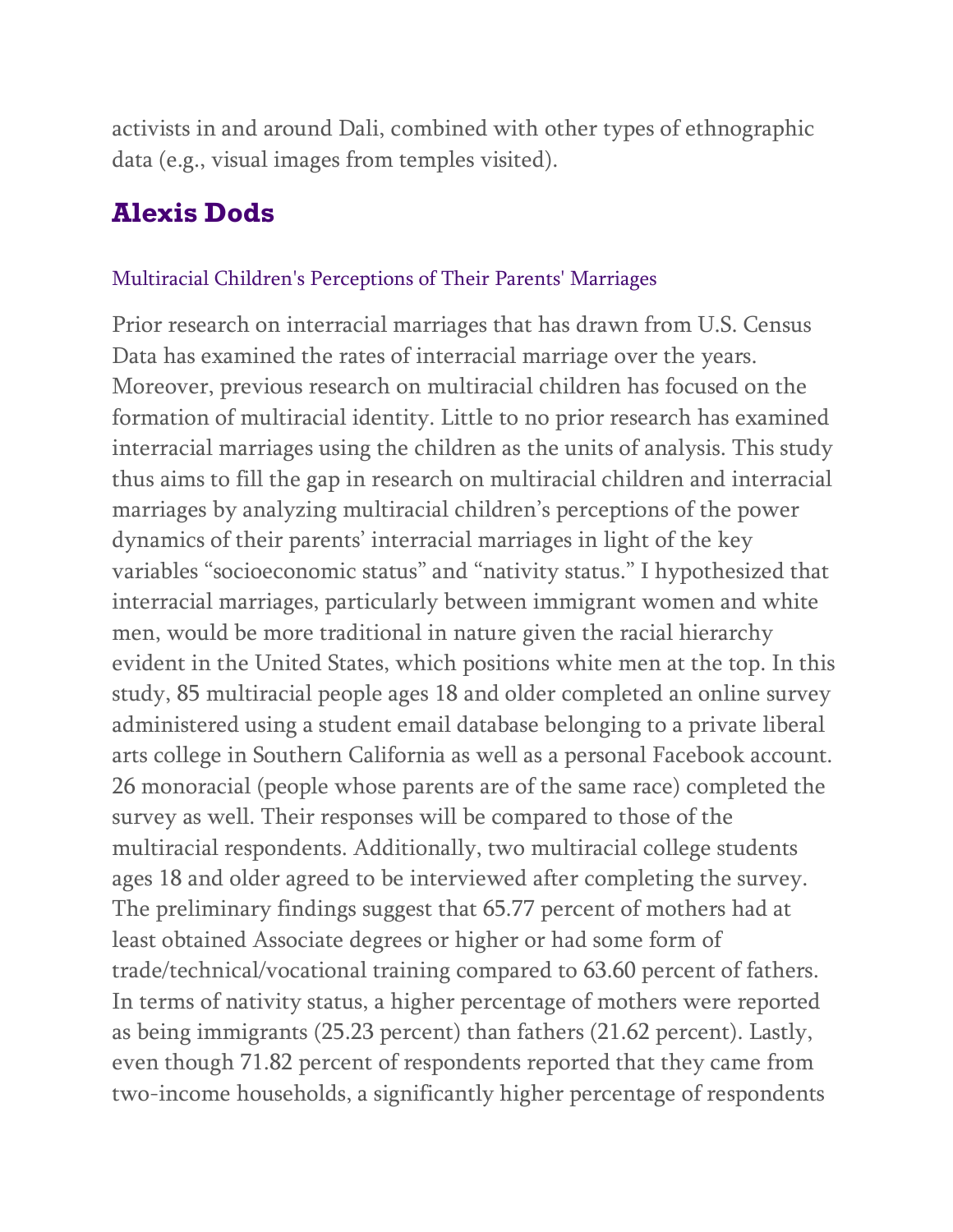activists in and around Dali, combined with other types of ethnographic data (e.g., visual images from temples visited).

## Alexis Dods

### Multiracial Children's Perceptions of Their Parents' Marriages

Prior research on interracial marriages that has drawn from U.S. Census Data has examined the rates of interracial marriage over the years. Moreover, previous research on multiracial children has focused on the formation of multiracial identity. Little to no prior research has examined interracial marriages using the children as the units of analysis. This study thus aims to fill the gap in research on multiracial children and interracial marriages by analyzing multiracial children's perceptions of the power dynamics of their parents' interracial marriages in light of the key variables "socioeconomic status" and "nativity status." I hypothesized that interracial marriages, particularly between immigrant women and white men, would be more traditional in nature given the racial hierarchy evident in the United States, which positions white men at the top. In this study, 85 multiracial people ages 18 and older completed an online survey administered using a student email database belonging to a private liberal arts college in Southern California as well as a personal Facebook account. 26 monoracial (people whose parents are of the same race) completed the survey as well. Their responses will be compared to those of the multiracial respondents. Additionally, two multiracial college students ages 18 and older agreed to be interviewed after completing the survey. The preliminary findings suggest that 65.77 percent of mothers had at least obtained Associate degrees or higher or had some form of trade/technical/vocational training compared to 63.60 percent of fathers. In terms of nativity status, a higher percentage of mothers were reported as being immigrants (25.23 percent) than fathers (21.62 percent). Lastly, even though 71.82 percent of respondents reported that they came from two-income households, a significantly higher percentage of respondents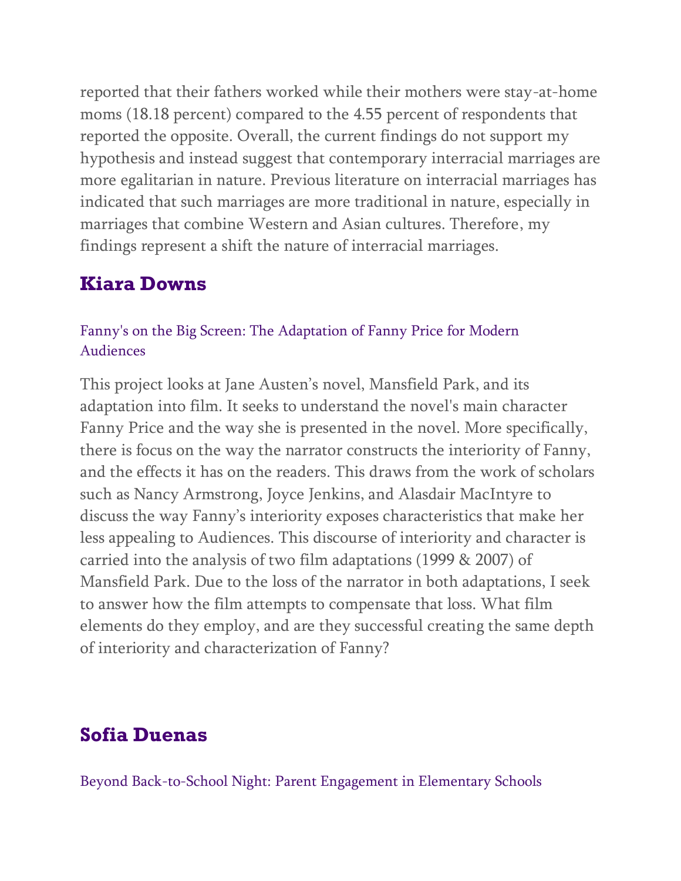reported that their fathers worked while their mothers were stay-at-home moms (18.18 percent) compared to the 4.55 percent of respondents that reported the opposite. Overall, the current findings do not support my hypothesis and instead suggest that contemporary interracial marriages are more egalitarian in nature. Previous literature on interracial marriages has indicated that such marriages are more traditional in nature, especially in marriages that combine Western and Asian cultures. Therefore, my findings represent a shift the nature of interracial marriages.

## Kiara Downs

### Fanny's on the Big Screen: The Adaptation of Fanny Price for Modern Audiences

This project looks at Jane Austen's novel, Mansfield Park, and its adaptation into film. It seeks to understand the novel's main character Fanny Price and the way she is presented in the novel. More specifically, there is focus on the way the narrator constructs the interiority of Fanny, and the effects it has on the readers. This draws from the work of scholars such as Nancy Armstrong, Joyce Jenkins, and Alasdair MacIntyre to discuss the way Fanny's interiority exposes characteristics that make her less appealing to Audiences. This discourse of interiority and character is carried into the analysis of two film adaptations (1999 & 2007) of Mansfield Park. Due to the loss of the narrator in both adaptations, I seek to answer how the film attempts to compensate that loss. What film elements do they employ, and are they successful creating the same depth of interiority and characterization of Fanny?

## Sofia Duenas

### Beyond Back-to-School Night: Parent Engagement in Elementary Schools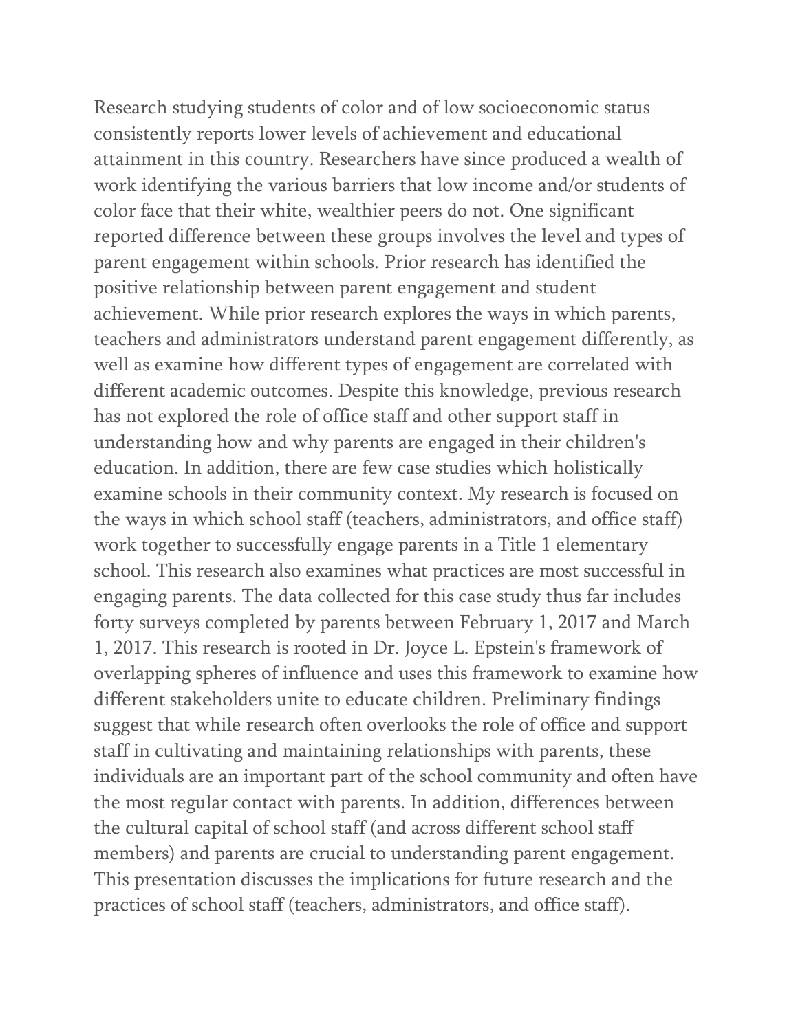Research studying students of color and of low socioeconomic status consistently reports lower levels of achievement and educational attainment in this country. Researchers have since produced a wealth of work identifying the various barriers that low income and/or students of color face that their white, wealthier peers do not. One significant reported difference between these groups involves the level and types of parent engagement within schools. Prior research has identified the positive relationship between parent engagement and student achievement. While prior research explores the ways in which parents, teachers and administrators understand parent engagement differently, as well as examine how different types of engagement are correlated with different academic outcomes. Despite this knowledge, previous research has not explored the role of office staff and other support staff in understanding how and why parents are engaged in their children's education. In addition, there are few case studies which holistically examine schools in their community context. My research is focused on the ways in which school staff (teachers, administrators, and office staff) work together to successfully engage parents in a Title 1 elementary school. This research also examines what practices are most successful in engaging parents. The data collected for this case study thus far includes forty surveys completed by parents between February 1, 2017 and March 1, 2017. This research is rooted in Dr. Joyce L. Epstein's framework of overlapping spheres of influence and uses this framework to examine how different stakeholders unite to educate children. Preliminary findings suggest that while research often overlooks the role of office and support staff in cultivating and maintaining relationships with parents, these individuals are an important part of the school community and often have the most regular contact with parents. In addition, differences between the cultural capital of school staff (and across different school staff members) and parents are crucial to understanding parent engagement. This presentation discusses the implications for future research and the practices of school staff (teachers, administrators, and office staff).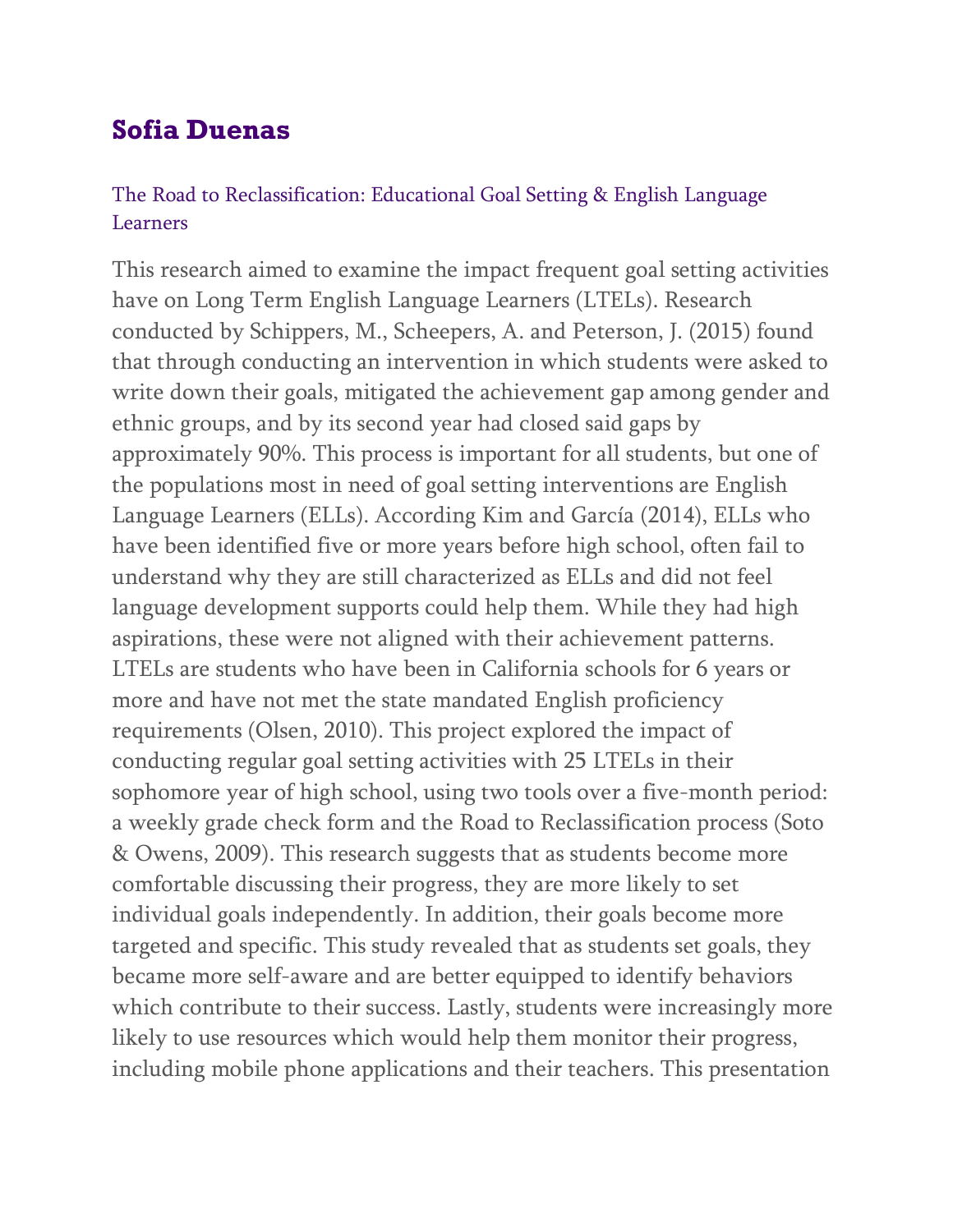## Sofia Duenas

### The Road to Reclassification: Educational Goal Setting & English Language Learners

This research aimed to examine the impact frequent goal setting activities have on Long Term English Language Learners (LTELs). Research conducted by Schippers, M., Scheepers, A. and Peterson, J. (2015) found that through conducting an intervention in which students were asked to write down their goals, mitigated the achievement gap among gender and ethnic groups, and by its second year had closed said gaps by approximately 90%. This process is important for all students, but one of the populations most in need of goal setting interventions are English Language Learners (ELLs). According Kim and García (2014), ELLs who have been identified five or more years before high school, often fail to understand why they are still characterized as ELLs and did not feel language development supports could help them. While they had high aspirations, these were not aligned with their achievement patterns. LTELs are students who have been in California schools for 6 years or more and have not met the state mandated English proficiency requirements (Olsen, 2010). This project explored the impact of conducting regular goal setting activities with 25 LTELs in their sophomore year of high school, using two tools over a five-month period: a weekly grade check form and the Road to Reclassification process (Soto & Owens, 2009). This research suggests that as students become more comfortable discussing their progress, they are more likely to set individual goals independently. In addition, their goals become more targeted and specific. This study revealed that as students set goals, they became more self-aware and are better equipped to identify behaviors which contribute to their success. Lastly, students were increasingly more likely to use resources which would help them monitor their progress, including mobile phone applications and their teachers. This presentation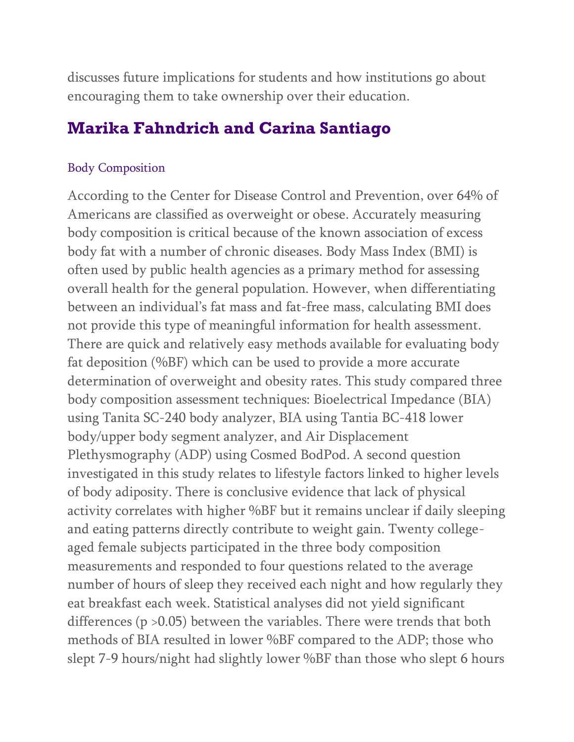discusses future implications for students and how institutions go about encouraging them to take ownership over their education.

## Marika Fahndrich and Carina Santiago

### Body Composition

According to the Center for Disease Control and Prevention, over 64% of Americans are classified as overweight or obese. Accurately measuring body composition is critical because of the known association of excess body fat with a number of chronic diseases. Body Mass Index (BMI) is often used by public health agencies as a primary method for assessing overall health for the general population. However, when differentiating between an individual's fat mass and fat-free mass, calculating BMI does not provide this type of meaningful information for health assessment. There are quick and relatively easy methods available for evaluating body fat deposition (%BF) which can be used to provide a more accurate determination of overweight and obesity rates. This study compared three body composition assessment techniques: Bioelectrical Impedance (BIA) using Tanita SC-240 body analyzer, BIA using Tantia BC-418 lower body/upper body segment analyzer, and Air Displacement Plethysmography (ADP) using Cosmed BodPod. A second question investigated in this study relates to lifestyle factors linked to higher levels of body adiposity. There is conclusive evidence that lack of physical activity correlates with higher %BF but it remains unclear if daily sleeping and eating patterns directly contribute to weight gain. Twenty college-aged female subjects participated in the three body composition measurements and responded to four questions related to the average number of hours of sleep they received each night and how regularly they eat breakfast each week. Statistical analyses did not yield significant differences ($p > 0.05$) between the variables. There were trends that both methods of BIA resulted in lower %BF compared to the ADP; those who slept 7-9 hours/night had slightly lower %BF than those who slept 6 hours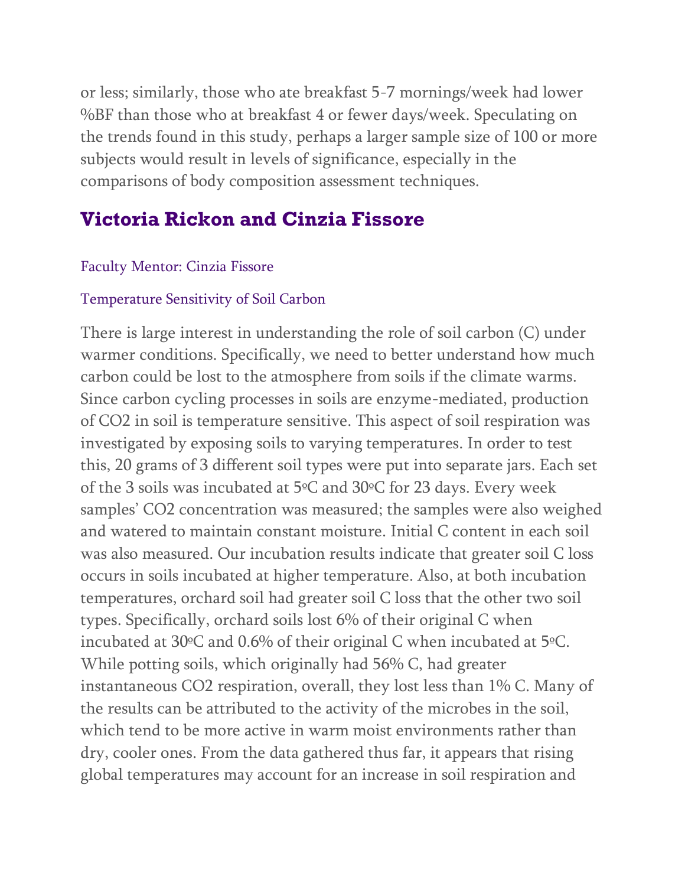or less; similarly, those who ate breakfast 5-7 mornings/week had lower %BF than those who at breakfast 4 or fewer days/week. Speculating on the trends found in this study, perhaps a larger sample size of 100 or more subjects would result in levels of significance, especially in the comparisons of body composition assessment techniques.

## Victoria Rickon and Cinzia Fissore

Faculty Mentor: Cinzia Fissore

Temperature Sensitivity of Soil Carbon

There is large interest in understanding the role of soil carbon (C) under warmer conditions. Specifically, we need to better understand how much carbon could be lost to the atmosphere from soils if the climate warms. Since carbon cycling processes in soils are enzyme-mediated, production of $CO_2$ in soil is temperature sensitive. This aspect of soil respiration was investigated by exposing soils to varying temperatures. In order to test this, 20 grams of 3 different soil types were put into separate jars. Each set of the 3 soils was incubated at 5ºC and 30ºC for 23 days. Every week samples' $CO_2$ concentration was measured; the samples were also weighed and watered to maintain constant moisture. Initial C content in each soil was also measured. Our incubation results indicate that greater soil C loss occurs in soils incubated at higher temperature. Also, at both incubation temperatures, orchard soil had greater soil C loss that the other two soil types. Specifically, orchard soils lost 6% of their original C when incubated at 30ºC and 0.6% of their original C when incubated at 5ºC. While potting soils, which originally had 56% C, had greater instantaneous $CO_2$ respiration, overall, they lost less than 1% C. Many of the results can be attributed to the activity of the microbes in the soil, which tend to be more active in warm moist environments rather than dry, cooler ones. From the data gathered thus far, it appears that rising global temperatures may account for an increase in soil respiration and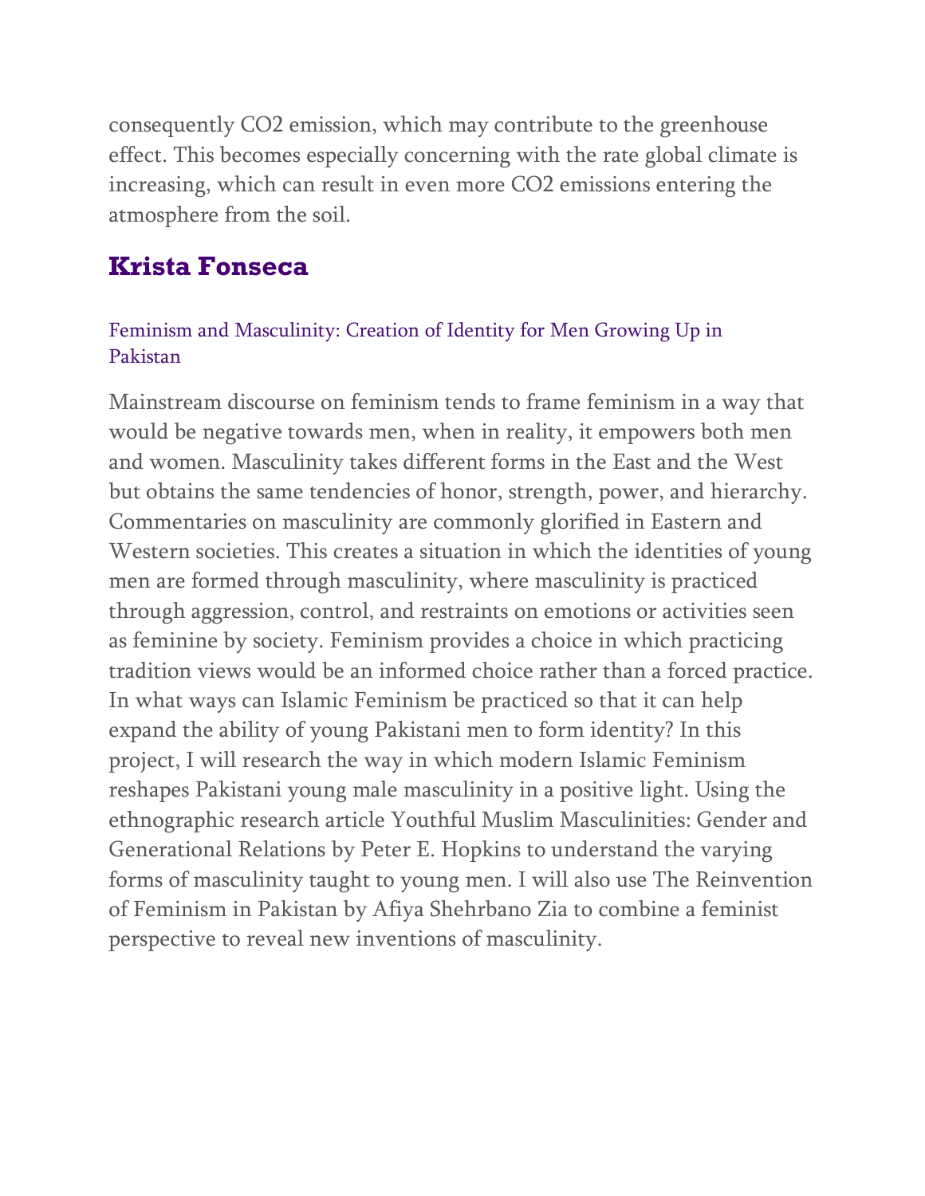consequently $CO_2$ emission, which may contribute to the greenhouse effect. This becomes especially concerning with the rate global climate is increasing, which can result in even more $CO_2$ emissions entering the atmosphere from the soil.

## Krista Fonseca

### Feminism and Masculinity: Creation of Identity for Men Growing Up in Pakistan

Mainstream discourse on feminism tends to frame feminism in a way that would be negative towards men, when in reality, it empowers both men and women. Masculinity takes different forms in the East and the West but obtains the same tendencies of honor, strength, power, and hierarchy. Commentaries on masculinity are commonly glorified in Eastern and Western societies. This creates a situation in which the identities of young men are formed through masculinity, where masculinity is practiced through aggression, control, and restraints on emotions or activities seen as feminine by society. Feminism provides a choice in which practicing tradition views would be an informed choice rather than a forced practice. In what ways can Islamic Feminism be practiced so that it can help expand the ability of young Pakistani men to form identity? In this project, I will research the way in which modern Islamic Feminism reshapes Pakistani young male masculinity in a positive light. Using the ethnographic research article Youthful Muslim Masculinities: Gender and Generational Relations by Peter E. Hopkins to understand the varying forms of masculinity taught to young men. I will also use The Reinvention of Feminism in Pakistan by Afiya Shehrbano Zia to combine a feminist perspective to reveal new inventions of masculinity.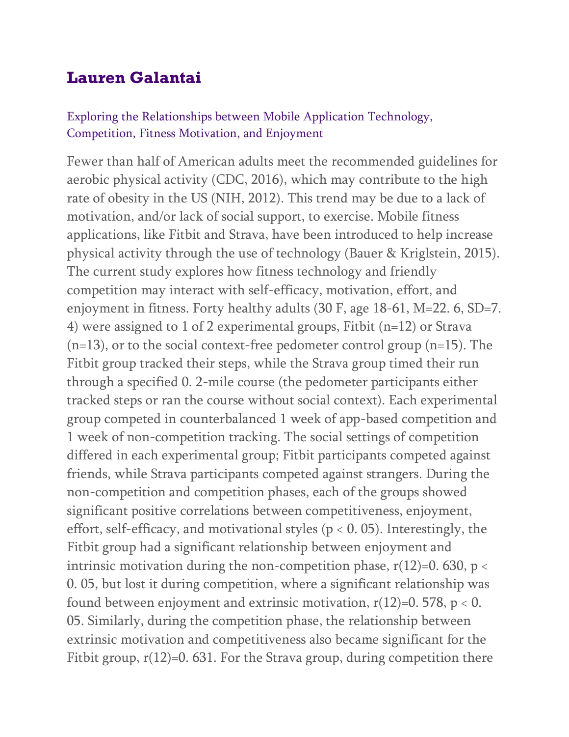## Lauren Galantai

Exploring the Relationships between Mobile Application Technology, Competition, Fitness Motivation, and Enjoyment

Fewer than half of American adults meet the recommended guidelines for aerobic physical activity (CDC, 2016), which may contribute to the high rate of obesity in the US (NIH, 2012). This trend may be due to a lack of motivation, and/or lack of social support, to exercise. Mobile fitness applications, like Fitbit and Strava, have been introduced to help increase physical activity through the use of technology (Bauer & Kriglstein, 2015). The current study explores how fitness technology and friendly competition may interact with self-efficacy, motivation, effort, and enjoyment in fitness. Forty healthy adults (30 F, age 18-61, M=22. 6, SD=7. 4) were assigned to 1 of 2 experimental groups, Fitbit (n=12) or Strava (n=13), or to the social context-free pedometer control group (n=15). The Fitbit group tracked their steps, while the Strava group timed their run through a specified 0. 2-mile course (the pedometer participants either tracked steps or ran the course without social context). Each experimental group competed in counterbalanced 1 week of app-based competition and 1 week of non-competition tracking. The social settings of competition differed in each experimental group; Fitbit participants competed against friends, while Strava participants competed against strangers. During the non-competition and competition phases, each of the groups showed significant positive correlations between competitiveness, enjoyment, effort, self-efficacy, and motivational styles ($p < 0.05$). Interestingly, the Fitbit group had a significant relationship between enjoyment and intrinsic motivation during the non-competition phase, $r(12)=0.630$, $p < 0.05$, but lost it during competition, where a significant relationship was found between enjoyment and extrinsic motivation, $r(12)=0.578$, $p < 0.05$. Similarly, during the competition phase, the relationship between extrinsic motivation and competitiveness also became significant for the Fitbit group, $r(12)=0.631$. For the Strava group, during competition there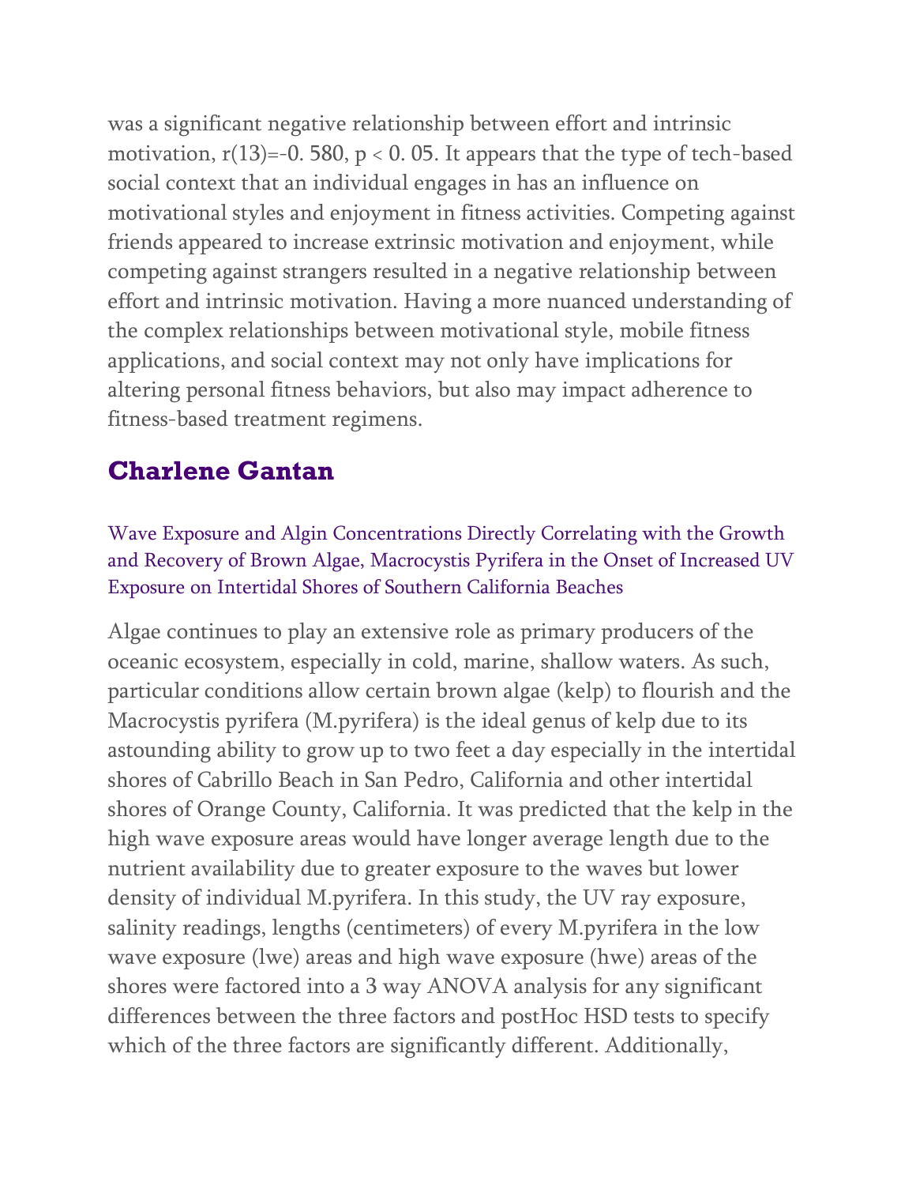was a significant negative relationship between effort and intrinsic motivation, $r(13)=-0.580$, $p < 0.05$. It appears that the type of tech-based social context that an individual engages in has an influence on motivational styles and enjoyment in fitness activities. Competing against friends appeared to increase extrinsic motivation and enjoyment, while competing against strangers resulted in a negative relationship between effort and intrinsic motivation. Having a more nuanced understanding of the complex relationships between motivational style, mobile fitness applications, and social context may not only have implications for altering personal fitness behaviors, but also may impact adherence to fitness-based treatment regimens.

## Charlene Gantan

Wave Exposure and Algin Concentrations Directly Correlating with the Growth and Recovery of Brown Algae, Macrocystis Pyrifera in the Onset of Increased UV Exposure on Intertidal Shores of Southern California Beaches

Algae continues to play an extensive role as primary producers of the oceanic ecosystem, especially in cold, marine, shallow waters. As such, particular conditions allow certain brown algae (kelp) to flourish and the Macrocystis pyrifera (M.pyrifera) is the ideal genus of kelp due to its astounding ability to grow up to two feet a day especially in the intertidal shores of Cabrillo Beach in San Pedro, California and other intertidal shores of Orange County, California. It was predicted that the kelp in the high wave exposure areas would have longer average length due to the nutrient availability due to greater exposure to the waves but lower density of individual M.pyrifera. In this study, the UV ray exposure, salinity readings, lengths (centimeters) of every M.pyrifera in the low wave exposure (lwe) areas and high wave exposure (hwe) areas of the shores were factored into a 3 way ANOVA analysis for any significant differences between the three factors and postHoc HSD tests to specify which of the three factors are significantly different. Additionally,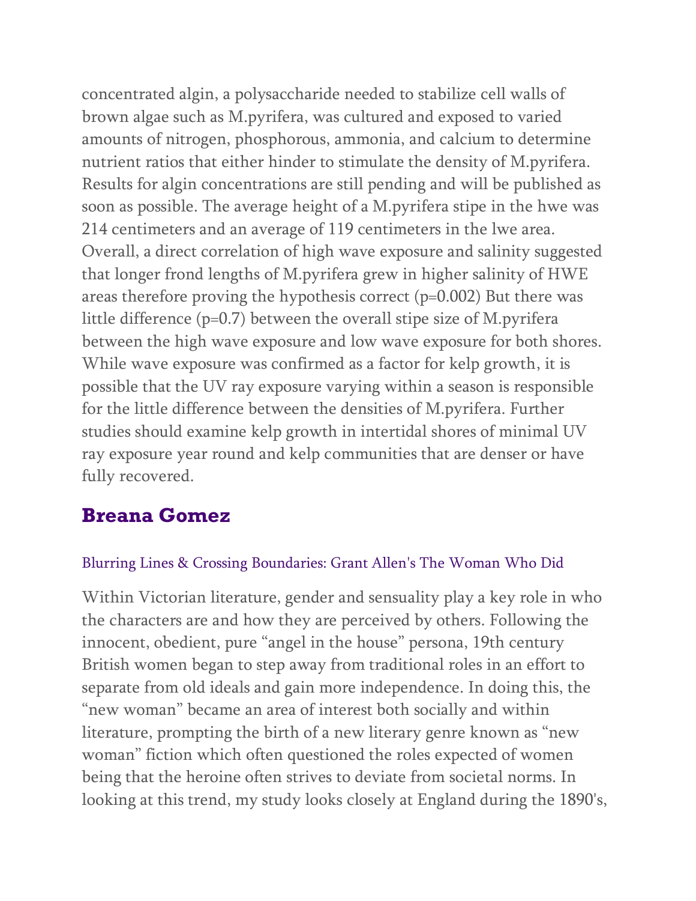concentrated algin, a polysaccharide needed to stabilize cell walls of brown algae such as M.pyrifera, was cultured and exposed to varied amounts of nitrogen, phosphorous, ammonia, and calcium to determine nutrient ratios that either hinder to stimulate the density of M.pyrifera. Results for algin concentrations are still pending and will be published as soon as possible. The average height of a M.pyrifera stipe in the hwe was 214 centimeters and an average of 119 centimeters in the lwe area. Overall, a direct correlation of high wave exposure and salinity suggested that longer frond lengths of M.pyrifera grew in higher salinity of HWE areas therefore proving the hypothesis correct ($p=0.002$) But there was little difference ($p=0.7$) between the overall stipe size of M.pyrifera between the high wave exposure and low wave exposure for both shores. While wave exposure was confirmed as a factor for kelp growth, it is possible that the UV ray exposure varying within a season is responsible for the little difference between the densities of M.pyrifera. Further studies should examine kelp growth in intertidal shores of minimal UV ray exposure year round and kelp communities that are denser or have fully recovered.

## Breana Gomez

### Blurring Lines & Crossing Boundaries: Grant Allen's The Woman Who Did

Within Victorian literature, gender and sensuality play a key role in who the characters are and how they are perceived by others. Following the innocent, obedient, pure "angel in the house" persona, 19th century British women began to step away from traditional roles in an effort to separate from old ideals and gain more independence. In doing this, the "new woman" became an area of interest both socially and within literature, prompting the birth of a new literary genre known as "new woman" fiction which often questioned the roles expected of women being that the heroine often strives to deviate from societal norms. In looking at this trend, my study looks closely at England during the 1890's,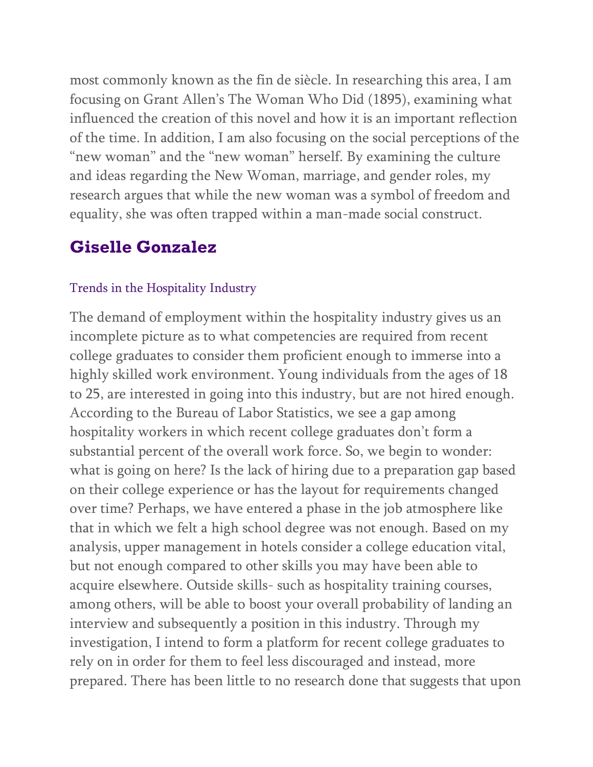most commonly known as the fin de siècle. In researching this area, I am focusing on Grant Allen's The Woman Who Did (1895), examining what influenced the creation of this novel and how it is an important reflection of the time. In addition, I am also focusing on the social perceptions of the "new woman" and the "new woman" herself. By examining the culture and ideas regarding the New Woman, marriage, and gender roles, my research argues that while the new woman was a symbol of freedom and equality, she was often trapped within a man-made social construct.

## Giselle Gonzalez

### Trends in the Hospitality Industry

The demand of employment within the hospitality industry gives us an incomplete picture as to what competencies are required from recent college graduates to consider them proficient enough to immerse into a highly skilled work environment. Young individuals from the ages of 18 to 25, are interested in going into this industry, but are not hired enough. According to the Bureau of Labor Statistics, we see a gap among hospitality workers in which recent college graduates don't form a substantial percent of the overall work force. So, we begin to wonder: what is going on here? Is the lack of hiring due to a preparation gap based on their college experience or has the layout for requirements changed over time? Perhaps, we have entered a phase in the job atmosphere like that in which we felt a high school degree was not enough. Based on my analysis, upper management in hotels consider a college education vital, but not enough compared to other skills you may have been able to acquire elsewhere. Outside skills- such as hospitality training courses, among others, will be able to boost your overall probability of landing an interview and subsequently a position in this industry. Through my investigation, I intend to form a platform for recent college graduates to rely on in order for them to feel less discouraged and instead, more prepared. There has been little to no research done that suggests that upon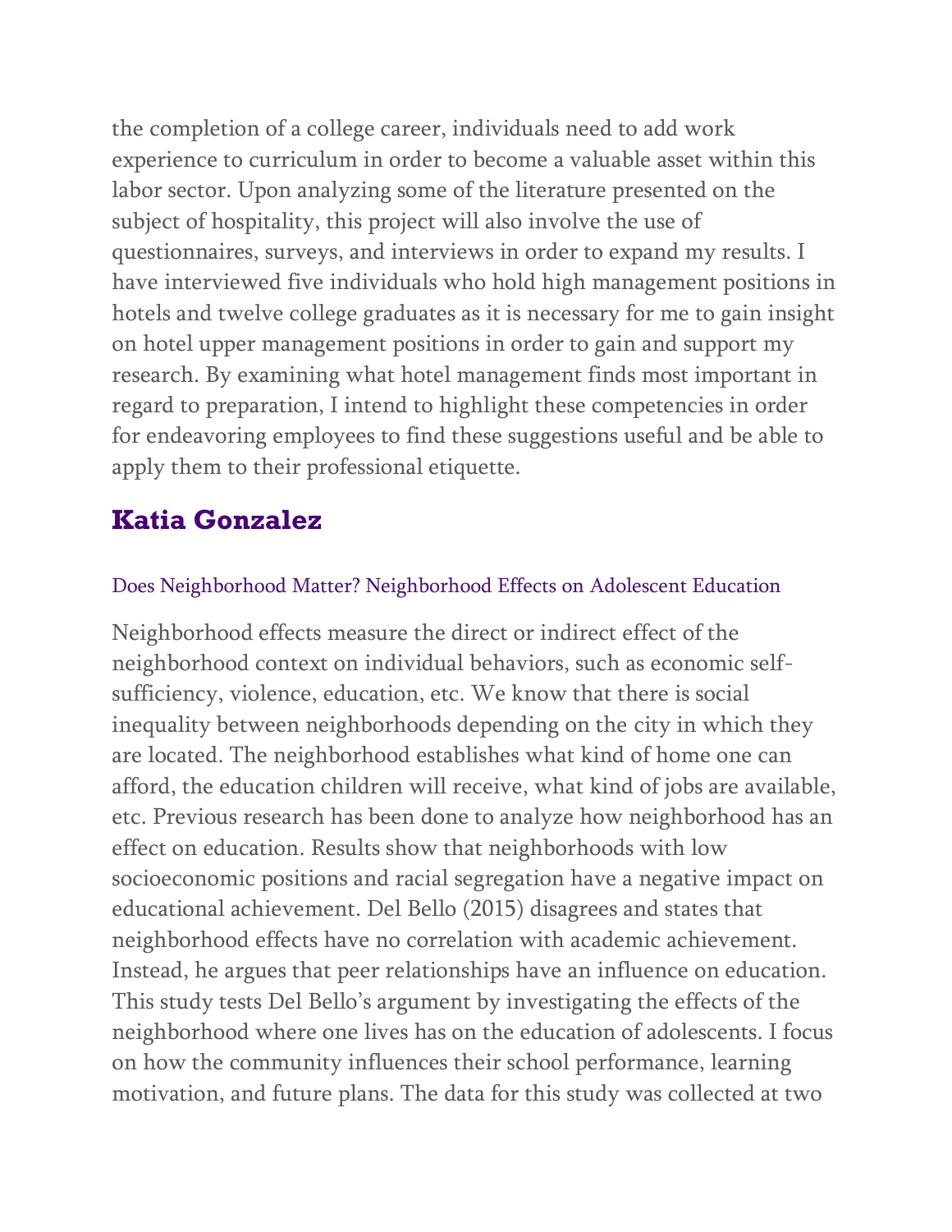the completion of a college career, individuals need to add work experience to curriculum in order to become a valuable asset within this labor sector. Upon analyzing some of the literature presented on the subject of hospitality, this project will also involve the use of questionnaires, surveys, and interviews in order to expand my results. I have interviewed five individuals who hold high management positions in hotels and twelve college graduates as it is necessary for me to gain insight on hotel upper management positions in order to gain and support my research. By examining what hotel management finds most important in regard to preparation, I intend to highlight these competencies in order for endeavoring employees to find these suggestions useful and be able to apply them to their professional etiquette.

## Katia Gonzalez

### Does Neighborhood Matter? Neighborhood Effects on Adolescent Education

Neighborhood effects measure the direct or indirect effect of the neighborhood context on individual behaviors, such as economic self-sufficiency, violence, education, etc. We know that there is social inequality between neighborhoods depending on the city in which they are located. The neighborhood establishes what kind of home one can afford, the education children will receive, what kind of jobs are available, etc. Previous research has been done to analyze how neighborhood has an effect on education. Results show that neighborhoods with low socioeconomic positions and racial segregation have a negative impact on educational achievement. Del Bello (2015) disagrees and states that neighborhood effects have no correlation with academic achievement. Instead, he argues that peer relationships have an influence on education. This study tests Del Bello's argument by investigating the effects of the neighborhood where one lives has on the education of adolescents. I focus on how the community influences their school performance, learning motivation, and future plans. The data for this study was collected at two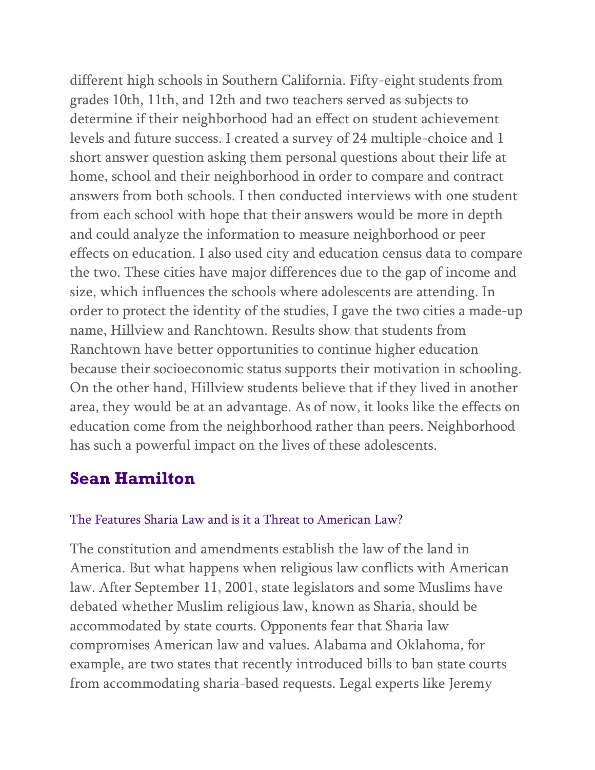different high schools in Southern California. Fifty-eight students from grades 10th, 11th, and 12th and two teachers served as subjects to determine if their neighborhood had an effect on student achievement levels and future success. I created a survey of 24 multiple-choice and 1 short answer question asking them personal questions about their life at home, school and their neighborhood in order to compare and contract answers from both schools. I then conducted interviews with one student from each school with hope that their answers would be more in depth and could analyze the information to measure neighborhood or peer effects on education. I also used city and education census data to compare the two. These cities have major differences due to the gap of income and size, which influences the schools where adolescents are attending. In order to protect the identity of the studies, I gave the two cities a made-up name, Hillview and Ranchtown. Results show that students from Ranchtown have better opportunities to continue higher education because their socioeconomic status supports their motivation in schooling. On the other hand, Hillview students believe that if they lived in another area, they would be at an advantage. As of now, it looks like the effects on education come from the neighborhood rather than peers. Neighborhood has such a powerful impact on the lives of these adolescents.

## Sean Hamilton

### The Features Sharia Law and is it a Threat to American Law?

The constitution and amendments establish the law of the land in America. But what happens when religious law conflicts with American law. After September 11, 2001, state legislators and some Muslims have debated whether Muslim religious law, known as Sharia, should be accommodated by state courts. Opponents fear that Sharia law compromises American law and values. Alabama and Oklahoma, for example, are two states that recently introduced bills to ban state courts from accommodating sharia-based requests. Legal experts like Jeremy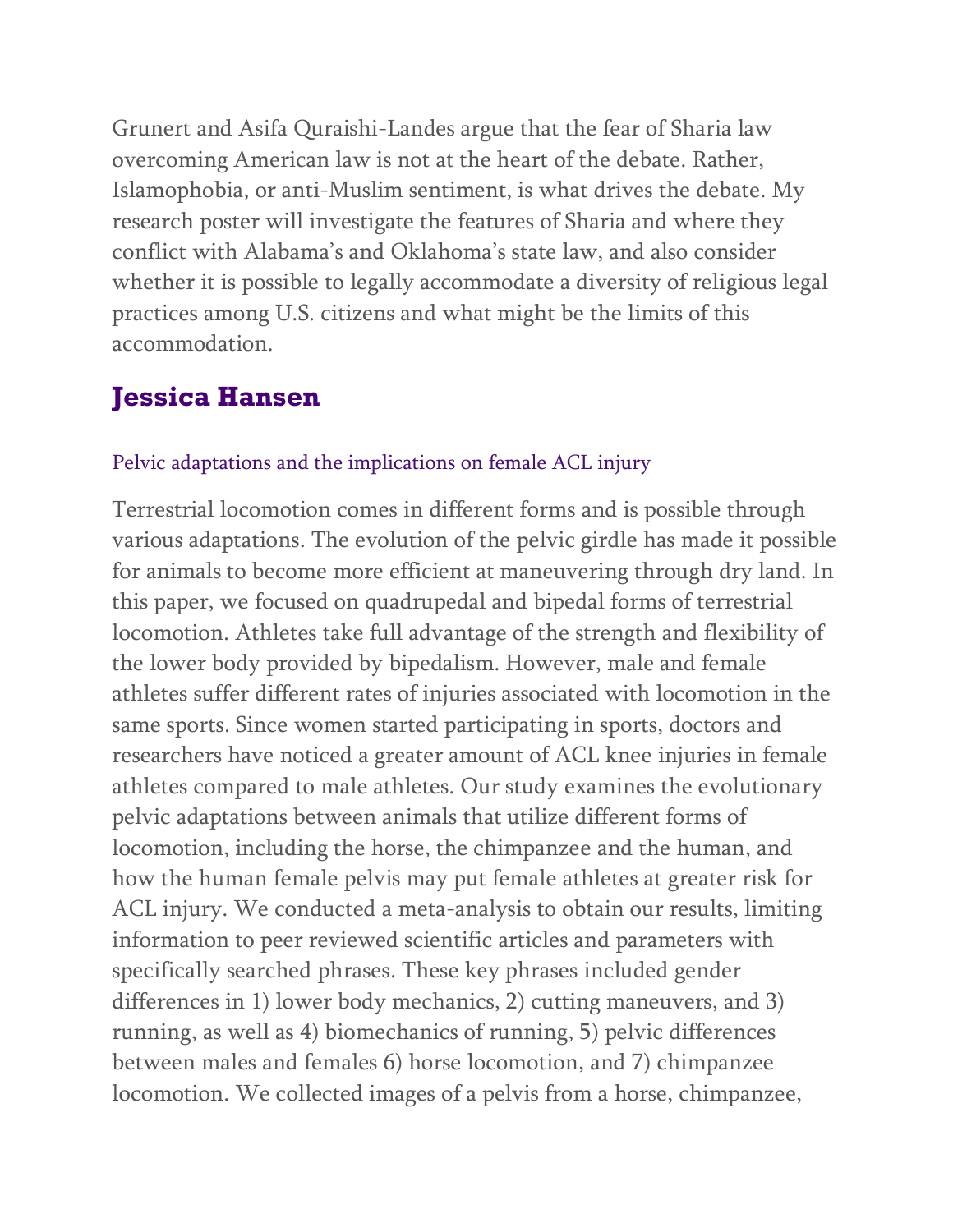Grunert and Asifa Quraishi-Landes argue that the fear of Sharia law overcoming American law is not at the heart of the debate. Rather, Islamophobia, or anti-Muslim sentiment, is what drives the debate. My research poster will investigate the features of Sharia and where they conflict with Alabama's and Oklahoma's state law, and also consider whether it is possible to legally accommodate a diversity of religious legal practices among U.S. citizens and what might be the limits of this accommodation.

## Jessica Hansen

### Pelvic adaptations and the implications on female ACL injury

Terrestrial locomotion comes in different forms and is possible through various adaptations. The evolution of the pelvic girdle has made it possible for animals to become more efficient at maneuvering through dry land. In this paper, we focused on quadrupedal and bipedal forms of terrestrial locomotion. Athletes take full advantage of the strength and flexibility of the lower body provided by bipedalism. However, male and female athletes suffer different rates of injuries associated with locomotion in the same sports. Since women started participating in sports, doctors and researchers have noticed a greater amount of ACL knee injuries in female athletes compared to male athletes. Our study examines the evolutionary pelvic adaptations between animals that utilize different forms of locomotion, including the horse, the chimpanzee and the human, and how the human female pelvis may put female athletes at greater risk for ACL injury. We conducted a meta-analysis to obtain our results, limiting information to peer reviewed scientific articles and parameters with specifically searched phrases. These key phrases included gender differences in 1) lower body mechanics, 2) cutting maneuvers, and 3) running, as well as 4) biomechanics of running, 5) pelvic differences between males and females 6) horse locomotion, and 7) chimpanzee locomotion. We collected images of a pelvis from a horse, chimpanzee,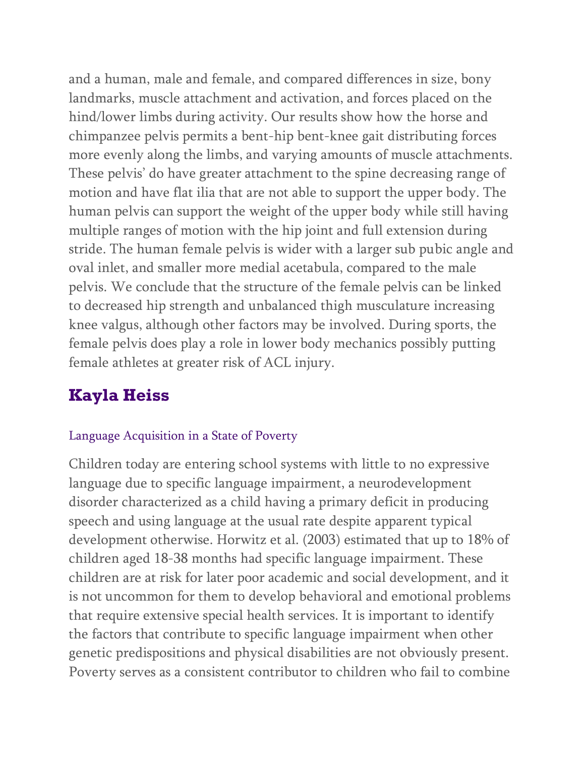and a human, male and female, and compared differences in size, bony landmarks, muscle attachment and activation, and forces placed on the hind/lower limbs during activity. Our results show how the horse and chimpanzee pelvis permits a bent-hip bent-knee gait distributing forces more evenly along the limbs, and varying amounts of muscle attachments. These pelvis' do have greater attachment to the spine decreasing range of motion and have flat ilia that are not able to support the upper body. The human pelvis can support the weight of the upper body while still having multiple ranges of motion with the hip joint and full extension during stride. The human female pelvis is wider with a larger sub pubic angle and oval inlet, and smaller more medial acetabula, compared to the male pelvis. We conclude that the structure of the female pelvis can be linked to decreased hip strength and unbalanced thigh musculature increasing knee valgus, although other factors may be involved. During sports, the female pelvis does play a role in lower body mechanics possibly putting female athletes at greater risk of ACL injury.

## Kayla Heiss

### Language Acquisition in a State of Poverty

Children today are entering school systems with little to no expressive language due to specific language impairment, a neurodevelopment disorder characterized as a child having a primary deficit in producing speech and using language at the usual rate despite apparent typical development otherwise. Horwitz et al. (2003) estimated that up to 18% of children aged 18-38 months had specific language impairment. These children are at risk for later poor academic and social development, and it is not uncommon for them to develop behavioral and emotional problems that require extensive special health services. It is important to identify the factors that contribute to specific language impairment when other genetic predispositions and physical disabilities are not obviously present. Poverty serves as a consistent contributor to children who fail to combine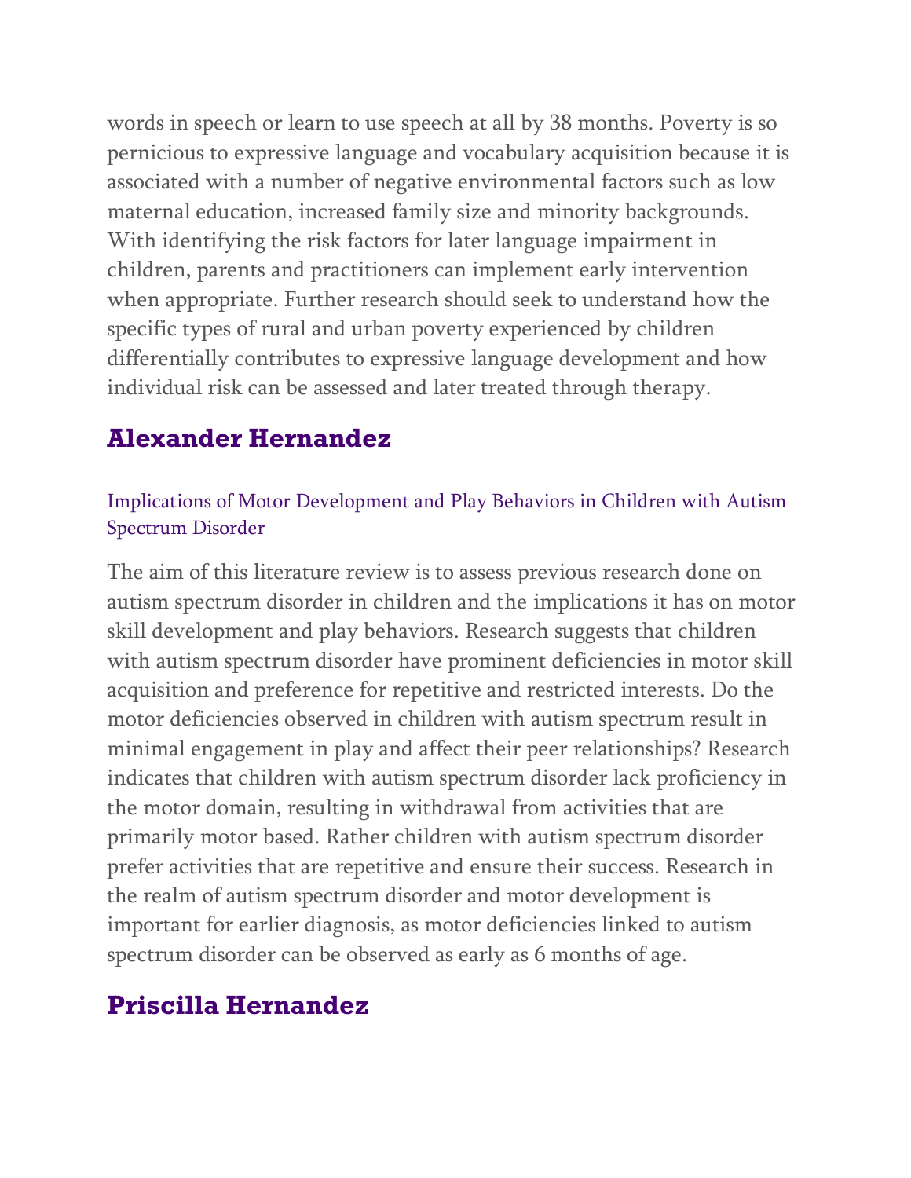words in speech or learn to use speech at all by 38 months. Poverty is so pernicious to expressive language and vocabulary acquisition because it is associated with a number of negative environmental factors such as low maternal education, increased family size and minority backgrounds. With identifying the risk factors for later language impairment in children, parents and practitioners can implement early intervention when appropriate. Further research should seek to understand how the specific types of rural and urban poverty experienced by children differentially contributes to expressive language development and how individual risk can be assessed and later treated through therapy.

## Alexander Hernandez

### Implications of Motor Development and Play Behaviors in Children with Autism Spectrum Disorder

The aim of this literature review is to assess previous research done on autism spectrum disorder in children and the implications it has on motor skill development and play behaviors. Research suggests that children with autism spectrum disorder have prominent deficiencies in motor skill acquisition and preference for repetitive and restricted interests. Do the motor deficiencies observed in children with autism spectrum result in minimal engagement in play and affect their peer relationships? Research indicates that children with autism spectrum disorder lack proficiency in the motor domain, resulting in withdrawal from activities that are primarily motor based. Rather children with autism spectrum disorder prefer activities that are repetitive and ensure their success. Research in the realm of autism spectrum disorder and motor development is important for earlier diagnosis, as motor deficiencies linked to autism spectrum disorder can be observed as early as 6 months of age.

## Priscilla Hernandez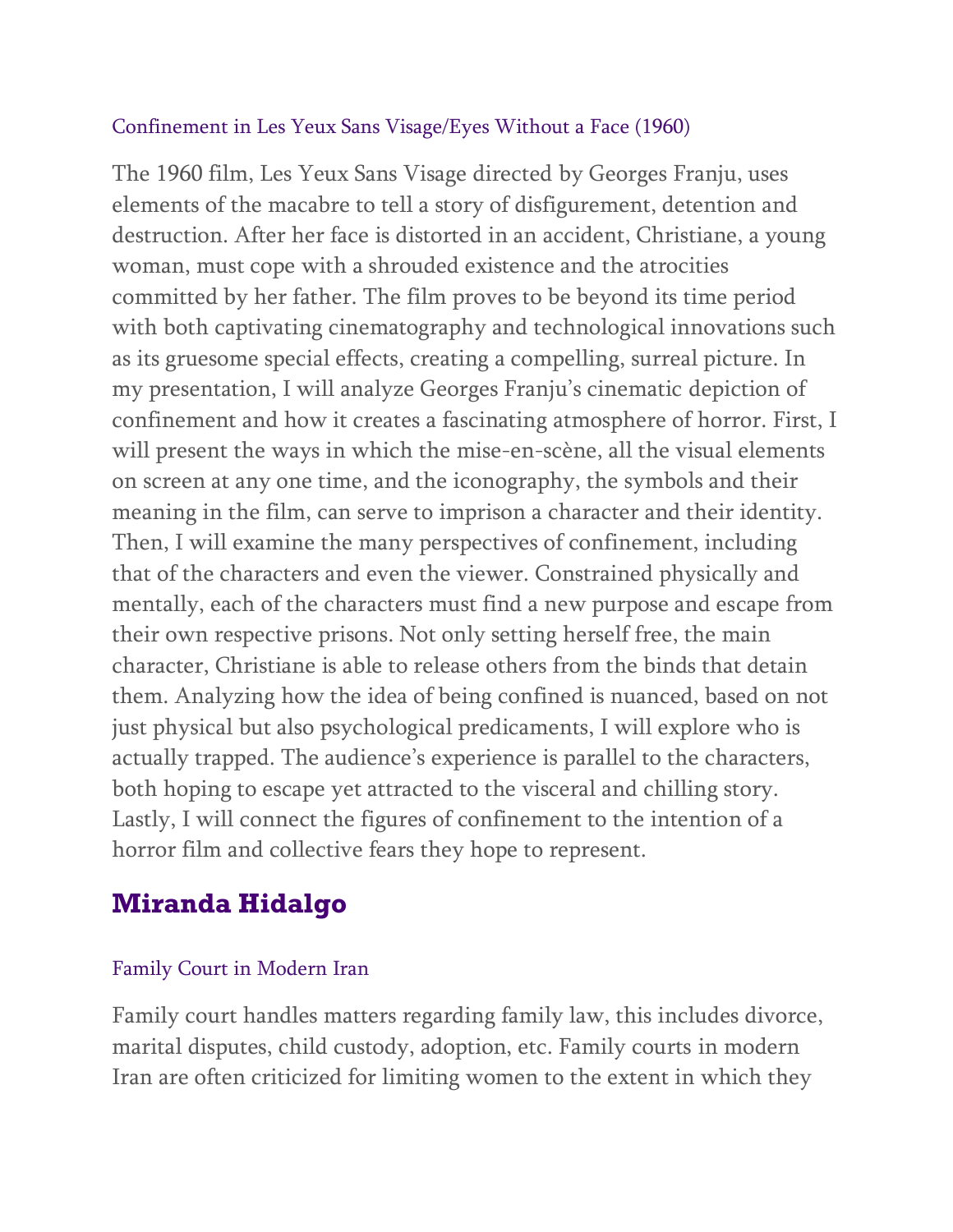### Confinement in Les Yeux Sans Visage/Eyes Without a Face (1960)

The 1960 film, Les Yeux Sans Visage directed by Georges Franju, uses elements of the macabre to tell a story of disfigurement, detention and destruction. After her face is distorted in an accident, Christiane, a young woman, must cope with a shrouded existence and the atrocities committed by her father. The film proves to be beyond its time period with both captivating cinematography and technological innovations such as its gruesome special effects, creating a compelling, surreal picture. In my presentation, I will analyze Georges Franju's cinematic depiction of confinement and how it creates a fascinating atmosphere of horror. First, I will present the ways in which the mise-en-scène, all the visual elements on screen at any one time, and the iconography, the symbols and their meaning in the film, can serve to imprison a character and their identity. Then, I will examine the many perspectives of confinement, including that of the characters and even the viewer. Constrained physically and mentally, each of the characters must find a new purpose and escape from their own respective prisons. Not only setting herself free, the main character, Christiane is able to release others from the binds that detain them. Analyzing how the idea of being confined is nuanced, based on not just physical but also psychological predicaments, I will explore who is actually trapped. The audience's experience is parallel to the characters, both hoping to escape yet attracted to the visceral and chilling story. Lastly, I will connect the figures of confinement to the intention of a horror film and collective fears they hope to represent.

## Miranda Hidalgo

### Family Court in Modern Iran

Family court handles matters regarding family law, this includes divorce, marital disputes, child custody, adoption, etc. Family courts in modern Iran are often criticized for limiting women to the extent in which they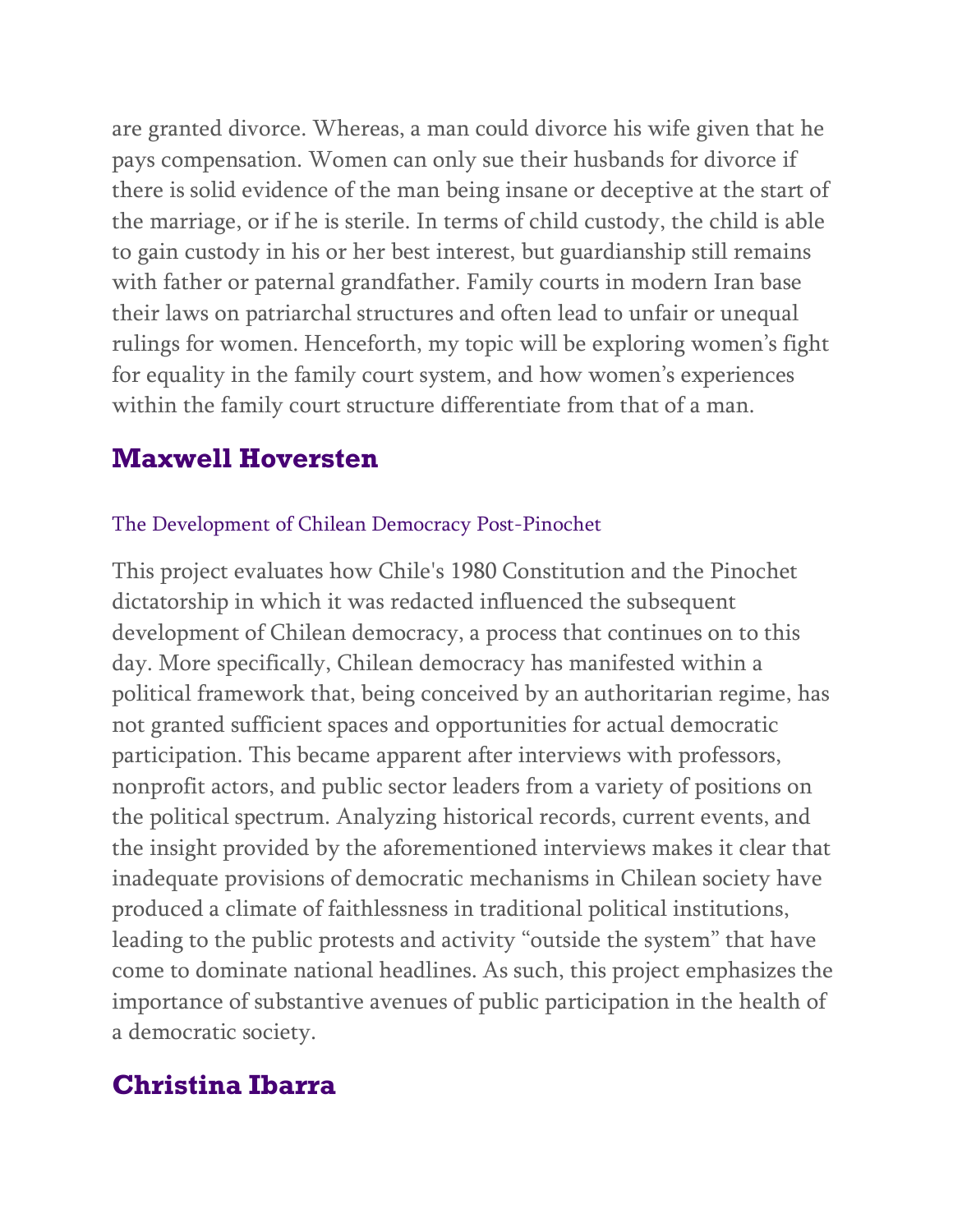are granted divorce. Whereas, a man could divorce his wife given that he pays compensation. Women can only sue their husbands for divorce if there is solid evidence of the man being insane or deceptive at the start of the marriage, or if he is sterile. In terms of child custody, the child is able to gain custody in his or her best interest, but guardianship still remains with father or paternal grandfather. Family courts in modern Iran base their laws on patriarchal structures and often lead to unfair or unequal rulings for women. Henceforth, my topic will be exploring women's fight for equality in the family court system, and how women's experiences within the family court structure differentiate from that of a man.

## Maxwell Hoversten

The Development of Chilean Democracy Post-Pinochet

This project evaluates how Chile's 1980 Constitution and the Pinochet dictatorship in which it was redacted influenced the subsequent development of Chilean democracy, a process that continues on to this day. More specifically, Chilean democracy has manifested within a political framework that, being conceived by an authoritarian regime, has not granted sufficient spaces and opportunities for actual democratic participation. This became apparent after interviews with professors, nonprofit actors, and public sector leaders from a variety of positions on the political spectrum. Analyzing historical records, current events, and the insight provided by the aforementioned interviews makes it clear that inadequate provisions of democratic mechanisms in Chilean society have produced a climate of faithlessness in traditional political institutions, leading to the public protests and activity "outside the system" that have come to dominate national headlines. As such, this project emphasizes the importance of substantive avenues of public participation in the health of a democratic society.

## Christina Ibarra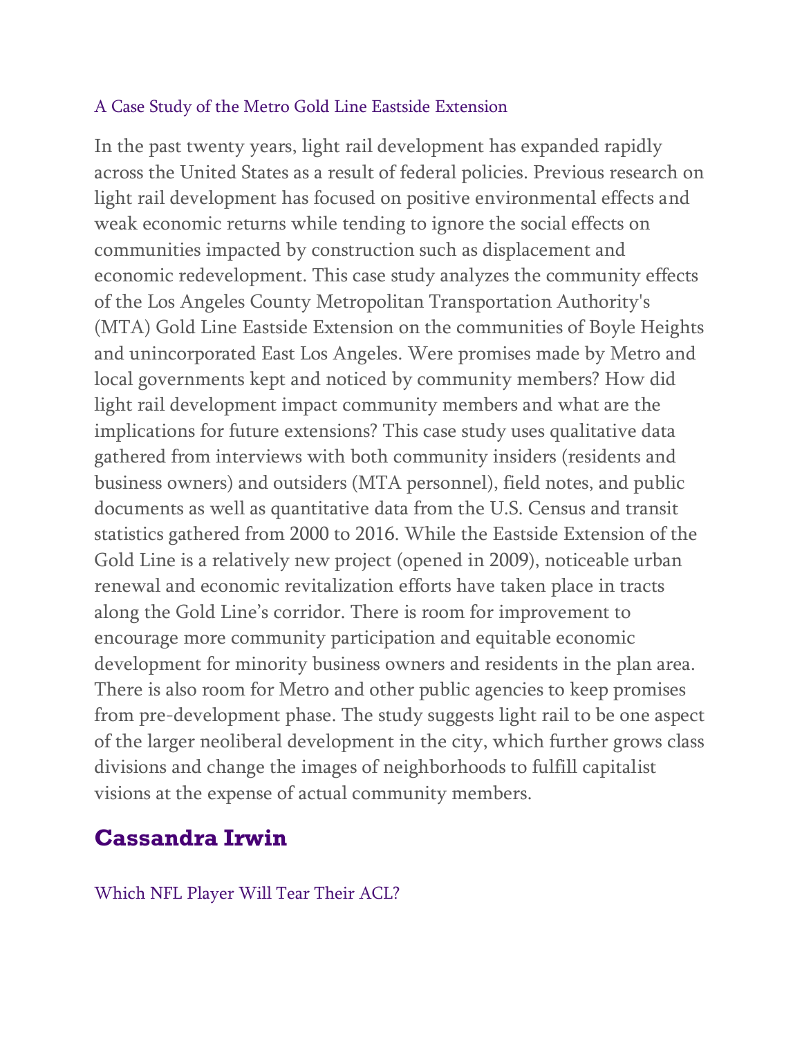A Case Study of the Metro Gold Line Eastside Extension

In the past twenty years, light rail development has expanded rapidly across the United States as a result of federal policies. Previous research on light rail development has focused on positive environmental effects and weak economic returns while tending to ignore the social effects on communities impacted by construction such as displacement and economic redevelopment. This case study analyzes the community effects of the Los Angeles County Metropolitan Transportation Authority's (MTA) Gold Line Eastside Extension on the communities of Boyle Heights and unincorporated East Los Angeles. Were promises made by Metro and local governments kept and noticed by community members? How did light rail development impact community members and what are the implications for future extensions? This case study uses qualitative data gathered from interviews with both community insiders (residents and business owners) and outsiders (MTA personnel), field notes, and public documents as well as quantitative data from the U.S. Census and transit statistics gathered from 2000 to 2016. While the Eastside Extension of the Gold Line is a relatively new project (opened in 2009), noticeable urban renewal and economic revitalization efforts have taken place in tracts along the Gold Line's corridor. There is room for improvement to encourage more community participation and equitable economic development for minority business owners and residents in the plan area. There is also room for Metro and other public agencies to keep promises from pre-development phase. The study suggests light rail to be one aspect of the larger neoliberal development in the city, which further grows class divisions and change the images of neighborhoods to fulfill capitalist visions at the expense of actual community members.

## Cassandra Irwin

Which NFL Player Will Tear Their ACL?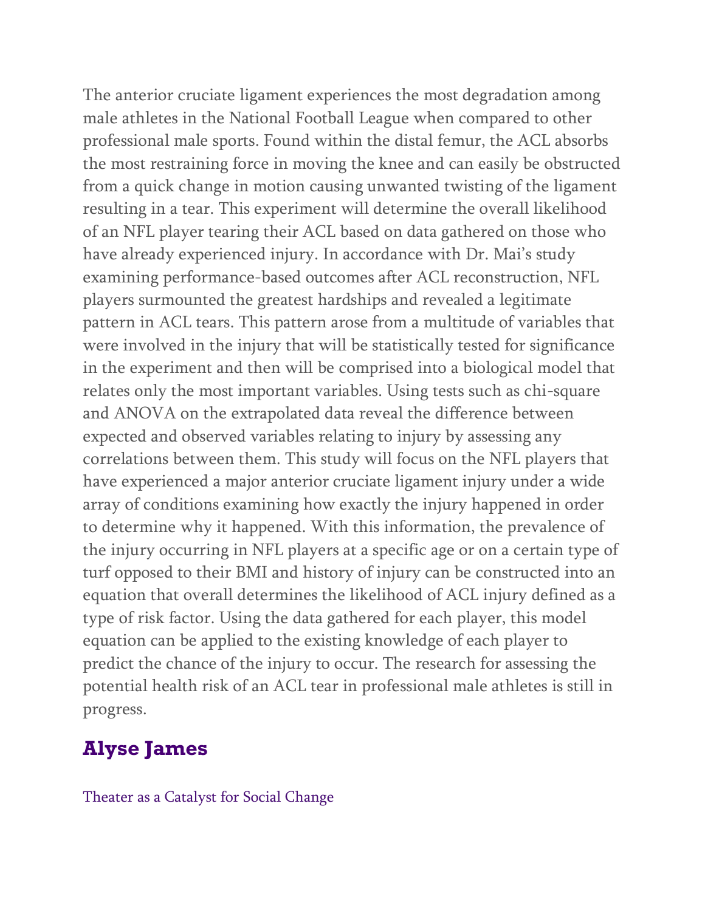The anterior cruciate ligament experiences the most degradation among male athletes in the National Football League when compared to other professional male sports. Found within the distal femur, the ACL absorbs the most restraining force in moving the knee and can easily be obstructed from a quick change in motion causing unwanted twisting of the ligament resulting in a tear. This experiment will determine the overall likelihood of an NFL player tearing their ACL based on data gathered on those who have already experienced injury. In accordance with Dr. Mai's study examining performance-based outcomes after ACL reconstruction, NFL players surmounted the greatest hardships and revealed a legitimate pattern in ACL tears. This pattern arose from a multitude of variables that were involved in the injury that will be statistically tested for significance in the experiment and then will be comprised into a biological model that relates only the most important variables. Using tests such as chi-square and ANOVA on the extrapolated data reveal the difference between expected and observed variables relating to injury by assessing any correlations between them. This study will focus on the NFL players that have experienced a major anterior cruciate ligament injury under a wide array of conditions examining how exactly the injury happened in order to determine why it happened. With this information, the prevalence of the injury occurring in NFL players at a specific age or on a certain type of turf opposed to their BMI and history of injury can be constructed into an equation that overall determines the likelihood of ACL injury defined as a type of risk factor. Using the data gathered for each player, this model equation can be applied to the existing knowledge of each player to predict the chance of the injury to occur. The research for assessing the potential health risk of an ACL tear in professional male athletes is still in progress.

## Alyse James

Theater as a Catalyst for Social Change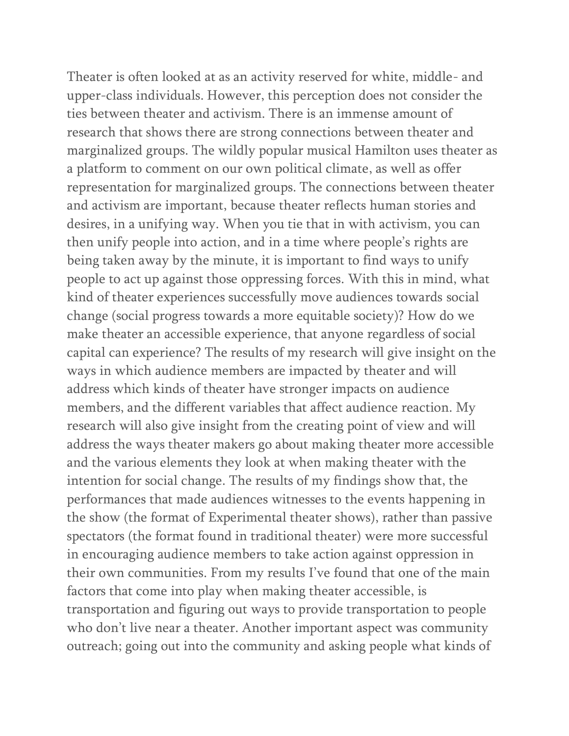Theater is often looked at as an activity reserved for white, middle- and upper-class individuals. However, this perception does not consider the ties between theater and activism. There is an immense amount of research that shows there are strong connections between theater and marginalized groups. The wildly popular musical Hamilton uses theater as a platform to comment on our own political climate, as well as offer representation for marginalized groups. The connections between theater and activism are important, because theater reflects human stories and desires, in a unifying way. When you tie that in with activism, you can then unify people into action, and in a time where people's rights are being taken away by the minute, it is important to find ways to unify people to act up against those oppressing forces. With this in mind, what kind of theater experiences successfully move audiences towards social change (social progress towards a more equitable society)? How do we make theater an accessible experience, that anyone regardless of social capital can experience? The results of my research will give insight on the ways in which audience members are impacted by theater and will address which kinds of theater have stronger impacts on audience members, and the different variables that affect audience reaction. My research will also give insight from the creating point of view and will address the ways theater makers go about making theater more accessible and the various elements they look at when making theater with the intention for social change. The results of my findings show that, the performances that made audiences witnesses to the events happening in the show (the format of Experimental theater shows), rather than passive spectators (the format found in traditional theater) were more successful in encouraging audience members to take action against oppression in their own communities. From my results I've found that one of the main factors that come into play when making theater accessible, is transportation and figuring out ways to provide transportation to people who don't live near a theater. Another important aspect was community outreach; going out into the community and asking people what kinds of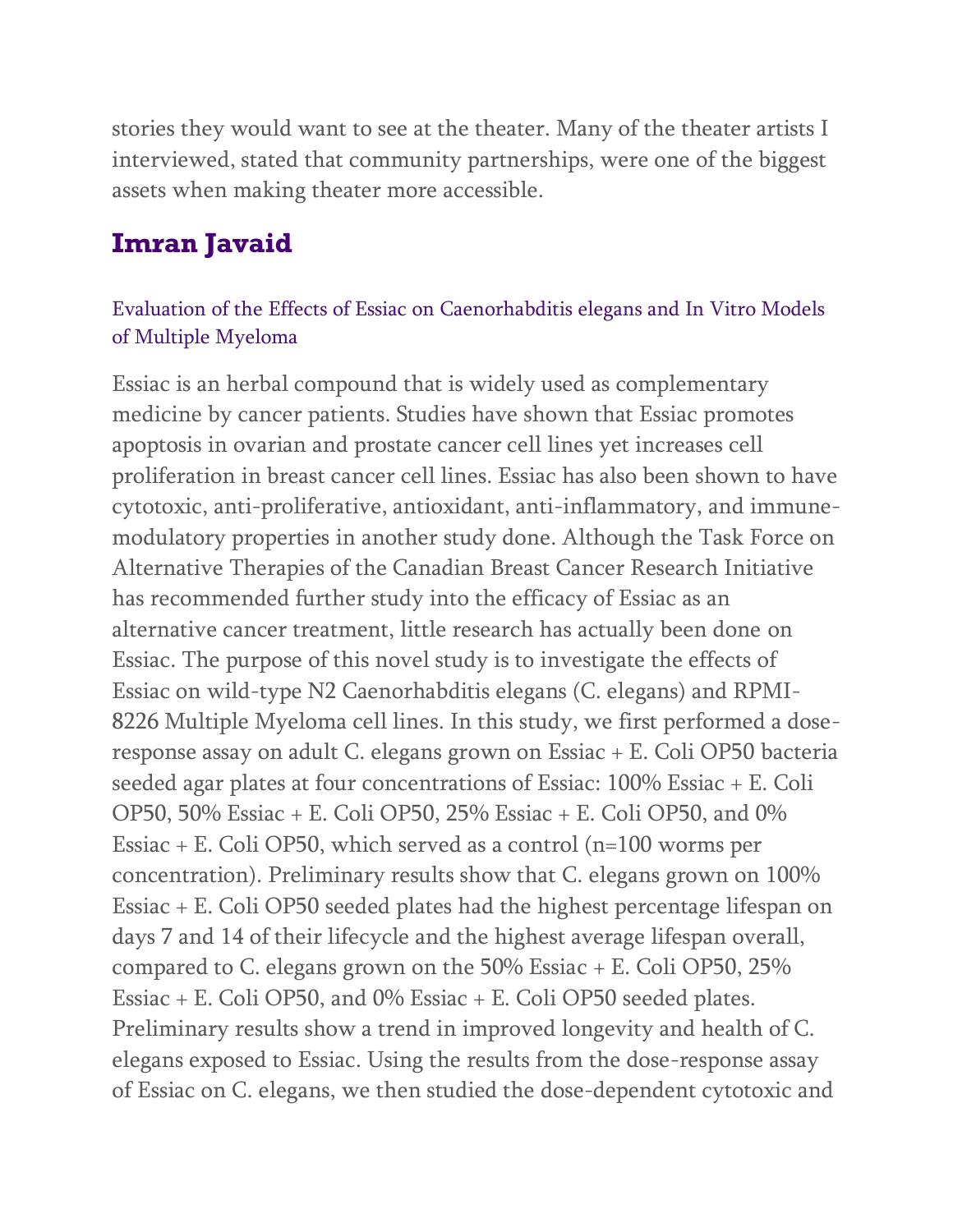stories they would want to see at the theater. Many of the theater artists I interviewed, stated that community partnerships, were one of the biggest assets when making theater more accessible.

## Imran Javaid

### Evaluation of the Effects of Essiac on Caenorhabditis elegans and In Vitro Models of Multiple Myeloma

Essiac is an herbal compound that is widely used as complementary medicine by cancer patients. Studies have shown that Essiac promotes apoptosis in ovarian and prostate cancer cell lines yet increases cell proliferation in breast cancer cell lines. Essiac has also been shown to have cytotoxic, anti-proliferative, antioxidant, anti-inflammatory, and immune-modulatory properties in another study done. Although the Task Force on Alternative Therapies of the Canadian Breast Cancer Research Initiative has recommended further study into the efficacy of Essiac as an alternative cancer treatment, little research has actually been done on Essiac. The purpose of this novel study is to investigate the effects of Essiac on wild-type N2 Caenorhabditis elegans (C. elegans) and RPMI-8226 Multiple Myeloma cell lines. In this study, we first performed a dose-response assay on adult C. elegans grown on Essiac + E. Coli OP50 bacteria seeded agar plates at four concentrations of Essiac: 100% Essiac + E. Coli OP50, 50% Essiac + E. Coli OP50, 25% Essiac + E. Coli OP50, and 0% Essiac + E. Coli OP50, which served as a control (n=100 worms per concentration). Preliminary results show that C. elegans grown on 100% Essiac + E. Coli OP50 seeded plates had the highest percentage lifespan on days 7 and 14 of their lifecycle and the highest average lifespan overall, compared to C. elegans grown on the 50% Essiac + E. Coli OP50, 25% Essiac + E. Coli OP50, and 0% Essiac + E. Coli OP50 seeded plates. Preliminary results show a trend in improved longevity and health of C. elegans exposed to Essiac. Using the results from the dose-response assay of Essiac on C. elegans, we then studied the dose-dependent cytotoxic and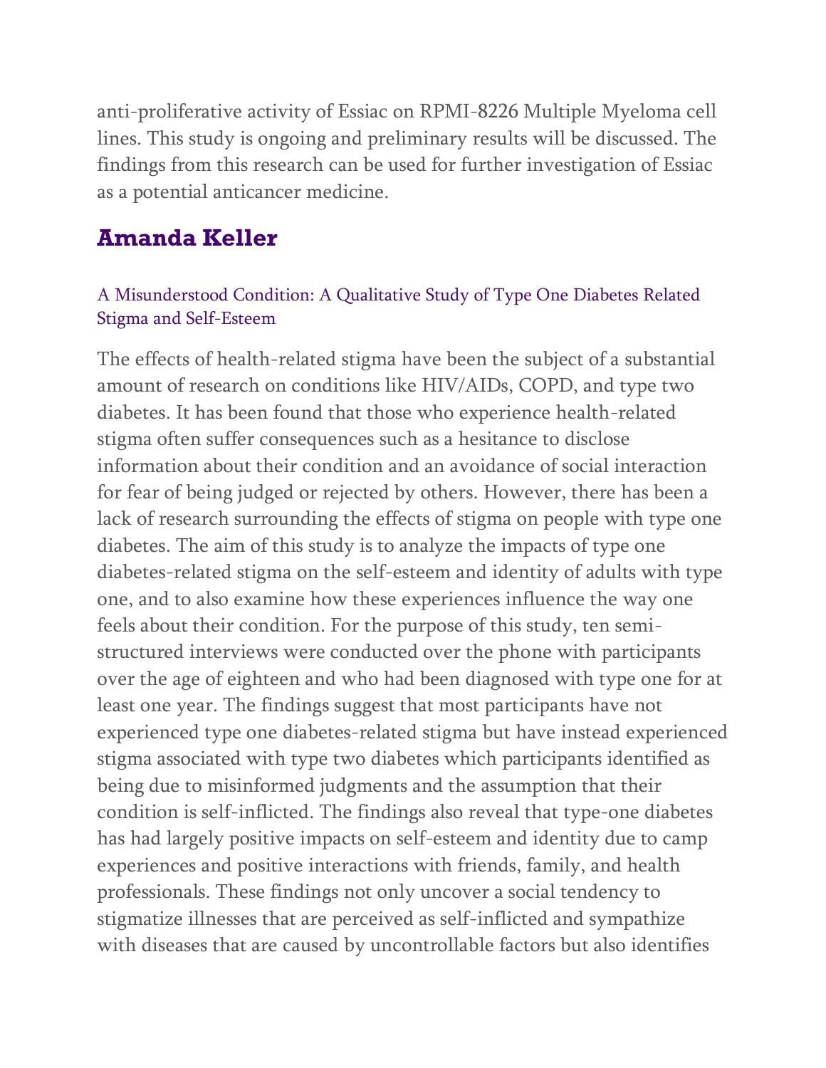anti-proliferative activity of Essiac on RPMI-8226 Multiple Myeloma cell lines. This study is ongoing and preliminary results will be discussed. The findings from this research can be used for further investigation of Essiac as a potential anticancer medicine.

## Amanda Keller

### A Misunderstood Condition: A Qualitative Study of Type One Diabetes Related Stigma and Self-Esteem

The effects of health-related stigma have been the subject of a substantial amount of research on conditions like HIV/AIDs, COPD, and type two diabetes. It has been found that those who experience health-related stigma often suffer consequences such as a hesitance to disclose information about their condition and an avoidance of social interaction for fear of being judged or rejected by others. However, there has been a lack of research surrounding the effects of stigma on people with type one diabetes. The aim of this study is to analyze the impacts of type one diabetes-related stigma on the self-esteem and identity of adults with type one, and to also examine how these experiences influence the way one feels about their condition. For the purpose of this study, ten semi-structured interviews were conducted over the phone with participants over the age of eighteen and who had been diagnosed with type one for at least one year. The findings suggest that most participants have not experienced type one diabetes-related stigma but have instead experienced stigma associated with type two diabetes which participants identified as being due to misinformed judgments and the assumption that their condition is self-inflicted. The findings also reveal that type-one diabetes has had largely positive impacts on self-esteem and identity due to camp experiences and positive interactions with friends, family, and health professionals. These findings not only uncover a social tendency to stigmatize illnesses that are perceived as self-inflicted and sympathize with diseases that are caused by uncontrollable factors but also identifies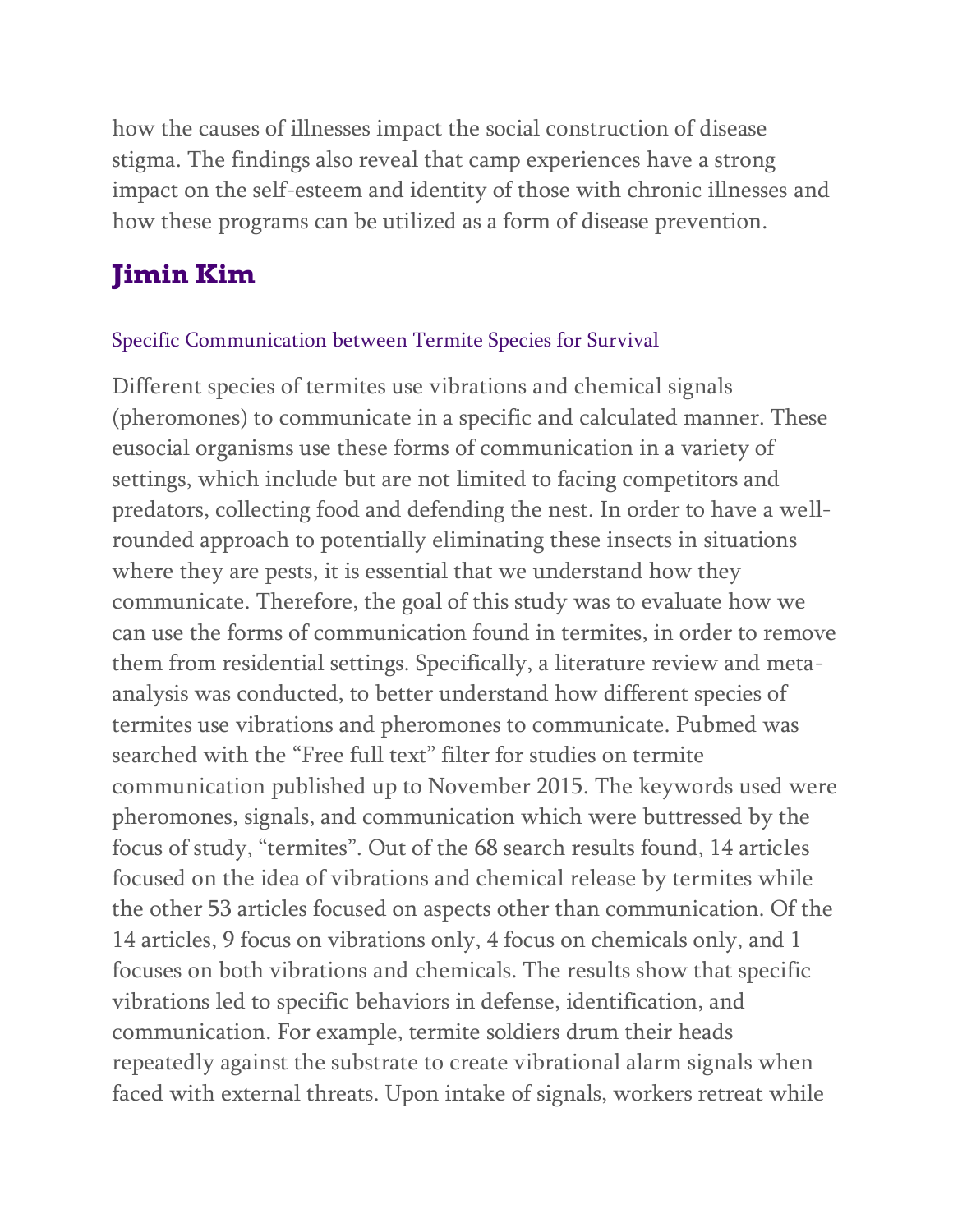how the causes of illnesses impact the social construction of disease stigma. The findings also reveal that camp experiences have a strong impact on the self-esteem and identity of those with chronic illnesses and how these programs can be utilized as a form of disease prevention.

## Jimin Kim

### Specific Communication between Termite Species for Survival

Different species of termites use vibrations and chemical signals (pheromones) to communicate in a specific and calculated manner. These eusocial organisms use these forms of communication in a variety of settings, which include but are not limited to facing competitors and predators, collecting food and defending the nest. In order to have a well-rounded approach to potentially eliminating these insects in situations where they are pests, it is essential that we understand how they communicate. Therefore, the goal of this study was to evaluate how we can use the forms of communication found in termites, in order to remove them from residential settings. Specifically, a literature review and meta-analysis was conducted, to better understand how different species of termites use vibrations and pheromones to communicate. Pubmed was searched with the "Free full text" filter for studies on termite communication published up to November 2015. The keywords used were pheromones, signals, and communication which were buttressed by the focus of study, "termites". Out of the 68 search results found, 14 articles focused on the idea of vibrations and chemical release by termites while the other 53 articles focused on aspects other than communication. Of the 14 articles, 9 focus on vibrations only, 4 focus on chemicals only, and 1 focuses on both vibrations and chemicals. The results show that specific vibrations led to specific behaviors in defense, identification, and communication. For example, termite soldiers drum their heads repeatedly against the substrate to create vibrational alarm signals when faced with external threats. Upon intake of signals, workers retreat while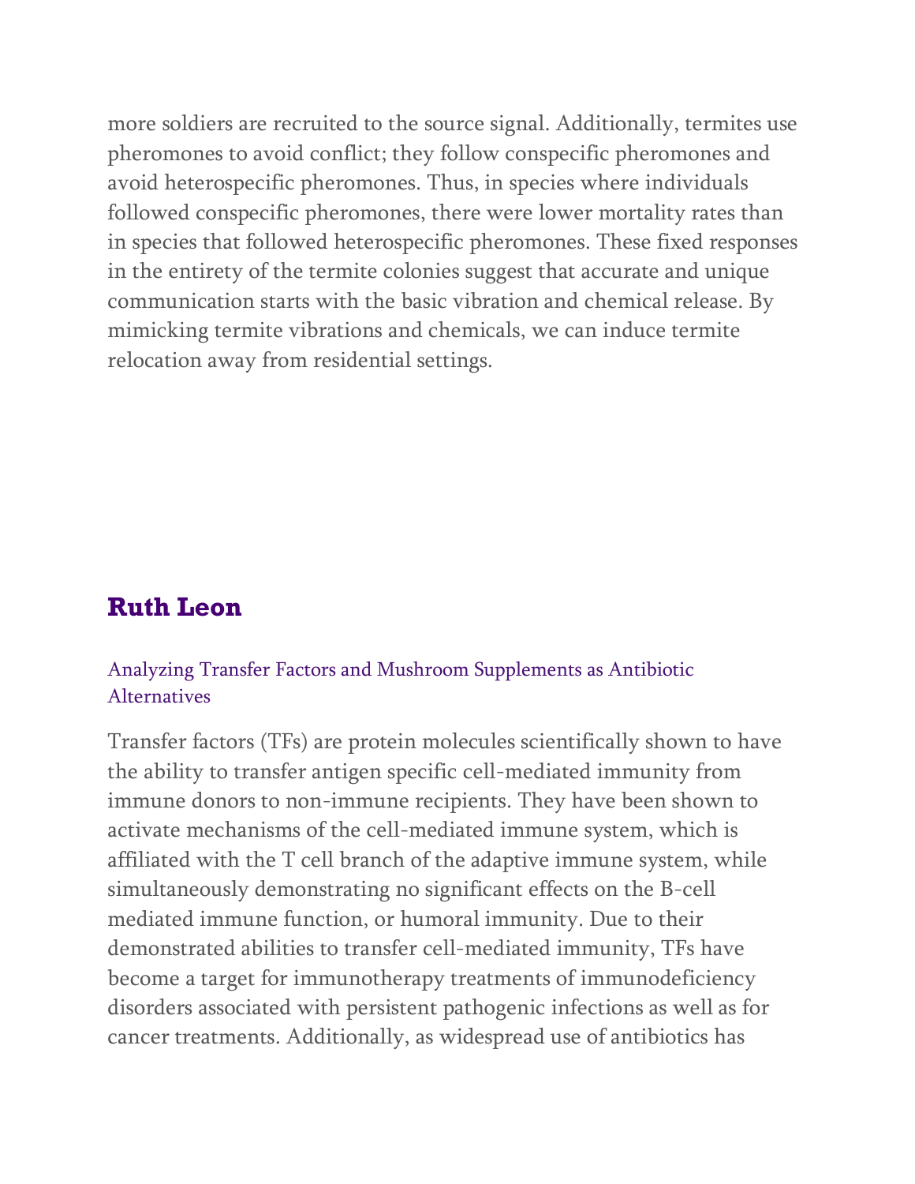more soldiers are recruited to the source signal. Additionally, termites use pheromones to avoid conflict; they follow conspecific pheromones and avoid heterospecific pheromones. Thus, in species where individuals followed conspecific pheromones, there were lower mortality rates than in species that followed heterospecific pheromones. These fixed responses in the entirety of the termite colonies suggest that accurate and unique communication starts with the basic vibration and chemical release. By mimicking termite vibrations and chemicals, we can induce termite relocation away from residential settings.

## Ruth Leon

### Analyzing Transfer Factors and Mushroom Supplements as Antibiotic Alternatives

Transfer factors (TFs) are protein molecules scientifically shown to have the ability to transfer antigen specific cell-mediated immunity from immune donors to non-immune recipients. They have been shown to activate mechanisms of the cell-mediated immune system, which is affiliated with the T cell branch of the adaptive immune system, while simultaneously demonstrating no significant effects on the B-cell mediated immune function, or humoral immunity. Due to their demonstrated abilities to transfer cell-mediated immunity, TFs have become a target for immunotherapy treatments of immunodeficiency disorders associated with persistent pathogenic infections as well as for cancer treatments. Additionally, as widespread use of antibiotics has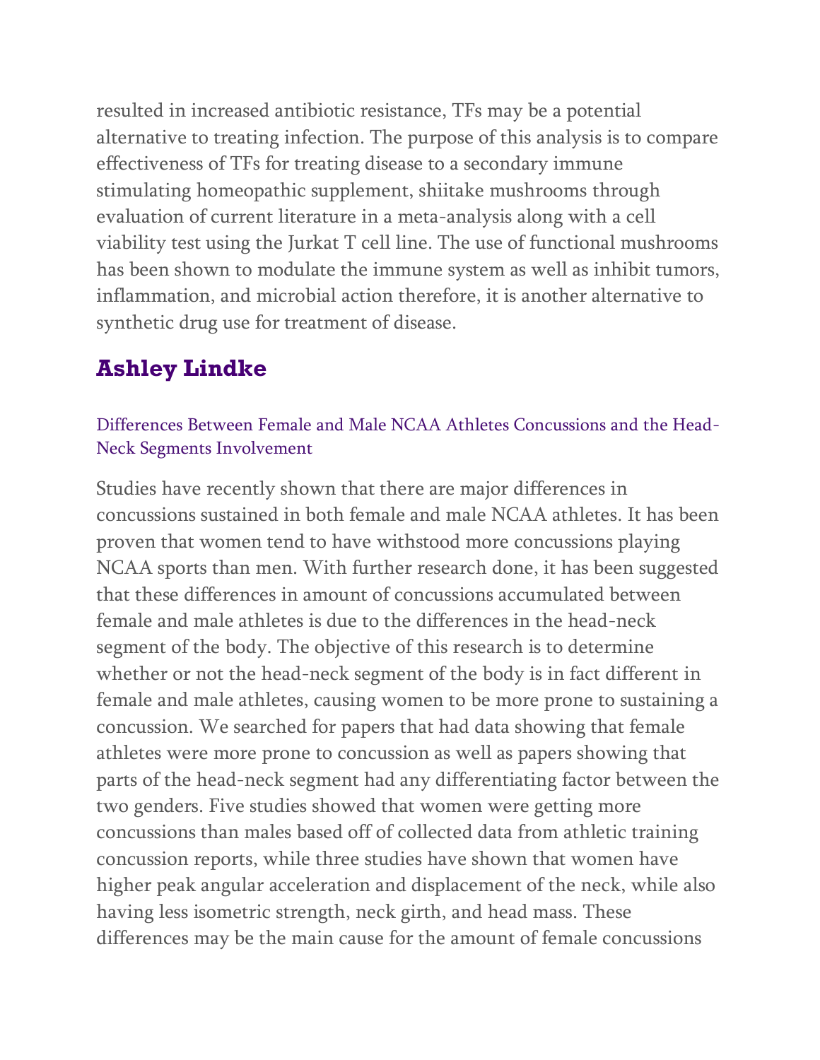resulted in increased antibiotic resistance, TFs may be a potential alternative to treating infection. The purpose of this analysis is to compare effectiveness of TFs for treating disease to a secondary immune stimulating homeopathic supplement, shiitake mushrooms through evaluation of current literature in a meta-analysis along with a cell viability test using the Jurkat T cell line. The use of functional mushrooms has been shown to modulate the immune system as well as inhibit tumors, inflammation, and microbial action therefore, it is another alternative to synthetic drug use for treatment of disease.

## Ashley Lindke

### Differences Between Female and Male NCAA Athletes Concussions and the Head-Neck Segments Involvement

Studies have recently shown that there are major differences in concussions sustained in both female and male NCAA athletes. It has been proven that women tend to have withstood more concussions playing NCAA sports than men. With further research done, it has been suggested that these differences in amount of concussions accumulated between female and male athletes is due to the differences in the head-neck segment of the body. The objective of this research is to determine whether or not the head-neck segment of the body is in fact different in female and male athletes, causing women to be more prone to sustaining a concussion. We searched for papers that had data showing that female athletes were more prone to concussion as well as papers showing that parts of the head-neck segment had any differentiating factor between the two genders. Five studies showed that women were getting more concussions than males based off of collected data from athletic training concussion reports, while three studies have shown that women have higher peak angular acceleration and displacement of the neck, while also having less isometric strength, neck girth, and head mass. These differences may be the main cause for the amount of female concussions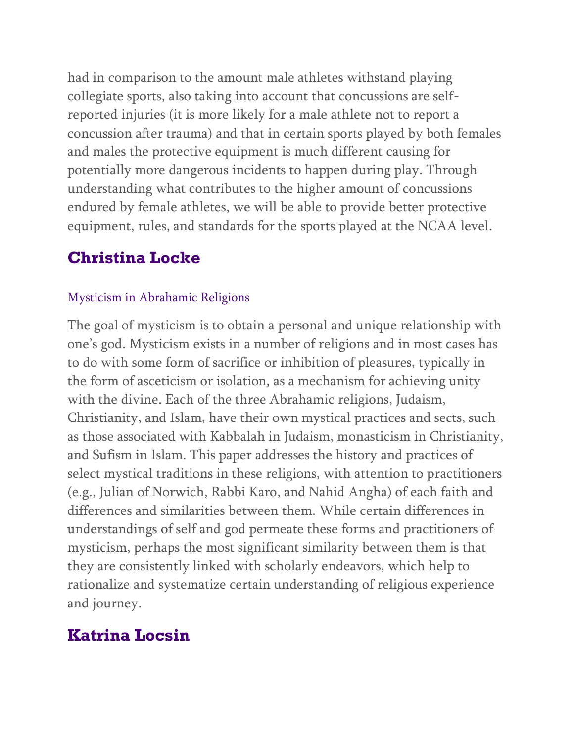had in comparison to the amount male athletes withstand playing collegiate sports, also taking into account that concussions are self-reported injuries (it is more likely for a male athlete not to report a concussion after trauma) and that in certain sports played by both females and males the protective equipment is much different causing for potentially more dangerous incidents to happen during play. Through understanding what contributes to the higher amount of concussions endured by female athletes, we will be able to provide better protective equipment, rules, and standards for the sports played at the NCAA level.

## Christina Locke

### Mysticism in Abrahamic Religions

The goal of mysticism is to obtain a personal and unique relationship with one's god. Mysticism exists in a number of religions and in most cases has to do with some form of sacrifice or inhibition of pleasures, typically in the form of asceticism or isolation, as a mechanism for achieving unity with the divine. Each of the three Abrahamic religions, Judaism, Christianity, and Islam, have their own mystical practices and sects, such as those associated with Kabbalah in Judaism, monasticism in Christianity, and Sufism in Islam. This paper addresses the history and practices of select mystical traditions in these religions, with attention to practitioners (e.g., Julian of Norwich, Rabbi Karo, and Nahid Angha) of each faith and differences and similarities between them. While certain differences in understandings of self and god permeate these forms and practitioners of mysticism, perhaps the most significant similarity between them is that they are consistently linked with scholarly endeavors, which help to rationalize and systematize certain understanding of religious experience and journey.

## Katrina Locsin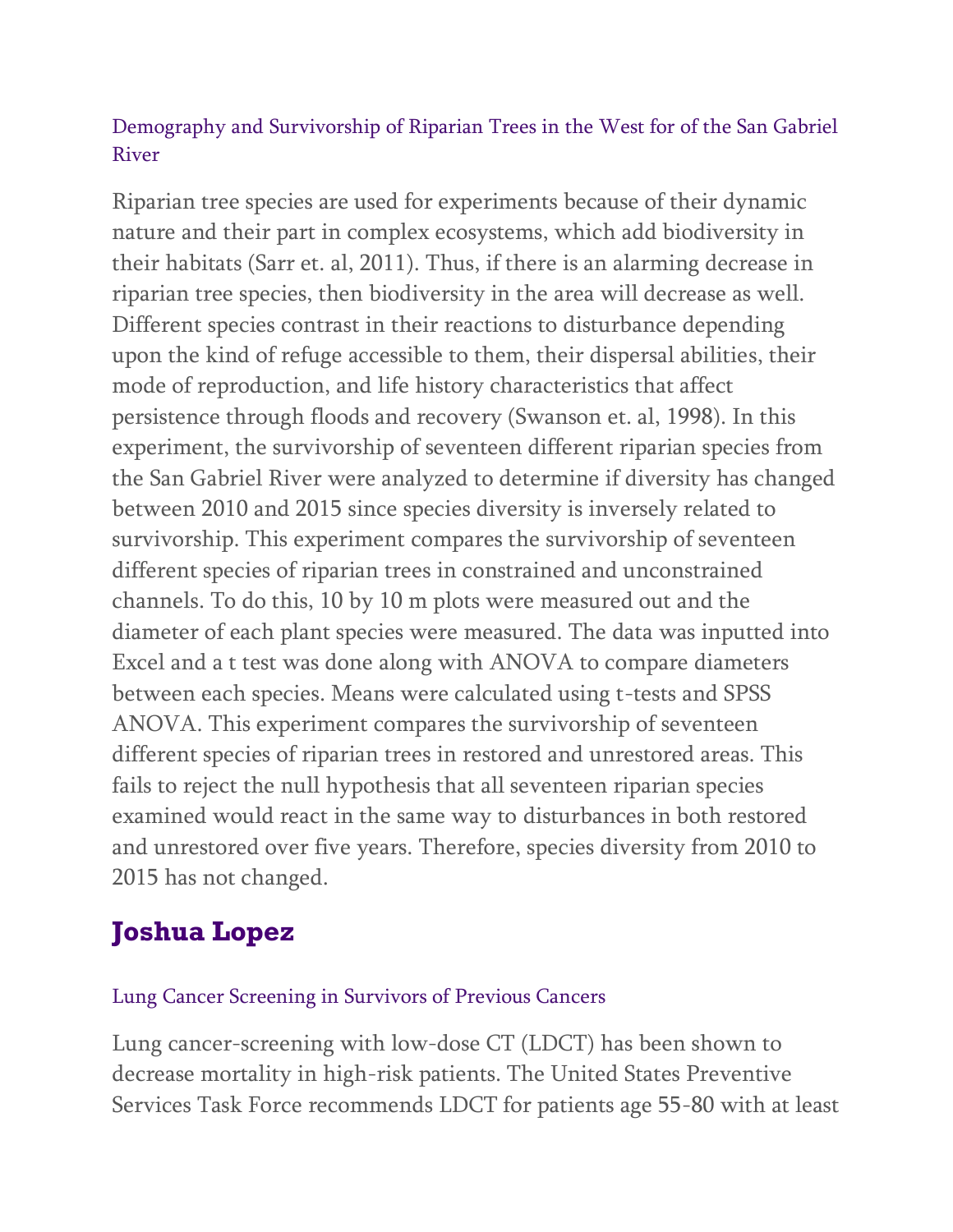### Demography and Survivorship of Riparian Trees in the West for of the San Gabriel River

Riparian tree species are used for experiments because of their dynamic nature and their part in complex ecosystems, which add biodiversity in their habitats (Sarr et. al, 2011). Thus, if there is an alarming decrease in riparian tree species, then biodiversity in the area will decrease as well. Different species contrast in their reactions to disturbance depending upon the kind of refuge accessible to them, their dispersal abilities, their mode of reproduction, and life history characteristics that affect persistence through floods and recovery (Swanson et. al, 1998). In this experiment, the survivorship of seventeen different riparian species from the San Gabriel River were analyzed to determine if diversity has changed between 2010 and 2015 since species diversity is inversely related to survivorship. This experiment compares the survivorship of seventeen different species of riparian trees in constrained and unconstrained channels. To do this, 10 by 10 m plots were measured out and the diameter of each plant species were measured. The data was inputted into Excel and a t test was done along with ANOVA to compare diameters between each species. Means were calculated using t-tests and SPSS ANOVA. This experiment compares the survivorship of seventeen different species of riparian trees in restored and unrestored areas. This fails to reject the null hypothesis that all seventeen riparian species examined would react in the same way to disturbances in both restored and unrestored over five years. Therefore, species diversity from 2010 to 2015 has not changed.

## Joshua Lopez

### Lung Cancer Screening in Survivors of Previous Cancers

Lung cancer-screening with low-dose CT (LDCT) has been shown to decrease mortality in high-risk patients. The United States Preventive Services Task Force recommends LDCT for patients age 55-80 with at least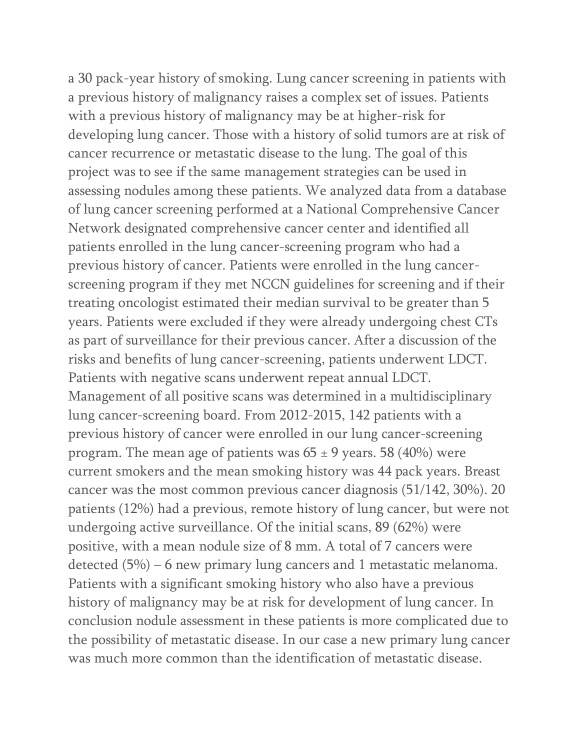a 30 pack-year history of smoking. Lung cancer screening in patients with a previous history of malignancy raises a complex set of issues. Patients with a previous history of malignancy may be at higher-risk for developing lung cancer. Those with a history of solid tumors are at risk of cancer recurrence or metastatic disease to the lung. The goal of this project was to see if the same management strategies can be used in assessing nodules among these patients. We analyzed data from a database of lung cancer screening performed at a National Comprehensive Cancer Network designated comprehensive cancer center and identified all patients enrolled in the lung cancer-screening program who had a previous history of cancer. Patients were enrolled in the lung cancer-screening program if they met NCCN guidelines for screening and if their treating oncologist estimated their median survival to be greater than 5 years. Patients were excluded if they were already undergoing chest CTs as part of surveillance for their previous cancer. After a discussion of the risks and benefits of lung cancer-screening, patients underwent LDCT. Patients with negative scans underwent repeat annual LDCT. Management of all positive scans was determined in a multidisciplinary lung cancer-screening board. From 2012-2015, 142 patients with a previous history of cancer were enrolled in our lung cancer-screening program. The mean age of patients was $65 \pm 9$ years. 58 (40%) were current smokers and the mean smoking history was 44 pack years. Breast cancer was the most common previous cancer diagnosis (51/142, 30%). 20 patients (12%) had a previous, remote history of lung cancer, but were not undergoing active surveillance. Of the initial scans, 89 (62%) were positive, with a mean nodule size of 8 mm. A total of 7 cancers were detected (5%) – 6 new primary lung cancers and 1 metastatic melanoma. Patients with a significant smoking history who also have a previous history of malignancy may be at risk for development of lung cancer. In conclusion nodule assessment in these patients is more complicated due to the possibility of metastatic disease. In our case a new primary lung cancer was much more common than the identification of metastatic disease.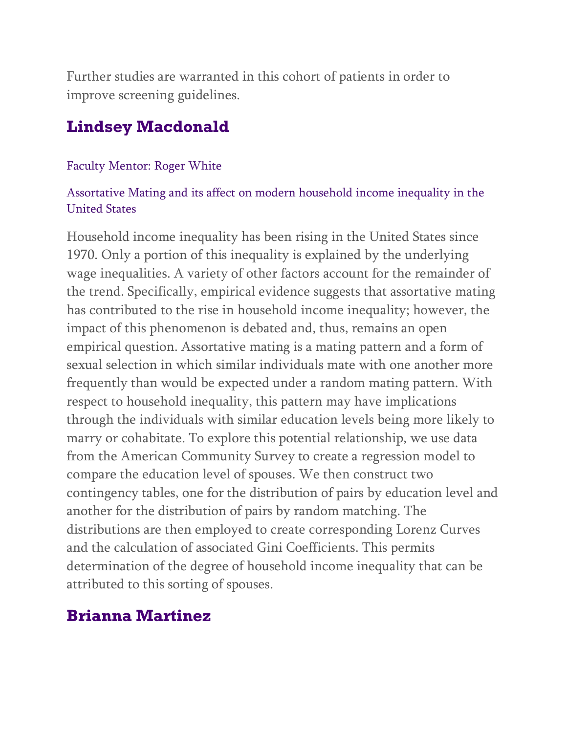Further studies are warranted in this cohort of patients in order to improve screening guidelines.

## Lindsey Macdonald

Faculty Mentor: Roger White

Assortative Mating and its affect on modern household income inequality in the United States

Household income inequality has been rising in the United States since 1970. Only a portion of this inequality is explained by the underlying wage inequalities. A variety of other factors account for the remainder of the trend. Specifically, empirical evidence suggests that assortative mating has contributed to the rise in household income inequality; however, the impact of this phenomenon is debated and, thus, remains an open empirical question. Assortative mating is a mating pattern and a form of sexual selection in which similar individuals mate with one another more frequently than would be expected under a random mating pattern. With respect to household inequality, this pattern may have implications through the individuals with similar education levels being more likely to marry or cohabitate. To explore this potential relationship, we use data from the American Community Survey to create a regression model to compare the education level of spouses. We then construct two contingency tables, one for the distribution of pairs by education level and another for the distribution of pairs by random matching. The distributions are then employed to create corresponding Lorenz Curves and the calculation of associated Gini Coefficients. This permits determination of the degree of household income inequality that can be attributed to this sorting of spouses.

## Brianna Martinez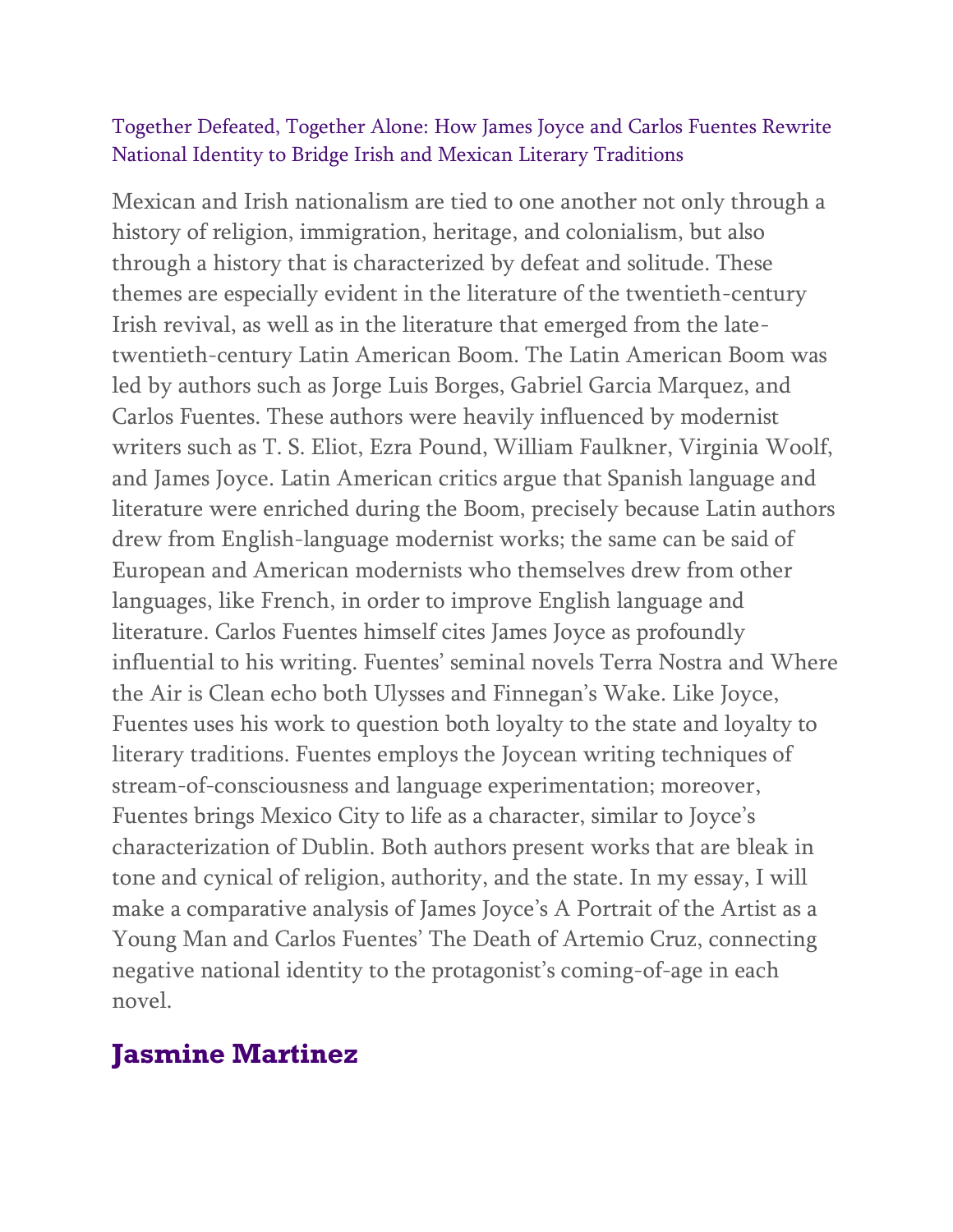## Together Defeated, Together Alone: How James Joyce and Carlos Fuentes Rewrite National Identity to Bridge Irish and Mexican Literary Traditions

Mexican and Irish nationalism are tied to one another not only through a history of religion, immigration, heritage, and colonialism, but also through a history that is characterized by defeat and solitude. These themes are especially evident in the literature of the twentieth-century Irish revival, as well as in the literature that emerged from the late-twentieth-century Latin American Boom. The Latin American Boom was led by authors such as Jorge Luis Borges, Gabriel Garcia Marquez, and Carlos Fuentes. These authors were heavily influenced by modernist writers such as T. S. Eliot, Ezra Pound, William Faulkner, Virginia Woolf, and James Joyce. Latin American critics argue that Spanish language and literature were enriched during the Boom, precisely because Latin authors drew from English-language modernist works; the same can be said of European and American modernists who themselves drew from other languages, like French, in order to improve English language and literature. Carlos Fuentes himself cites James Joyce as profoundly influential to his writing. Fuentes' seminal novels Terra Nostra and Where the Air is Clean echo both Ulysses and Finnegan's Wake. Like Joyce, Fuentes uses his work to question both loyalty to the state and loyalty to literary traditions. Fuentes employs the Joycean writing techniques of stream-of-consciousness and language experimentation; moreover, Fuentes brings Mexico City to life as a character, similar to Joyce's characterization of Dublin. Both authors present works that are bleak in tone and cynical of religion, authority, and the state. In my essay, I will make a comparative analysis of James Joyce's A Portrait of the Artist as a Young Man and Carlos Fuentes' The Death of Artemio Cruz, connecting negative national identity to the protagonist's coming-of-age in each novel.

## Jasmine Martinez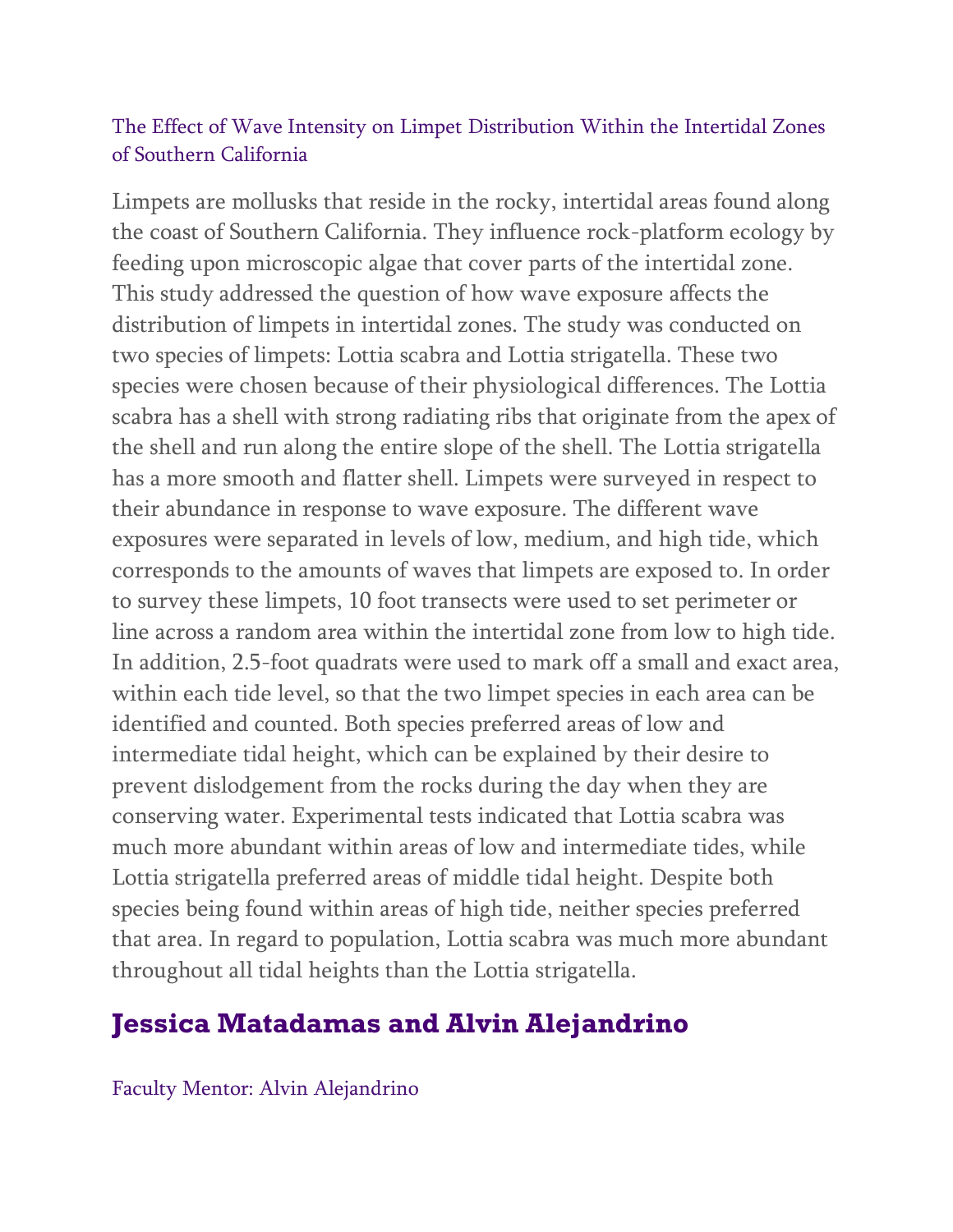### The Effect of Wave Intensity on Limpet Distribution Within the Intertidal Zones of Southern California

Limpets are mollusks that reside in the rocky, intertidal areas found along the coast of Southern California. They influence rock-platform ecology by feeding upon microscopic algae that cover parts of the intertidal zone. This study addressed the question of how wave exposure affects the distribution of limpets in intertidal zones. The study was conducted on two species of limpets: Lottia scabra and Lottia strigatella. These two species were chosen because of their physiological differences. The Lottia scabra has a shell with strong radiating ribs that originate from the apex of the shell and run along the entire slope of the shell. The Lottia strigatella has a more smooth and flatter shell. Limpets were surveyed in respect to their abundance in response to wave exposure. The different wave exposures were separated in levels of low, medium, and high tide, which corresponds to the amounts of waves that limpets are exposed to. In order to survey these limpets, 10 foot transects were used to set perimeter or line across a random area within the intertidal zone from low to high tide. In addition, 2.5-foot quadrats were used to mark off a small and exact area, within each tide level, so that the two limpet species in each area can be identified and counted. Both species preferred areas of low and intermediate tidal height, which can be explained by their desire to prevent dislodgement from the rocks during the day when they are conserving water. Experimental tests indicated that Lottia scabra was much more abundant within areas of low and intermediate tides, while Lottia strigatella preferred areas of middle tidal height. Despite both species being found within areas of high tide, neither species preferred that area. In regard to population, Lottia scabra was much more abundant throughout all tidal heights than the Lottia strigatella.

## Jessica Matadamas and Alvin Alejandrino

Faculty Mentor: Alvin Alejandrino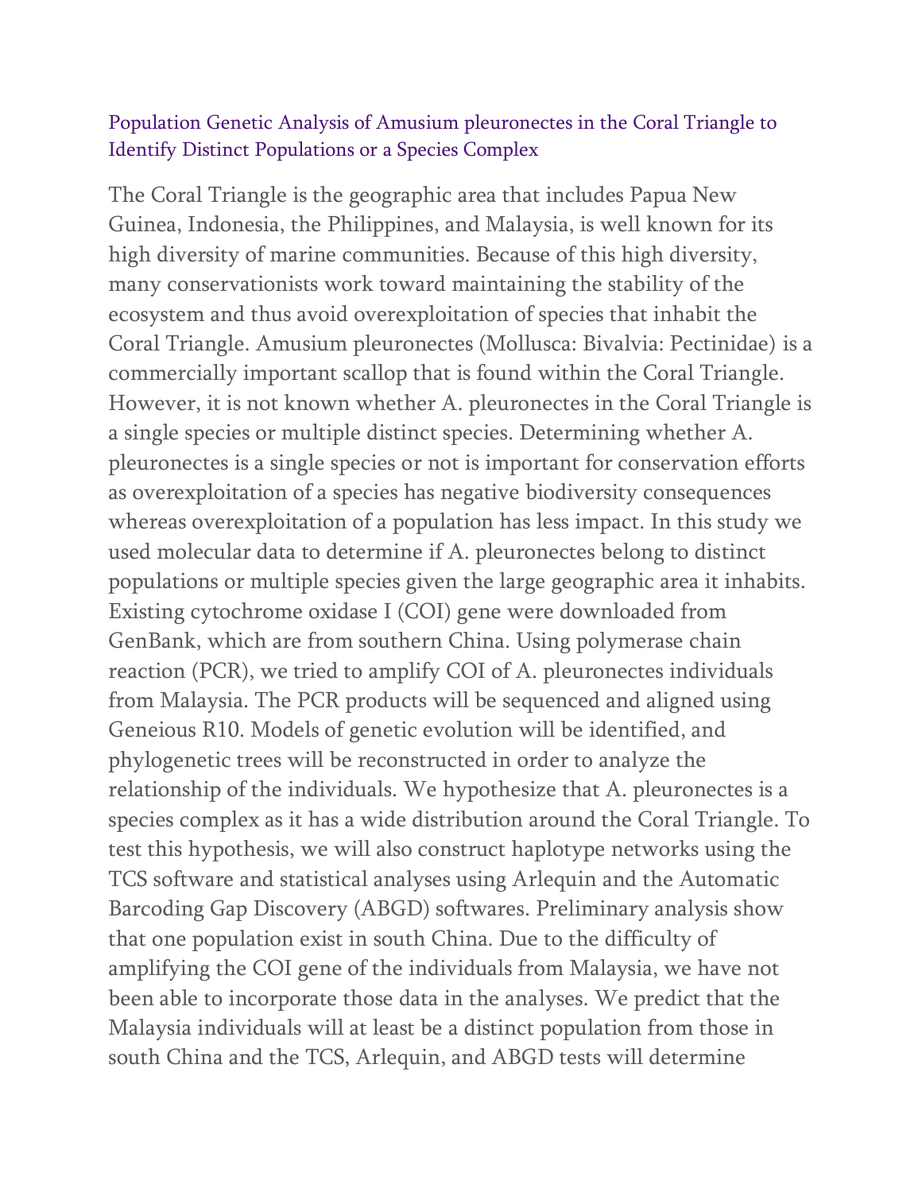### Population Genetic Analysis of Amusium pleuronectes in the Coral Triangle to Identify Distinct Populations or a Species Complex

The Coral Triangle is the geographic area that includes Papua New Guinea, Indonesia, the Philippines, and Malaysia, is well known for its high diversity of marine communities. Because of this high diversity, many conservationists work toward maintaining the stability of the ecosystem and thus avoid overexploitation of species that inhabit the Coral Triangle. Amusium pleuronectes (Mollusca: Bivalvia: Pectinidae) is a commercially important scallop that is found within the Coral Triangle. However, it is not known whether A. pleuronectes in the Coral Triangle is a single species or multiple distinct species. Determining whether A. pleuronectes is a single species or not is important for conservation efforts as overexploitation of a species has negative biodiversity consequences whereas overexploitation of a population has less impact. In this study we used molecular data to determine if A. pleuronectes belong to distinct populations or multiple species given the large geographic area it inhabits. Existing cytochrome oxidase I (COI) gene were downloaded from GenBank, which are from southern China. Using polymerase chain reaction (PCR), we tried to amplify COI of A. pleuronectes individuals from Malaysia. The PCR products will be sequenced and aligned using Geneious R10. Models of genetic evolution will be identified, and phylogenetic trees will be reconstructed in order to analyze the relationship of the individuals. We hypothesize that A. pleuronectes is a species complex as it has a wide distribution around the Coral Triangle. To test this hypothesis, we will also construct haplotype networks using the TCS software and statistical analyses using Arlequin and the Automatic Barcoding Gap Discovery (ABGD) softwares. Preliminary analysis show that one population exist in south China. Due to the difficulty of amplifying the COI gene of the individuals from Malaysia, we have not been able to incorporate those data in the analyses. We predict that the Malaysia individuals will at least be a distinct population from those in south China and the TCS, Arlequin, and ABGD tests will determine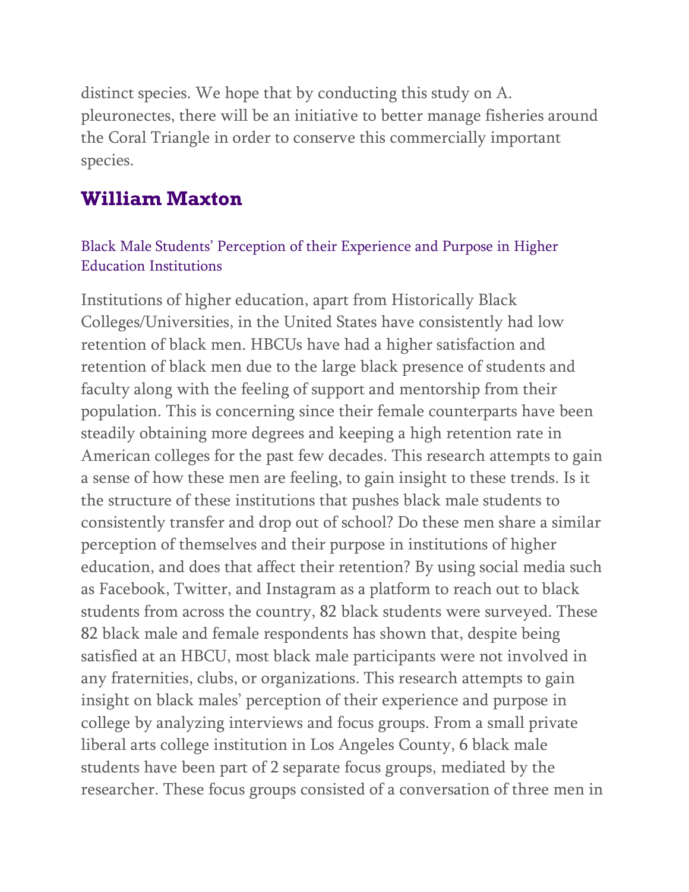distinct species. We hope that by conducting this study on A. pleuronectes, there will be an initiative to better manage fisheries around the Coral Triangle in order to conserve this commercially important species.

## William Maxton

### Black Male Students' Perception of their Experience and Purpose in Higher Education Institutions

Institutions of higher education, apart from Historically Black Colleges/Universities, in the United States have consistently had low retention of black men. HBCUs have had a higher satisfaction and retention of black men due to the large black presence of students and faculty along with the feeling of support and mentorship from their population. This is concerning since their female counterparts have been steadily obtaining more degrees and keeping a high retention rate in American colleges for the past few decades. This research attempts to gain a sense of how these men are feeling, to gain insight to these trends. Is it the structure of these institutions that pushes black male students to consistently transfer and drop out of school? Do these men share a similar perception of themselves and their purpose in institutions of higher education, and does that affect their retention? By using social media such as Facebook, Twitter, and Instagram as a platform to reach out to black students from across the country, 82 black students were surveyed. These 82 black male and female respondents has shown that, despite being satisfied at an HBCU, most black male participants were not involved in any fraternities, clubs, or organizations. This research attempts to gain insight on black males' perception of their experience and purpose in college by analyzing interviews and focus groups. From a small private liberal arts college institution in Los Angeles County, 6 black male students have been part of 2 separate focus groups, mediated by the researcher. These focus groups consisted of a conversation of three men in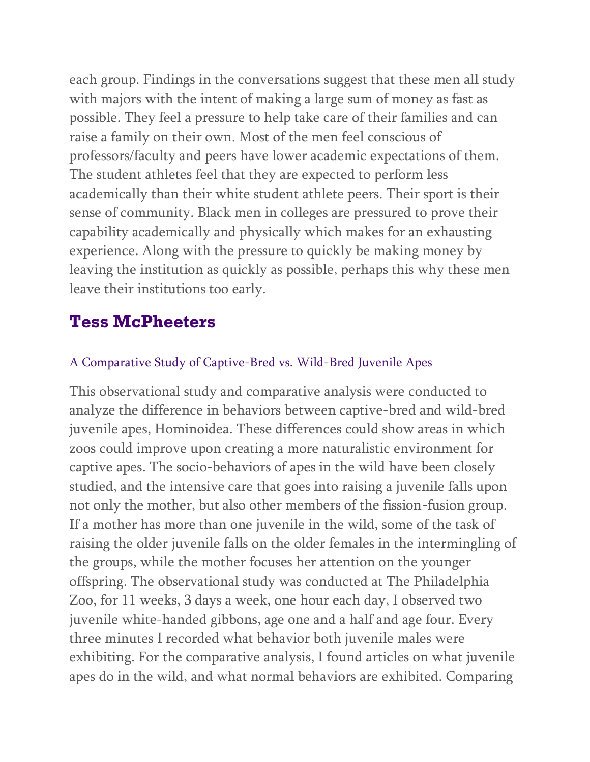each group. Findings in the conversations suggest that these men all study with majors with the intent of making a large sum of money as fast as possible. They feel a pressure to help take care of their families and can raise a family on their own. Most of the men feel conscious of professors/faculty and peers have lower academic expectations of them. The student athletes feel that they are expected to perform less academically than their white student athlete peers. Their sport is their sense of community. Black men in colleges are pressured to prove their capability academically and physically which makes for an exhausting experience. Along with the pressure to quickly be making money by leaving the institution as quickly as possible, perhaps this why these men leave their institutions too early.

## Tess McPheeters

### A Comparative Study of Captive-Bred vs. Wild-Bred Juvenile Apes

This observational study and comparative analysis were conducted to analyze the difference in behaviors between captive-bred and wild-bred juvenile apes, Hominoidea. These differences could show areas in which zoos could improve upon creating a more naturalistic environment for captive apes. The socio-behaviors of apes in the wild have been closely studied, and the intensive care that goes into raising a juvenile falls upon not only the mother, but also other members of the fission-fusion group. If a mother has more than one juvenile in the wild, some of the task of raising the older juvenile falls on the older females in the intermingling of the groups, while the mother focuses her attention on the younger offspring. The observational study was conducted at The Philadelphia Zoo, for 11 weeks, 3 days a week, one hour each day, I observed two juvenile white-handed gibbons, age one and a half and age four. Every three minutes I recorded what behavior both juvenile males were exhibiting. For the comparative analysis, I found articles on what juvenile apes do in the wild, and what normal behaviors are exhibited. Comparing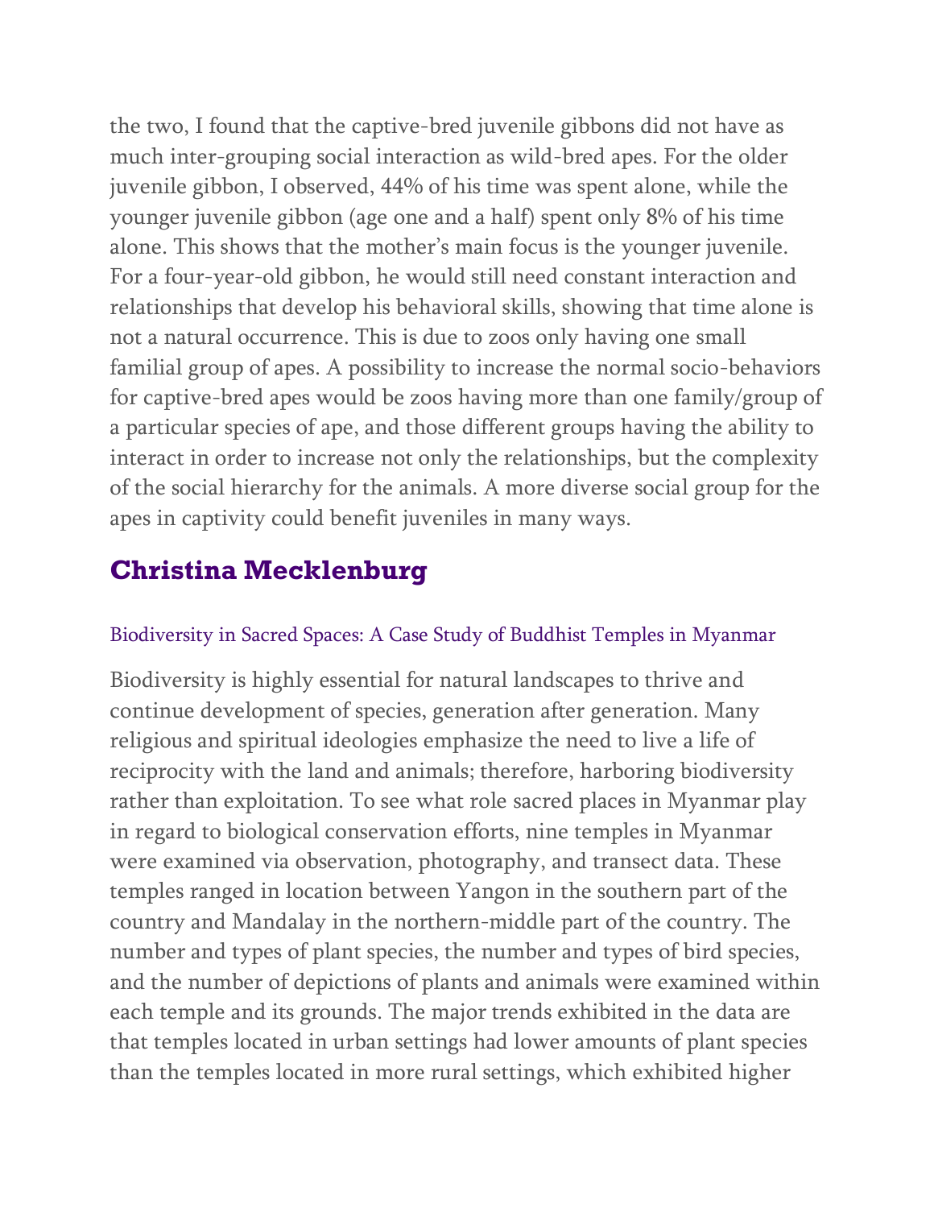the two, I found that the captive-bred juvenile gibbons did not have as much inter-grouping social interaction as wild-bred apes. For the older juvenile gibbon, I observed, 44% of his time was spent alone, while the younger juvenile gibbon (age one and a half) spent only 8% of his time alone. This shows that the mother's main focus is the younger juvenile. For a four-year-old gibbon, he would still need constant interaction and relationships that develop his behavioral skills, showing that time alone is not a natural occurrence. This is due to zoos only having one small familial group of apes. A possibility to increase the normal socio-behaviors for captive-bred apes would be zoos having more than one family/group of a particular species of ape, and those different groups having the ability to interact in order to increase not only the relationships, but the complexity of the social hierarchy for the animals. A more diverse social group for the apes in captivity could benefit juveniles in many ways.

## Christina Mecklenburg

### Biodiversity in Sacred Spaces: A Case Study of Buddhist Temples in Myanmar

Biodiversity is highly essential for natural landscapes to thrive and continue development of species, generation after generation. Many religious and spiritual ideologies emphasize the need to live a life of reciprocity with the land and animals; therefore, harboring biodiversity rather than exploitation. To see what role sacred places in Myanmar play in regard to biological conservation efforts, nine temples in Myanmar were examined via observation, photography, and transect data. These temples ranged in location between Yangon in the southern part of the country and Mandalay in the northern-middle part of the country. The number and types of plant species, the number and types of bird species, and the number of depictions of plants and animals were examined within each temple and its grounds. The major trends exhibited in the data are that temples located in urban settings had lower amounts of plant species than the temples located in more rural settings, which exhibited higher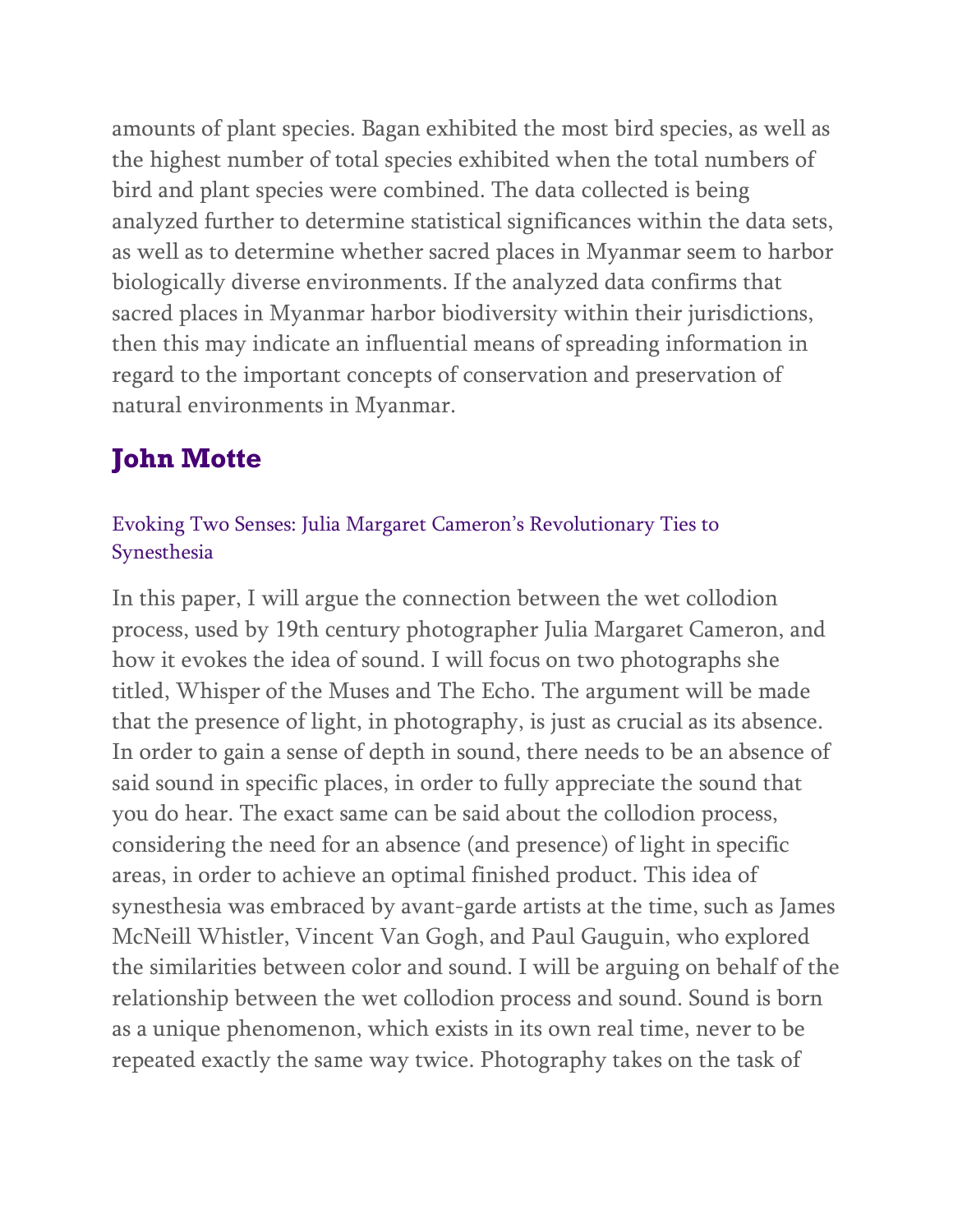amounts of plant species. Bagan exhibited the most bird species, as well as the highest number of total species exhibited when the total numbers of bird and plant species were combined. The data collected is being analyzed further to determine statistical significances within the data sets, as well as to determine whether sacred places in Myanmar seem to harbor biologically diverse environments. If the analyzed data confirms that sacred places in Myanmar harbor biodiversity within their jurisdictions, then this may indicate an influential means of spreading information in regard to the important concepts of conservation and preservation of natural environments in Myanmar.

## John Motte

### Evoking Two Senses: Julia Margaret Cameron's Revolutionary Ties to Synesthesia

In this paper, I will argue the connection between the wet collodion process, used by 19th century photographer Julia Margaret Cameron, and how it evokes the idea of sound. I will focus on two photographs she titled, Whisper of the Muses and The Echo. The argument will be made that the presence of light, in photography, is just as crucial as its absence. In order to gain a sense of depth in sound, there needs to be an absence of said sound in specific places, in order to fully appreciate the sound that you do hear. The exact same can be said about the collodion process, considering the need for an absence (and presence) of light in specific areas, in order to achieve an optimal finished product. This idea of synesthesia was embraced by avant-garde artists at the time, such as James McNeill Whistler, Vincent Van Gogh, and Paul Gauguin, who explored the similarities between color and sound. I will be arguing on behalf of the relationship between the wet collodion process and sound. Sound is born as a unique phenomenon, which exists in its own real time, never to be repeated exactly the same way twice. Photography takes on the task of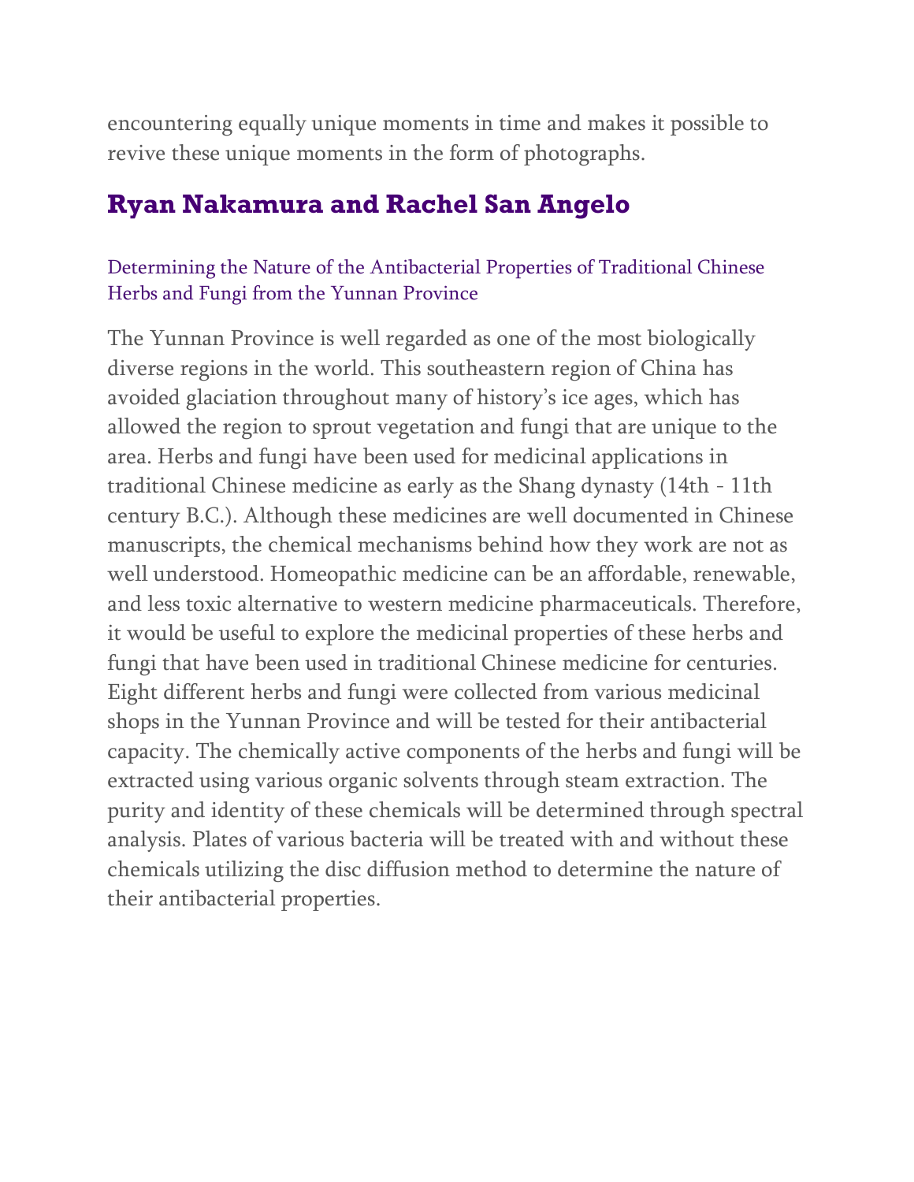encountering equally unique moments in time and makes it possible to revive these unique moments in the form of photographs.

## Ryan Nakamura and Rachel San Angelo

### Determining the Nature of the Antibacterial Properties of Traditional Chinese Herbs and Fungi from the Yunnan Province

The Yunnan Province is well regarded as one of the most biologically diverse regions in the world. This southeastern region of China has avoided glaciation throughout many of history's ice ages, which has allowed the region to sprout vegetation and fungi that are unique to the area. Herbs and fungi have been used for medicinal applications in traditional Chinese medicine as early as the Shang dynasty (14th - 11th century B.C.). Although these medicines are well documented in Chinese manuscripts, the chemical mechanisms behind how they work are not as well understood. Homeopathic medicine can be an affordable, renewable, and less toxic alternative to western medicine pharmaceuticals. Therefore, it would be useful to explore the medicinal properties of these herbs and fungi that have been used in traditional Chinese medicine for centuries. Eight different herbs and fungi were collected from various medicinal shops in the Yunnan Province and will be tested for their antibacterial capacity. The chemically active components of the herbs and fungi will be extracted using various organic solvents through steam extraction. The purity and identity of these chemicals will be determined through spectral analysis. Plates of various bacteria will be treated with and without these chemicals utilizing the disc diffusion method to determine the nature of their antibacterial properties.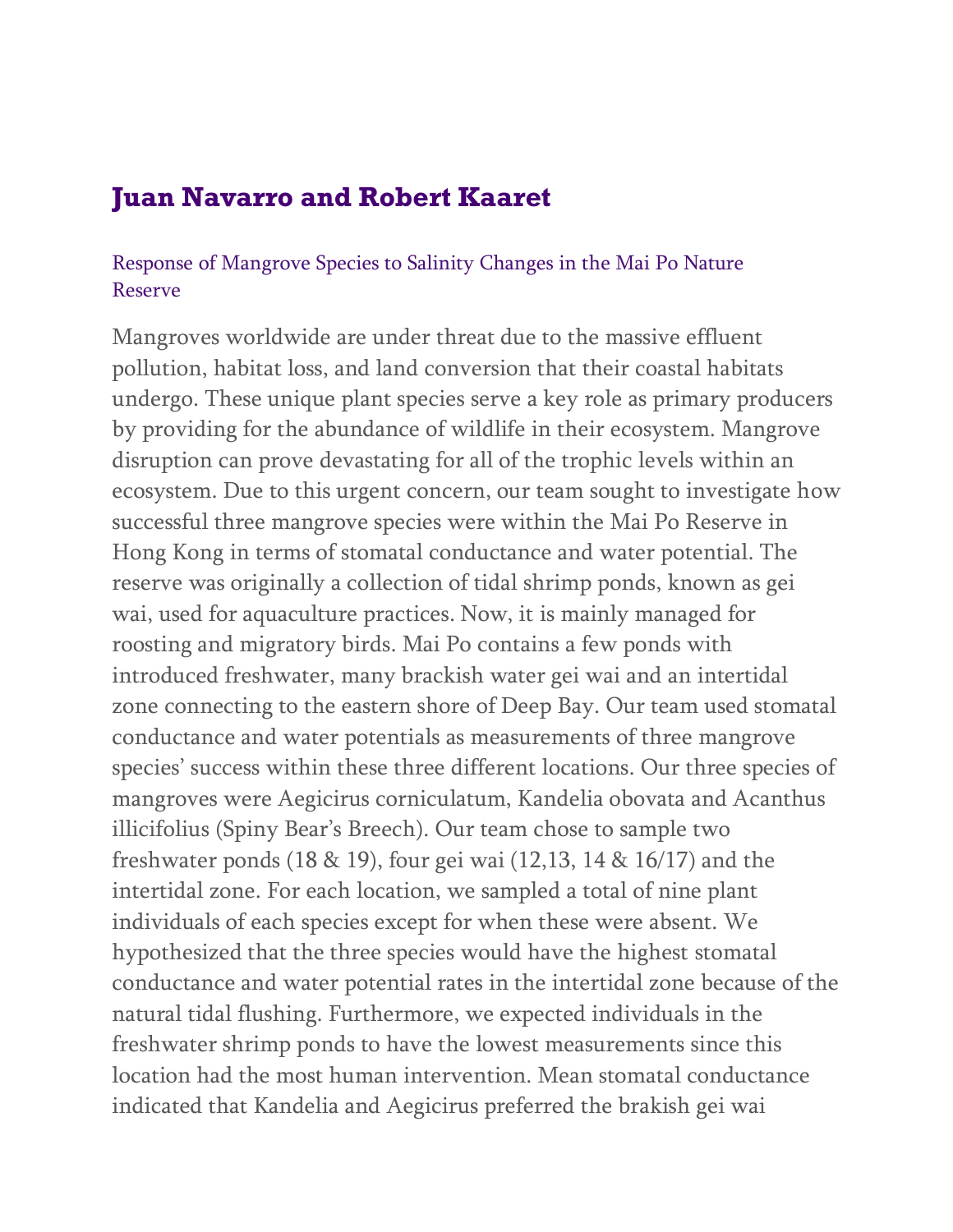## Juan Navarro and Robert Kaaret

### Response of Mangrove Species to Salinity Changes in the Mai Po Nature Reserve

Mangroves worldwide are under threat due to the massive effluent pollution, habitat loss, and land conversion that their coastal habitats undergo. These unique plant species serve a key role as primary producers by providing for the abundance of wildlife in their ecosystem. Mangrove disruption can prove devastating for all of the trophic levels within an ecosystem. Due to this urgent concern, our team sought to investigate how successful three mangrove species were within the Mai Po Reserve in Hong Kong in terms of stomatal conductance and water potential. The reserve was originally a collection of tidal shrimp ponds, known as gei wai, used for aquaculture practices. Now, it is mainly managed for roosting and migratory birds. Mai Po contains a few ponds with introduced freshwater, many brackish water gei wai and an intertidal zone connecting to the eastern shore of Deep Bay. Our team used stomatal conductance and water potentials as measurements of three mangrove species' success within these three different locations. Our three species of mangroves were Aegicirus corniculatum, Kandelia obovata and Acanthus illicifolius (Spiny Bear's Breech). Our team chose to sample two freshwater ponds (18 & 19), four gei wai (12,13, 14 & 16/17) and the intertidal zone. For each location, we sampled a total of nine plant individuals of each species except for when these were absent. We hypothesized that the three species would have the highest stomatal conductance and water potential rates in the intertidal zone because of the natural tidal flushing. Furthermore, we expected individuals in the freshwater shrimp ponds to have the lowest measurements since this location had the most human intervention. Mean stomatal conductance indicated that Kandelia and Aegicirus preferred the brakish gei wai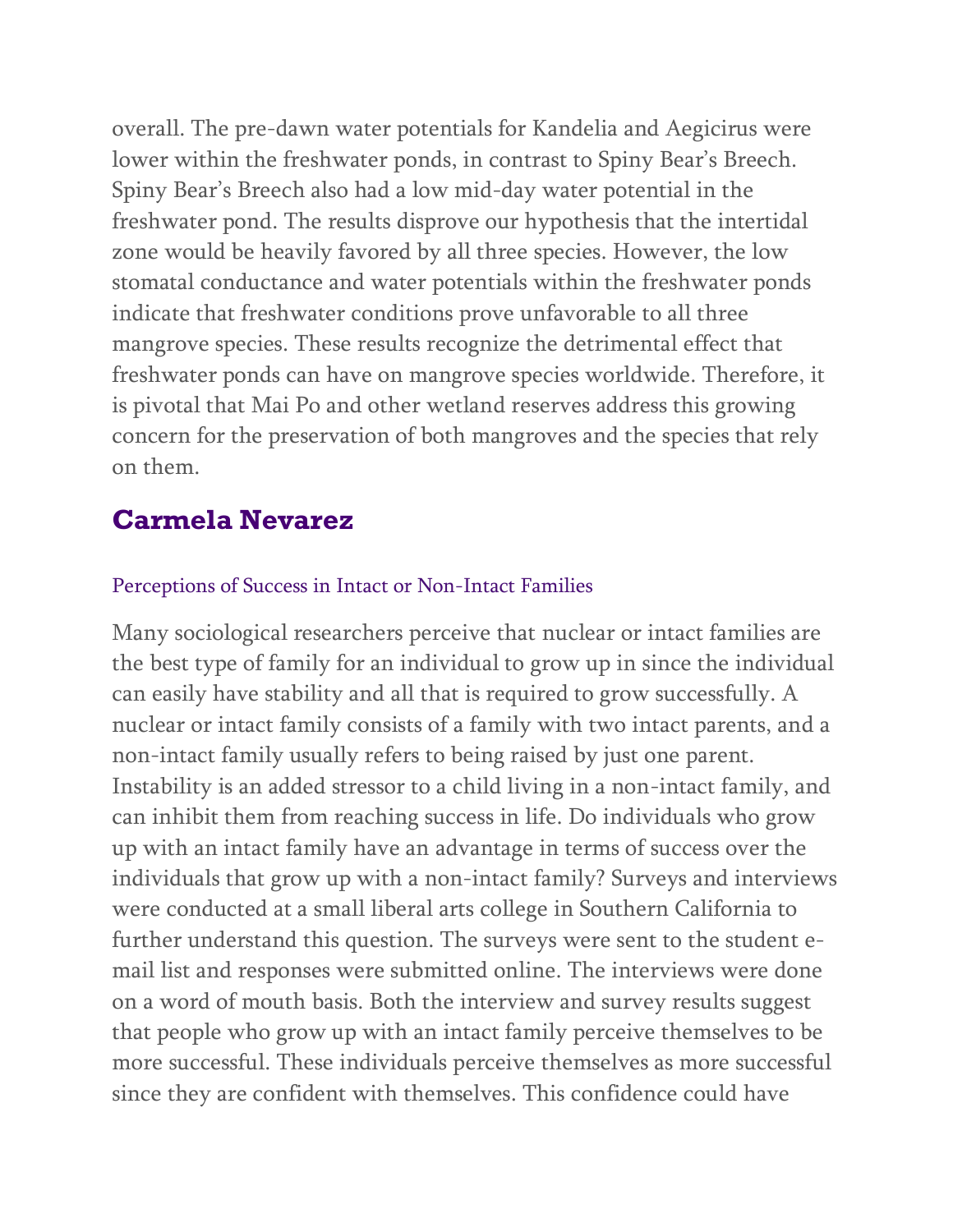overall. The pre-dawn water potentials for Kandelia and Aegicirus were lower within the freshwater ponds, in contrast to Spiny Bear's Breech. Spiny Bear's Breech also had a low mid-day water potential in the freshwater pond. The results disprove our hypothesis that the intertidal zone would be heavily favored by all three species. However, the low stomatal conductance and water potentials within the freshwater ponds indicate that freshwater conditions prove unfavorable to all three mangrove species. These results recognize the detrimental effect that freshwater ponds can have on mangrove species worldwide. Therefore, it is pivotal that Mai Po and other wetland reserves address this growing concern for the preservation of both mangroves and the species that rely on them.

## Carmela Nevarez

### Perceptions of Success in Intact or Non-Intact Families

Many sociological researchers perceive that nuclear or intact families are the best type of family for an individual to grow up in since the individual can easily have stability and all that is required to grow successfully. A nuclear or intact family consists of a family with two intact parents, and a non-intact family usually refers to being raised by just one parent. Instability is an added stressor to a child living in a non-intact family, and can inhibit them from reaching success in life. Do individuals who grow up with an intact family have an advantage in terms of success over the individuals that grow up with a non-intact family? Surveys and interviews were conducted at a small liberal arts college in Southern California to further understand this question. The surveys were sent to the student e-mail list and responses were submitted online. The interviews were done on a word of mouth basis. Both the interview and survey results suggest that people who grow up with an intact family perceive themselves to be more successful. These individuals perceive themselves as more successful since they are confident with themselves. This confidence could have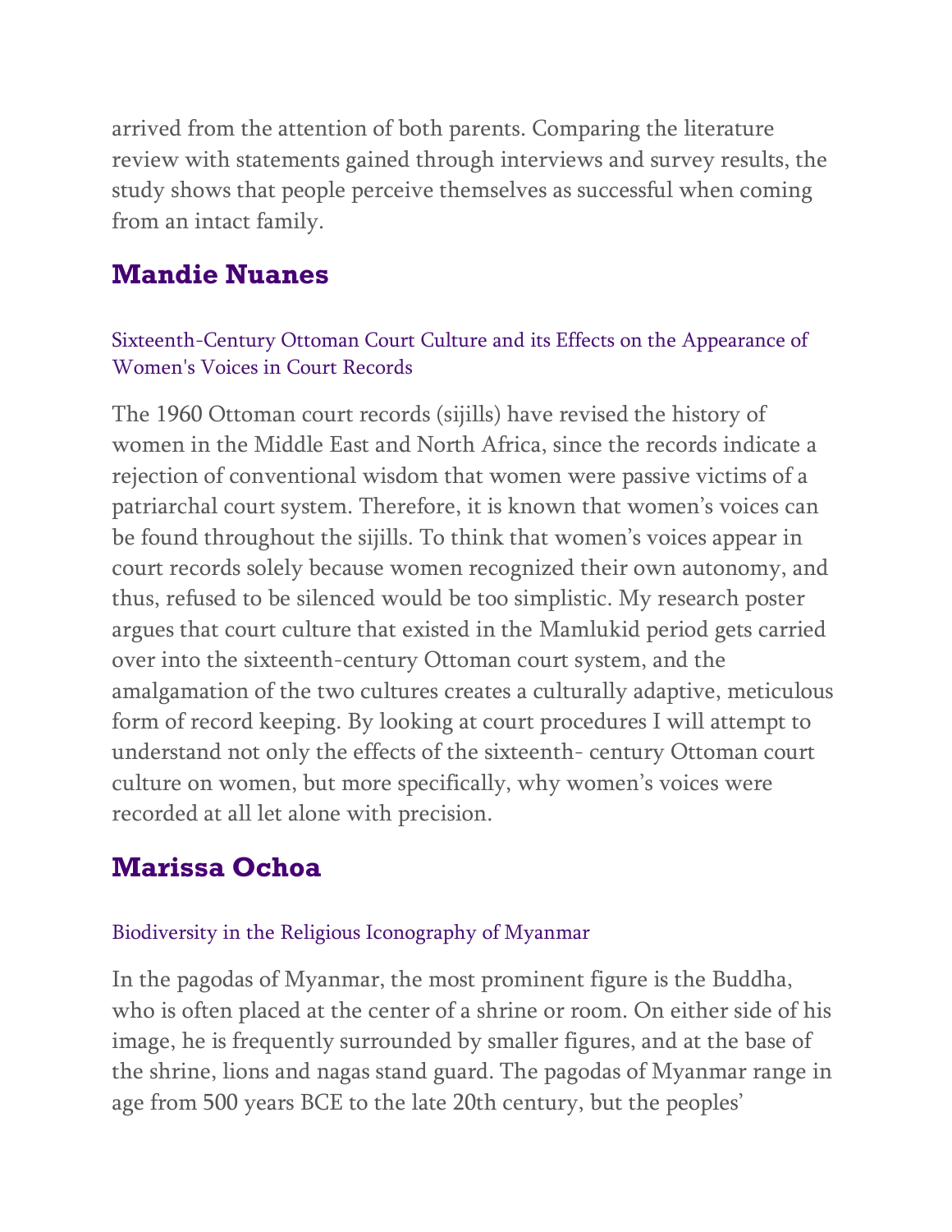arrived from the attention of both parents. Comparing the literature review with statements gained through interviews and survey results, the study shows that people perceive themselves as successful when coming from an intact family.

## Mandie Nuanes

### Sixteenth-Century Ottoman Court Culture and its Effects on the Appearance of Women's Voices in Court Records

The 1960 Ottoman court records (sijills) have revised the history of women in the Middle East and North Africa, since the records indicate a rejection of conventional wisdom that women were passive victims of a patriarchal court system. Therefore, it is known that women's voices can be found throughout the sijills. To think that women's voices appear in court records solely because women recognized their own autonomy, and thus, refused to be silenced would be too simplistic. My research poster argues that court culture that existed in the Mamlukid period gets carried over into the sixteenth-century Ottoman court system, and the amalgamation of the two cultures creates a culturally adaptive, meticulous form of record keeping. By looking at court procedures I will attempt to understand not only the effects of the sixteenth- century Ottoman court culture on women, but more specifically, why women's voices were recorded at all let alone with precision.

## Marissa Ochoa

### Biodiversity in the Religious Iconography of Myanmar

In the pagodas of Myanmar, the most prominent figure is the Buddha, who is often placed at the center of a shrine or room. On either side of his image, he is frequently surrounded by smaller figures, and at the base of the shrine, lions and nagas stand guard. The pagodas of Myanmar range in age from 500 years BCE to the late 20th century, but the peoples'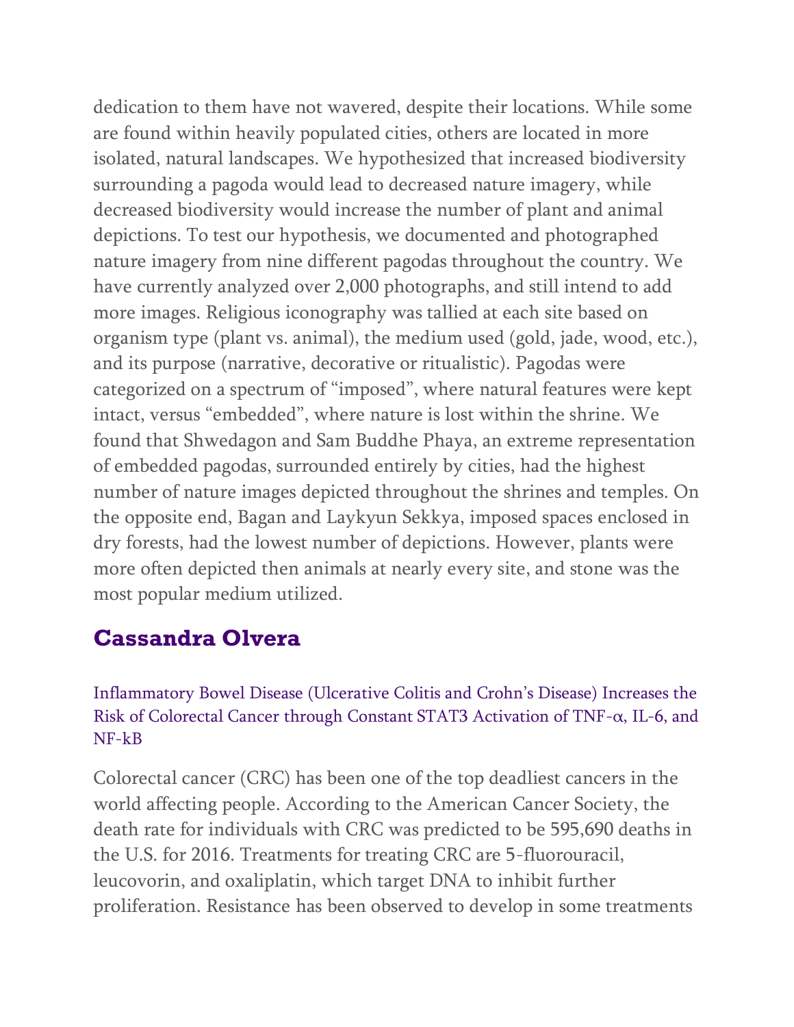dedication to them have not wavered, despite their locations. While some are found within heavily populated cities, others are located in more isolated, natural landscapes. We hypothesized that increased biodiversity surrounding a pagoda would lead to decreased nature imagery, while decreased biodiversity would increase the number of plant and animal depictions. To test our hypothesis, we documented and photographed nature imagery from nine different pagodas throughout the country. We have currently analyzed over 2,000 photographs, and still intend to add more images. Religious iconography was tallied at each site based on organism type (plant vs. animal), the medium used (gold, jade, wood, etc.), and its purpose (narrative, decorative or ritualistic). Pagodas were categorized on a spectrum of "imposed", where natural features were kept intact, versus "embedded", where nature is lost within the shrine. We found that Shwedagon and Sam Buddhe Phaya, an extreme representation of embedded pagodas, surrounded entirely by cities, had the highest number of nature images depicted throughout the shrines and temples. On the opposite end, Bagan and Laykyun Sekkya, imposed spaces enclosed in dry forests, had the lowest number of depictions. However, plants were more often depicted then animals at nearly every site, and stone was the most popular medium utilized.

## Cassandra Olvera

Inflammatory Bowel Disease (Ulcerative Colitis and Crohn's Disease) Increases the Risk of Colorectal Cancer through Constant STAT3 Activation of TNF-α, IL-6, and NF-kB

Colorectal cancer (CRC) has been one of the top deadliest cancers in the world affecting people. According to the American Cancer Society, the death rate for individuals with CRC was predicted to be 595,690 deaths in the U.S. for 2016. Treatments for treating CRC are 5-fluorouracil, leucovorin, and oxaliplatin, which target DNA to inhibit further proliferation. Resistance has been observed to develop in some treatments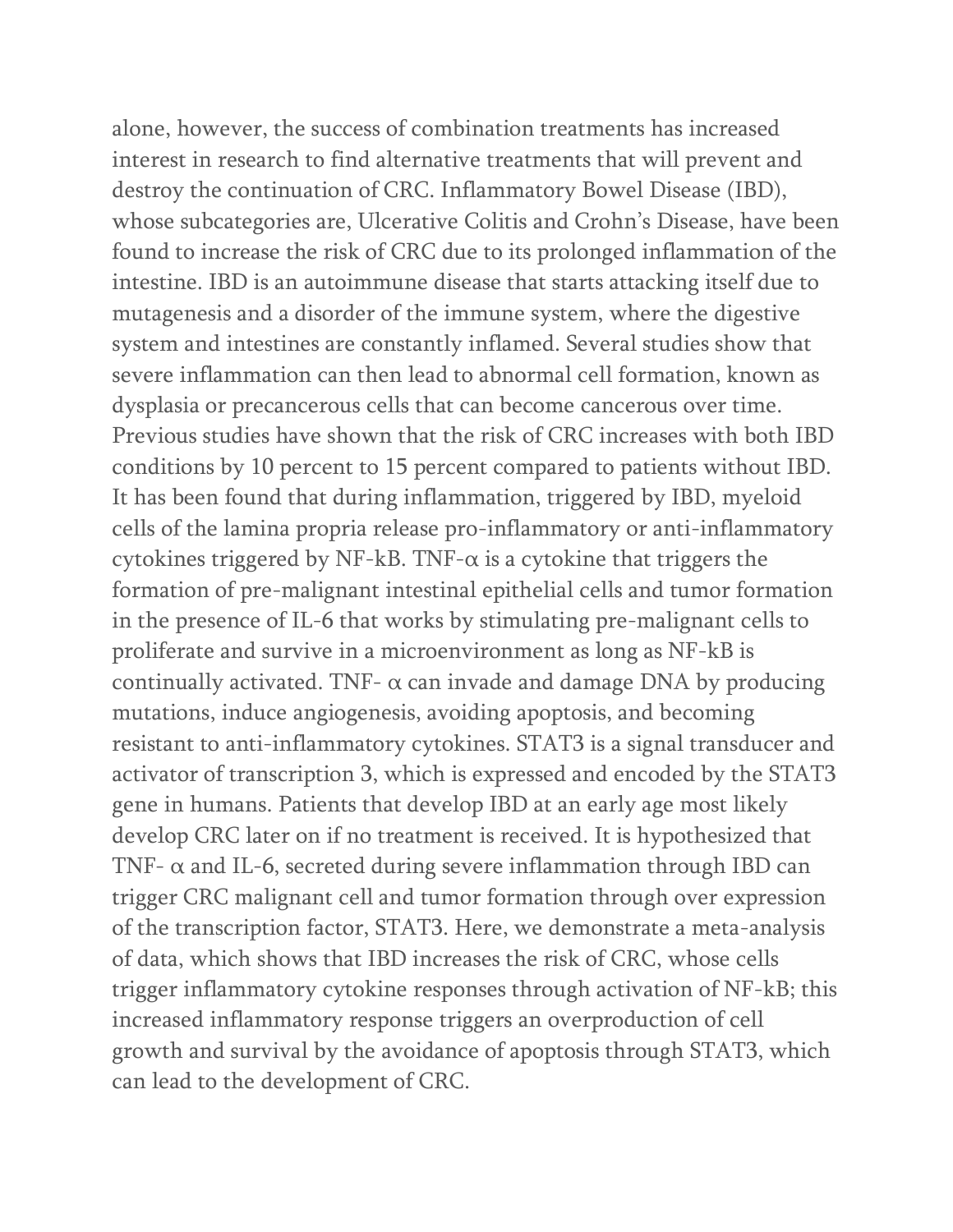alone, however, the success of combination treatments has increased interest in research to find alternative treatments that will prevent and destroy the continuation of CRC. Inflammatory Bowel Disease (IBD), whose subcategories are, Ulcerative Colitis and Crohn's Disease, have been found to increase the risk of CRC due to its prolonged inflammation of the intestine. IBD is an autoimmune disease that starts attacking itself due to mutagenesis and a disorder of the immune system, where the digestive system and intestines are constantly inflamed. Several studies show that severe inflammation can then lead to abnormal cell formation, known as dysplasia or precancerous cells that can become cancerous over time. Previous studies have shown that the risk of CRC increases with both IBD conditions by 10 percent to 15 percent compared to patients without IBD. It has been found that during inflammation, triggered by IBD, myeloid cells of the lamina propria release pro-inflammatory or anti-inflammatory cytokines triggered by NF-kB. TNF-α is a cytokine that triggers the formation of pre-malignant intestinal epithelial cells and tumor formation in the presence of IL-6 that works by stimulating pre-malignant cells to proliferate and survive in a microenvironment as long as NF-kB is continually activated. TNF- α can invade and damage DNA by producing mutations, induce angiogenesis, avoiding apoptosis, and becoming resistant to anti-inflammatory cytokines. STAT3 is a signal transducer and activator of transcription 3, which is expressed and encoded by the STAT3 gene in humans. Patients that develop IBD at an early age most likely develop CRC later on if no treatment is received. It is hypothesized that TNF- α and IL-6, secreted during severe inflammation through IBD can trigger CRC malignant cell and tumor formation through over expression of the transcription factor, STAT3. Here, we demonstrate a meta-analysis of data, which shows that IBD increases the risk of CRC, whose cells trigger inflammatory cytokine responses through activation of NF-kB; this increased inflammatory response triggers an overproduction of cell growth and survival by the avoidance of apoptosis through STAT3, which can lead to the development of CRC.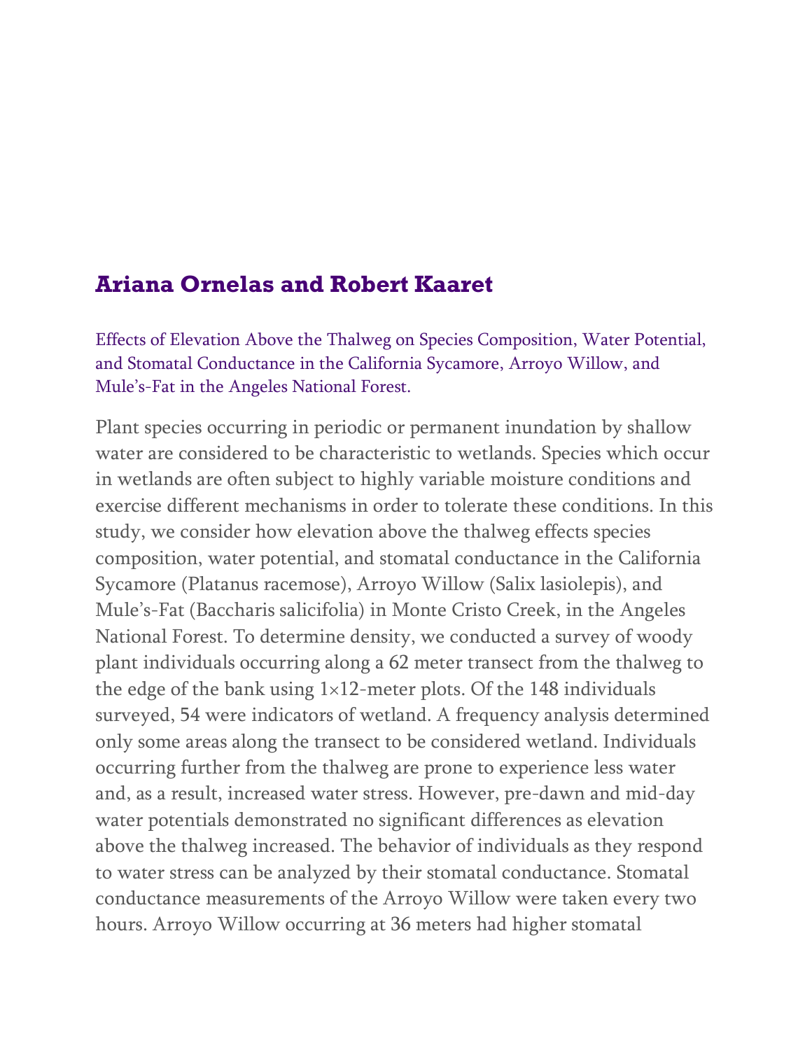## Ariana Ornelas and Robert Kaaret

Effects of Elevation Above the Thalweg on Species Composition, Water Potential, and Stomatal Conductance in the California Sycamore, Arroyo Willow, and Mule's-Fat in the Angeles National Forest.

Plant species occurring in periodic or permanent inundation by shallow water are considered to be characteristic to wetlands. Species which occur in wetlands are often subject to highly variable moisture conditions and exercise different mechanisms in order to tolerate these conditions. In this study, we consider how elevation above the thalweg effects species composition, water potential, and stomatal conductance in the California Sycamore (Platanus racemose), Arroyo Willow (Salix lasiolepis), and Mule's-Fat (Baccharis salicifolia) in Monte Cristo Creek, in the Angeles National Forest. To determine density, we conducted a survey of woody plant individuals occurring along a 62 meter transect from the thalweg to the edge of the bank using 1×12-meter plots. Of the 148 individuals surveyed, 54 were indicators of wetland. A frequency analysis determined only some areas along the transect to be considered wetland. Individuals occurring further from the thalweg are prone to experience less water and, as a result, increased water stress. However, pre-dawn and mid-day water potentials demonstrated no significant differences as elevation above the thalweg increased. The behavior of individuals as they respond to water stress can be analyzed by their stomatal conductance. Stomatal conductance measurements of the Arroyo Willow were taken every two hours. Arroyo Willow occurring at 36 meters had higher stomatal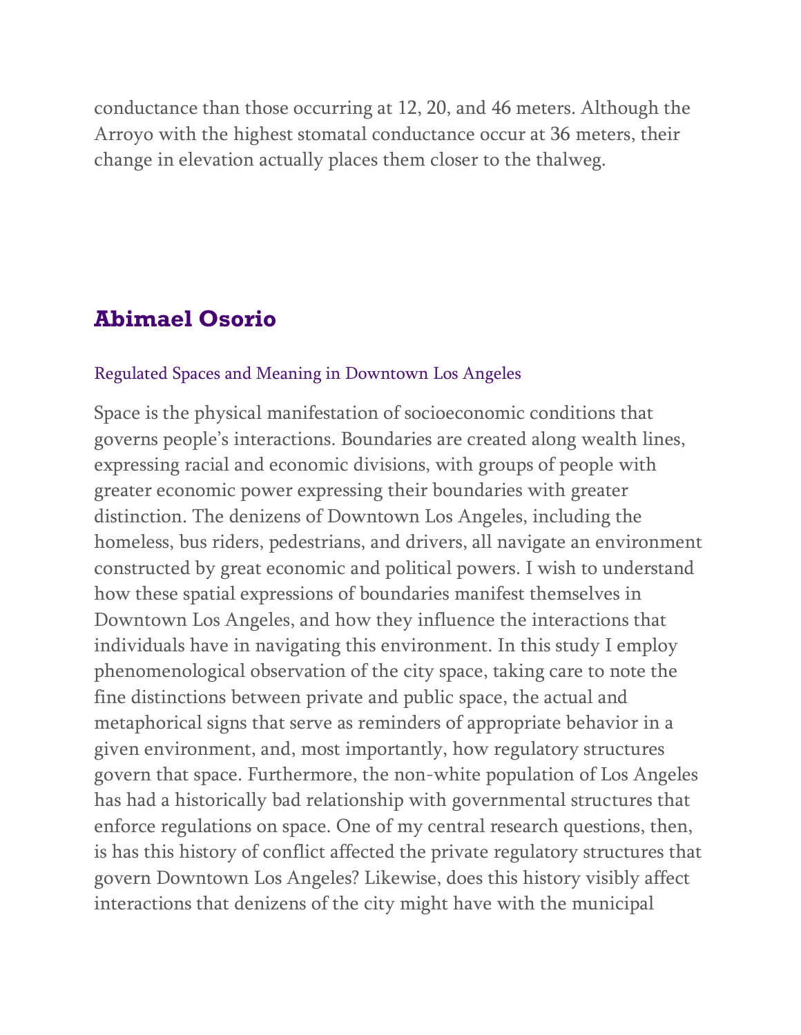conductance than those occurring at 12, 20, and 46 meters. Although the Arroyo with the highest stomatal conductance occur at 36 meters, their change in elevation actually places them closer to the thalweg.

## Abimael Osorio

### Regulated Spaces and Meaning in Downtown Los Angeles

Space is the physical manifestation of socioeconomic conditions that governs people's interactions. Boundaries are created along wealth lines, expressing racial and economic divisions, with groups of people with greater economic power expressing their boundaries with greater distinction. The denizens of Downtown Los Angeles, including the homeless, bus riders, pedestrians, and drivers, all navigate an environment constructed by great economic and political powers. I wish to understand how these spatial expressions of boundaries manifest themselves in Downtown Los Angeles, and how they influence the interactions that individuals have in navigating this environment. In this study I employ phenomenological observation of the city space, taking care to note the fine distinctions between private and public space, the actual and metaphorical signs that serve as reminders of appropriate behavior in a given environment, and, most importantly, how regulatory structures govern that space. Furthermore, the non-white population of Los Angeles has had a historically bad relationship with governmental structures that enforce regulations on space. One of my central research questions, then, is has this history of conflict affected the private regulatory structures that govern Downtown Los Angeles? Likewise, does this history visibly affect interactions that denizens of the city might have with the municipal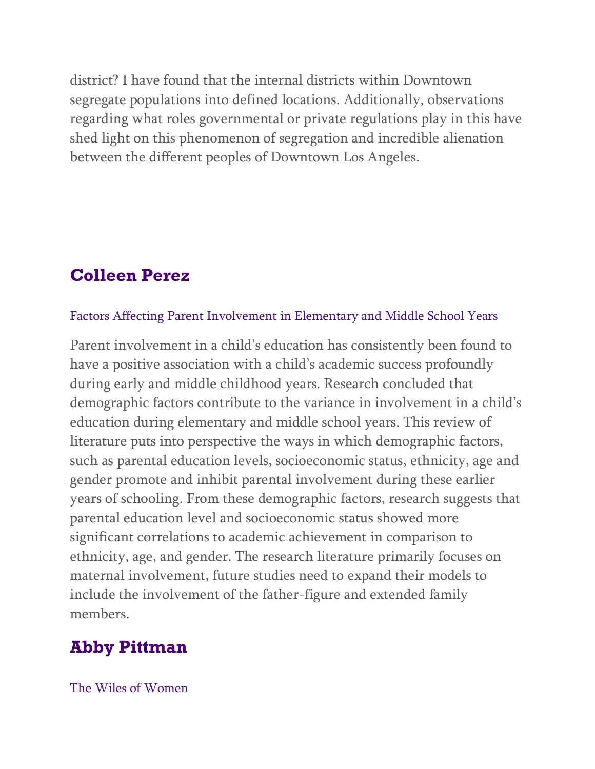district? I have found that the internal districts within Downtown segregate populations into defined locations. Additionally, observations regarding what roles governmental or private regulations play in this have shed light on this phenomenon of segregation and incredible alienation between the different peoples of Downtown Los Angeles.

## Colleen Perez

### Factors Affecting Parent Involvement in Elementary and Middle School Years

Parent involvement in a child's education has consistently been found to have a positive association with a child's academic success profoundly during early and middle childhood years. Research concluded that demographic factors contribute to the variance in involvement in a child's education during elementary and middle school years. This review of literature puts into perspective the ways in which demographic factors, such as parental education levels, socioeconomic status, ethnicity, age and gender promote and inhibit parental involvement during these earlier years of schooling. From these demographic factors, research suggests that parental education level and socioeconomic status showed more significant correlations to academic achievement in comparison to ethnicity, age, and gender. The research literature primarily focuses on maternal involvement, future studies need to expand their models to include the involvement of the father-figure and extended family members.

## Abby Pittman

### The Wiles of Women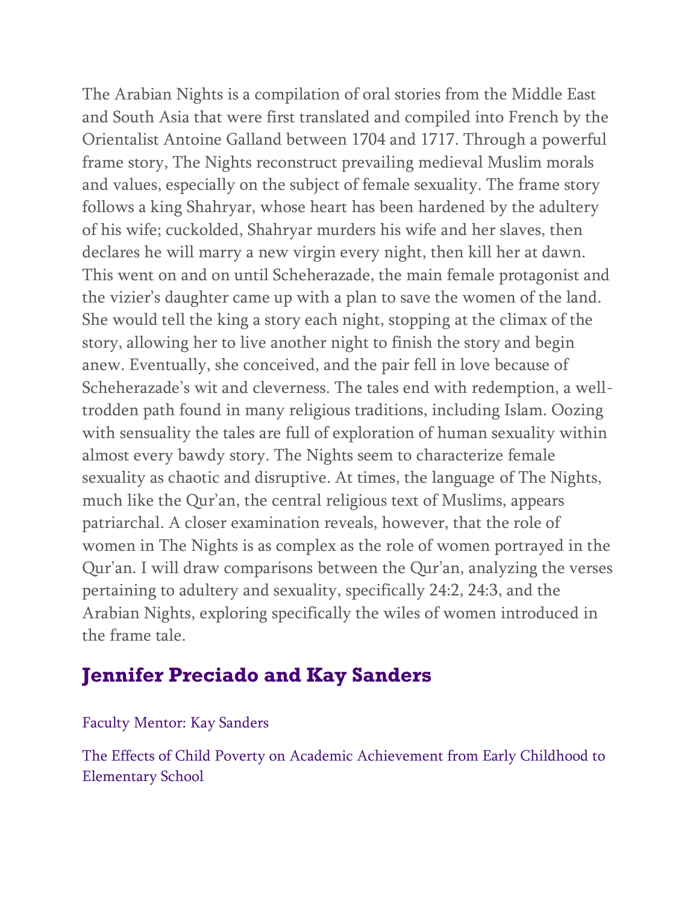The Arabian Nights is a compilation of oral stories from the Middle East and South Asia that were first translated and compiled into French by the Orientalist Antoine Galland between 1704 and 1717. Through a powerful frame story, The Nights reconstruct prevailing medieval Muslim morals and values, especially on the subject of female sexuality. The frame story follows a king Shahryar, whose heart has been hardened by the adultery of his wife; cuckolded, Shahryar murders his wife and her slaves, then declares he will marry a new virgin every night, then kill her at dawn. This went on and on until Scheherazade, the main female protagonist and the vizier's daughter came up with a plan to save the women of the land. She would tell the king a story each night, stopping at the climax of the story, allowing her to live another night to finish the story and begin anew. Eventually, she conceived, and the pair fell in love because of Scheherazade's wit and cleverness. The tales end with redemption, a well-trodden path found in many religious traditions, including Islam. Oozing with sensuality the tales are full of exploration of human sexuality within almost every bawdy story. The Nights seem to characterize female sexuality as chaotic and disruptive. At times, the language of The Nights, much like the Qur'an, the central religious text of Muslims, appears patriarchal. A closer examination reveals, however, that the role of women in The Nights is as complex as the role of women portrayed in the Qur'an. I will draw comparisons between the Qur'an, analyzing the verses pertaining to adultery and sexuality, specifically 24:2, 24:3, and the Arabian Nights, exploring specifically the wiles of women introduced in the frame tale.

## Jennifer Preciado and Kay Sanders

Faculty Mentor: Kay Sanders

The Effects of Child Poverty on Academic Achievement from Early Childhood to Elementary School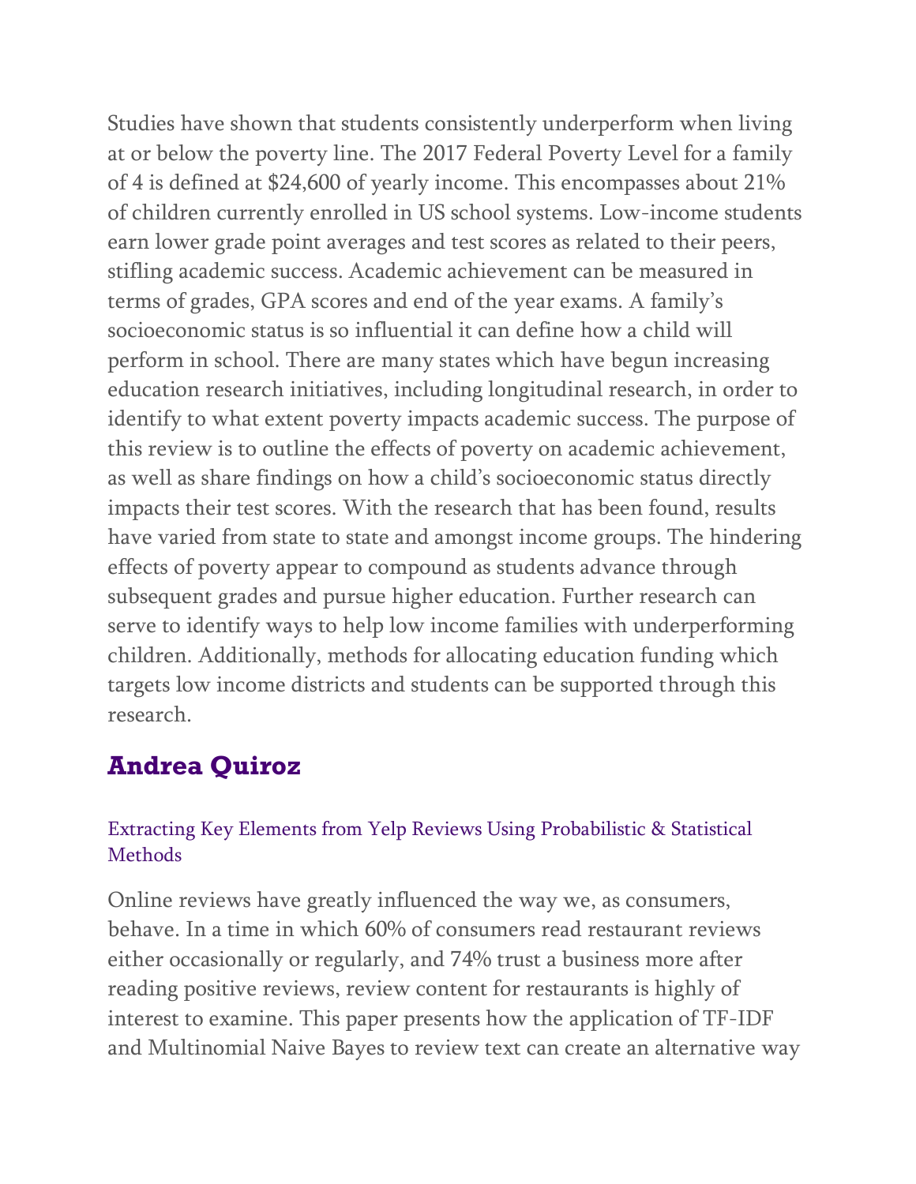Studies have shown that students consistently underperform when living at or below the poverty line. The 2017 Federal Poverty Level for a family of 4 is defined at $24,600 of yearly income. This encompasses about 21% of children currently enrolled in US school systems. Low-income students earn lower grade point averages and test scores as related to their peers, stifling academic success. Academic achievement can be measured in terms of grades, GPA scores and end of the year exams. A family's socioeconomic status is so influential it can define how a child will perform in school. There are many states which have begun increasing education research initiatives, including longitudinal research, in order to identify to what extent poverty impacts academic success. The purpose of this review is to outline the effects of poverty on academic achievement, as well as share findings on how a child's socioeconomic status directly impacts their test scores. With the research that has been found, results have varied from state to state and amongst income groups. The hindering effects of poverty appear to compound as students advance through subsequent grades and pursue higher education. Further research can serve to identify ways to help low income families with underperforming children. Additionally, methods for allocating education funding which targets low income districts and students can be supported through this research.

## Andrea Quiroz

### Extracting Key Elements from Yelp Reviews Using Probabilistic & Statistical Methods

Online reviews have greatly influenced the way we, as consumers, behave. In a time in which 60% of consumers read restaurant reviews either occasionally or regularly, and 74% trust a business more after reading positive reviews, review content for restaurants is highly of interest to examine. This paper presents how the application of TF-IDF and Multinomial Naive Bayes to review text can create an alternative way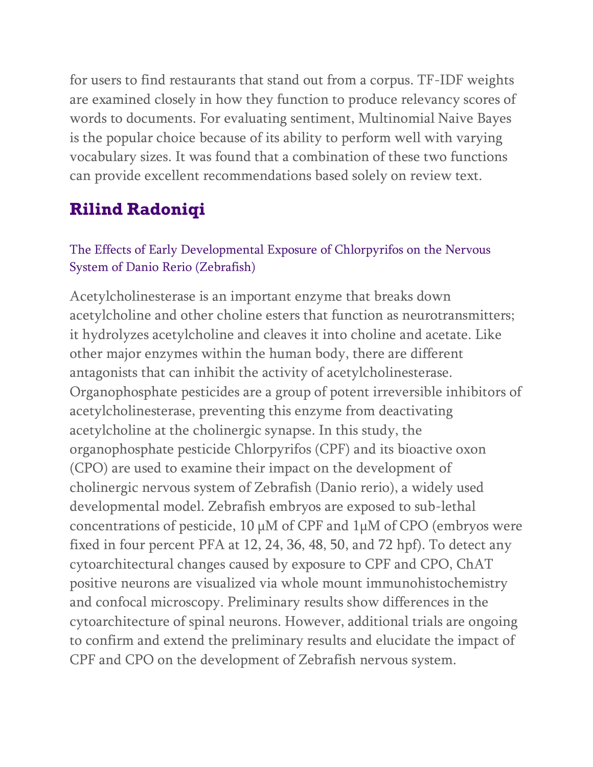for users to find restaurants that stand out from a corpus. TF-IDF weights are examined closely in how they function to produce relevancy scores of words to documents. For evaluating sentiment, Multinomial Naive Bayes is the popular choice because of its ability to perform well with varying vocabulary sizes. It was found that a combination of these two functions can provide excellent recommendations based solely on review text.

## Rilind Radoniqi

### The Effects of Early Developmental Exposure of Chlorpyrifos on the Nervous System of Danio Rerio (Zebrafish)

Acetylcholinesterase is an important enzyme that breaks down acetylcholine and other choline esters that function as neurotransmitters; it hydrolyzes acetylcholine and cleaves it into choline and acetate. Like other major enzymes within the human body, there are different antagonists that can inhibit the activity of acetylcholinesterase. Organophosphate pesticides are a group of potent irreversible inhibitors of acetylcholinesterase, preventing this enzyme from deactivating acetylcholine at the cholinergic synapse. In this study, the organophosphate pesticide Chlorpyrifos (CPF) and its bioactive oxon (CPO) are used to examine their impact on the development of cholinergic nervous system of Zebrafish (Danio rerio), a widely used developmental model. Zebrafish embryos are exposed to sub-lethal concentrations of pesticide, 10 μM of CPF and 1μM of CPO (embryos were fixed in four percent PFA at 12, 24, 36, 48, 50, and 72 hpf). To detect any cytoarchitectural changes caused by exposure to CPF and CPO, ChAT positive neurons are visualized via whole mount immunohistochemistry and confocal microscopy. Preliminary results show differences in the cytoarchitecture of spinal neurons. However, additional trials are ongoing to confirm and extend the preliminary results and elucidate the impact of CPF and CPO on the development of Zebrafish nervous system.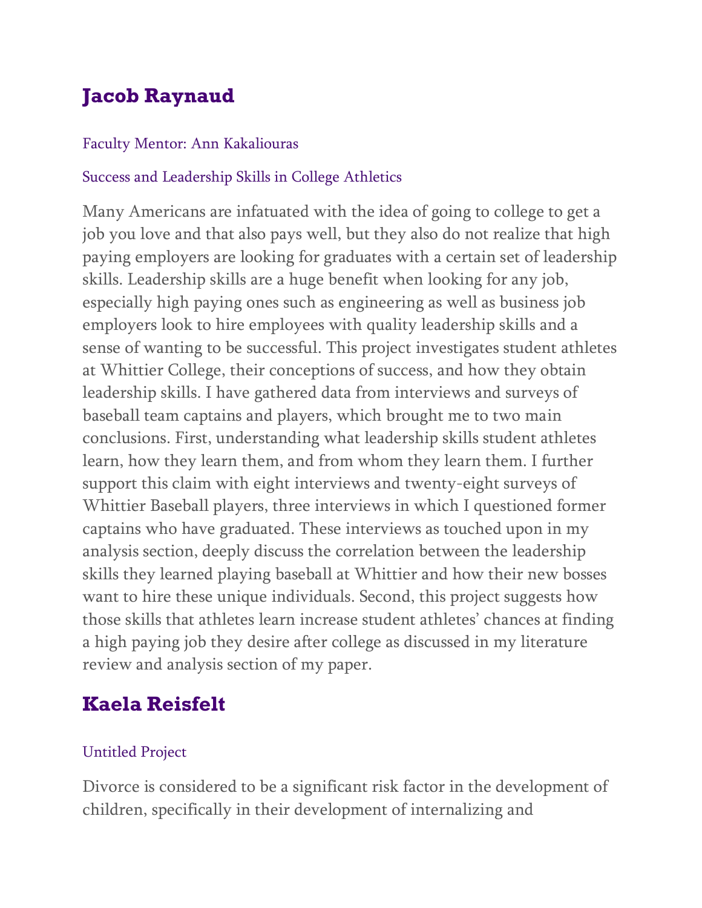## Jacob Raynaud

Faculty Mentor: Ann Kakaliouras

Success and Leadership Skills in College Athletics

Many Americans are infatuated with the idea of going to college to get a job you love and that also pays well, but they also do not realize that high paying employers are looking for graduates with a certain set of leadership skills. Leadership skills are a huge benefit when looking for any job, especially high paying ones such as engineering as well as business job employers look to hire employees with quality leadership skills and a sense of wanting to be successful. This project investigates student athletes at Whittier College, their conceptions of success, and how they obtain leadership skills. I have gathered data from interviews and surveys of baseball team captains and players, which brought me to two main conclusions. First, understanding what leadership skills student athletes learn, how they learn them, and from whom they learn them. I further support this claim with eight interviews and twenty-eight surveys of Whittier Baseball players, three interviews in which I questioned former captains who have graduated. These interviews as touched upon in my analysis section, deeply discuss the correlation between the leadership skills they learned playing baseball at Whittier and how their new bosses want to hire these unique individuals. Second, this project suggests how those skills that athletes learn increase student athletes' chances at finding a high paying job they desire after college as discussed in my literature review and analysis section of my paper.

## Kaela Reisfelt

Untitled Project

Divorce is considered to be a significant risk factor in the development of children, specifically in their development of internalizing and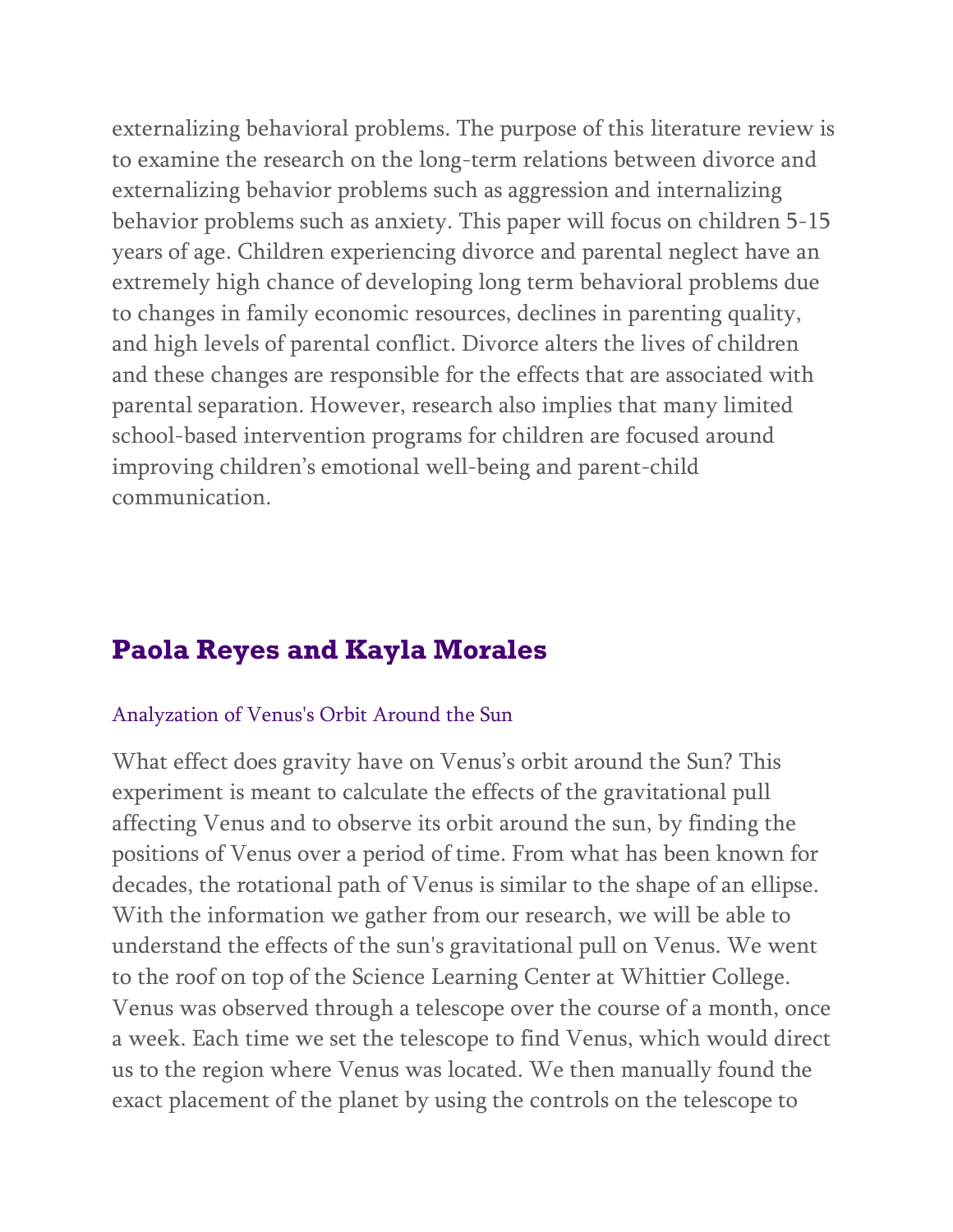externalizing behavioral problems. The purpose of this literature review is to examine the research on the long-term relations between divorce and externalizing behavior problems such as aggression and internalizing behavior problems such as anxiety. This paper will focus on children 5-15 years of age. Children experiencing divorce and parental neglect have an extremely high chance of developing long term behavioral problems due to changes in family economic resources, declines in parenting quality, and high levels of parental conflict. Divorce alters the lives of children and these changes are responsible for the effects that are associated with parental separation. However, research also implies that many limited school-based intervention programs for children are focused around improving children's emotional well-being and parent-child communication.

## Paola Reyes and Kayla Morales

### Analyzation of Venus's Orbit Around the Sun

What effect does gravity have on Venus's orbit around the Sun? This experiment is meant to calculate the effects of the gravitational pull affecting Venus and to observe its orbit around the sun, by finding the positions of Venus over a period of time. From what has been known for decades, the rotational path of Venus is similar to the shape of an ellipse. With the information we gather from our research, we will be able to understand the effects of the sun's gravitational pull on Venus. We went to the roof on top of the Science Learning Center at Whittier College. Venus was observed through a telescope over the course of a month, once a week. Each time we set the telescope to find Venus, which would direct us to the region where Venus was located. We then manually found the exact placement of the planet by using the controls on the telescope to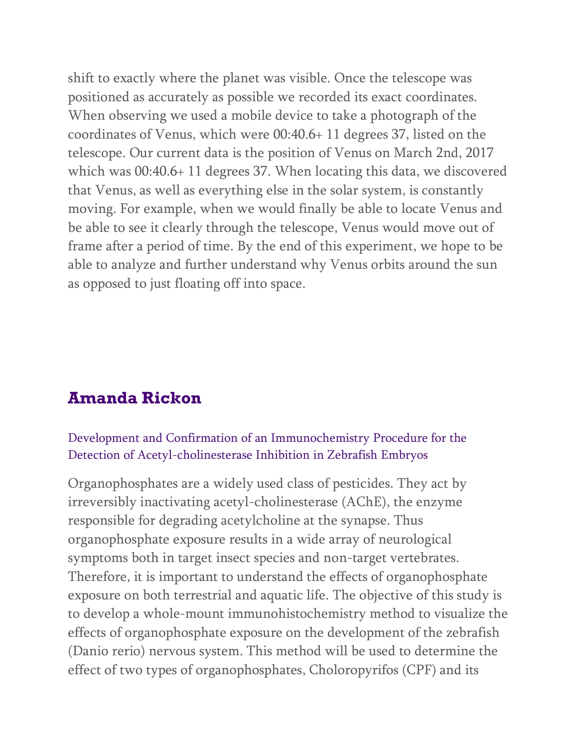shift to exactly where the planet was visible. Once the telescope was positioned as accurately as possible we recorded its exact coordinates. When observing we used a mobile device to take a photograph of the coordinates of Venus, which were 00:40.6+ 11 degrees 37, listed on the telescope. Our current data is the position of Venus on March 2nd, 2017 which was 00:40.6+ 11 degrees 37. When locating this data, we discovered that Venus, as well as everything else in the solar system, is constantly moving. For example, when we would finally be able to locate Venus and be able to see it clearly through the telescope, Venus would move out of frame after a period of time. By the end of this experiment, we hope to be able to analyze and further understand why Venus orbits around the sun as opposed to just floating off into space.

## Amanda Rickon

### Development and Confirmation of an Immunochemistry Procedure for the Detection of Acetyl-cholinesterase Inhibition in Zebrafish Embryos

Organophosphates are a widely used class of pesticides. They act by irreversibly inactivating acetyl-cholinesterase (AChE), the enzyme responsible for degrading acetylcholine at the synapse. Thus organophosphate exposure results in a wide array of neurological symptoms both in target insect species and non-target vertebrates. Therefore, it is important to understand the effects of organophosphate exposure on both terrestrial and aquatic life. The objective of this study is to develop a whole-mount immunohistochemistry method to visualize the effects of organophosphate exposure on the development of the zebrafish (Danio rerio) nervous system. This method will be used to determine the effect of two types of organophosphates, Choloropyrifos (CPF) and its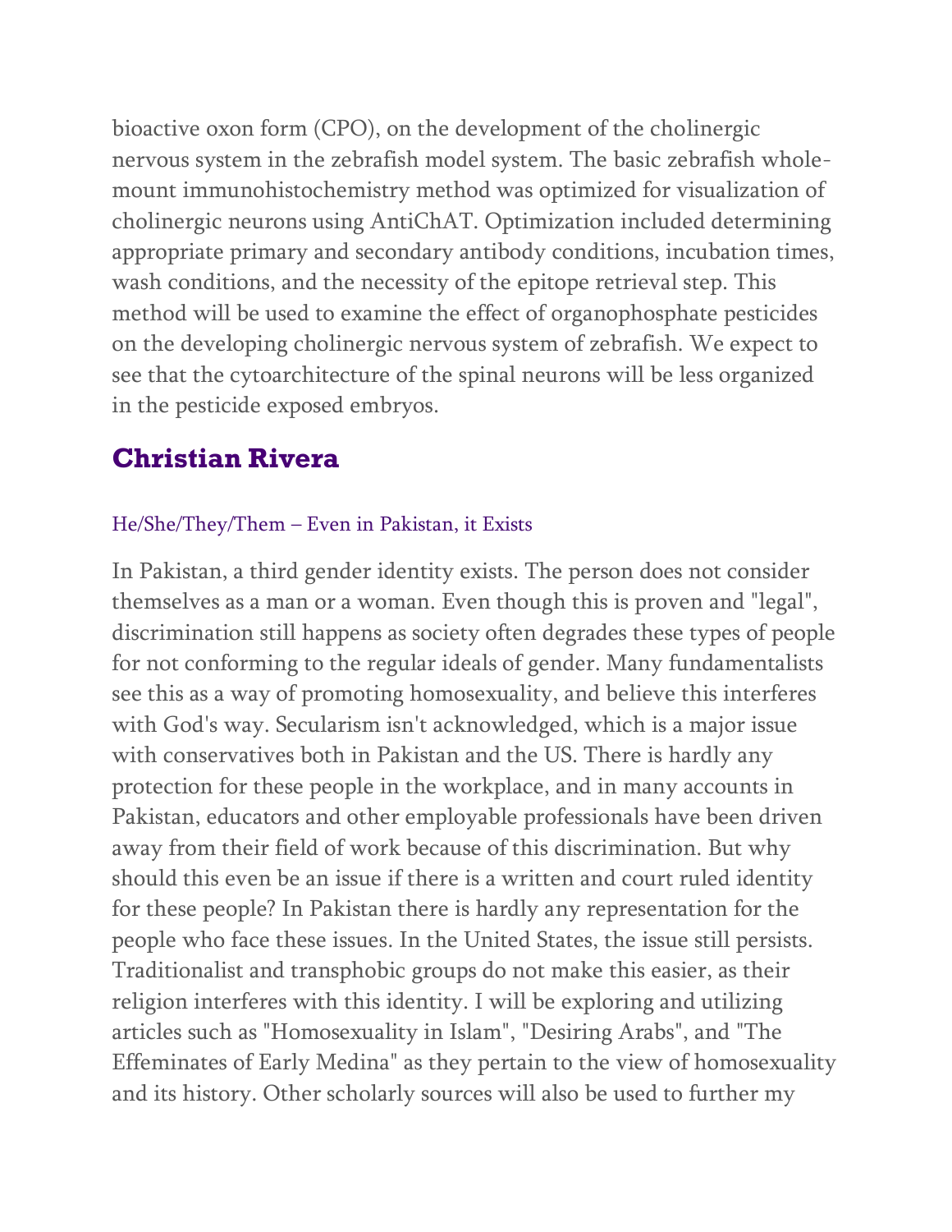bioactive oxon form (CPO), on the development of the cholinergic nervous system in the zebrafish model system. The basic zebrafish whole-mount immunohistochemistry method was optimized for visualization of cholinergic neurons using AntiChAT. Optimization included determining appropriate primary and secondary antibody conditions, incubation times, wash conditions, and the necessity of the epitope retrieval step. This method will be used to examine the effect of organophosphate pesticides on the developing cholinergic nervous system of zebrafish. We expect to see that the cytoarchitecture of the spinal neurons will be less organized in the pesticide exposed embryos.

## Christian Rivera

### He/She/They/Them – Even in Pakistan, it Exists

In Pakistan, a third gender identity exists. The person does not consider themselves as a man or a woman. Even though this is proven and "legal", discrimination still happens as society often degrades these types of people for not conforming to the regular ideals of gender. Many fundamentalists see this as a way of promoting homosexuality, and believe this interferes with God's way. Secularism isn't acknowledged, which is a major issue with conservatives both in Pakistan and the US. There is hardly any protection for these people in the workplace, and in many accounts in Pakistan, educators and other employable professionals have been driven away from their field of work because of this discrimination. But why should this even be an issue if there is a written and court ruled identity for these people? In Pakistan there is hardly any representation for the people who face these issues. In the United States, the issue still persists. Traditionalist and transphobic groups do not make this easier, as their religion interferes with this identity. I will be exploring and utilizing articles such as "Homosexuality in Islam", "Desiring Arabs", and "The Effeminates of Early Medina" as they pertain to the view of homosexuality and its history. Other scholarly sources will also be used to further my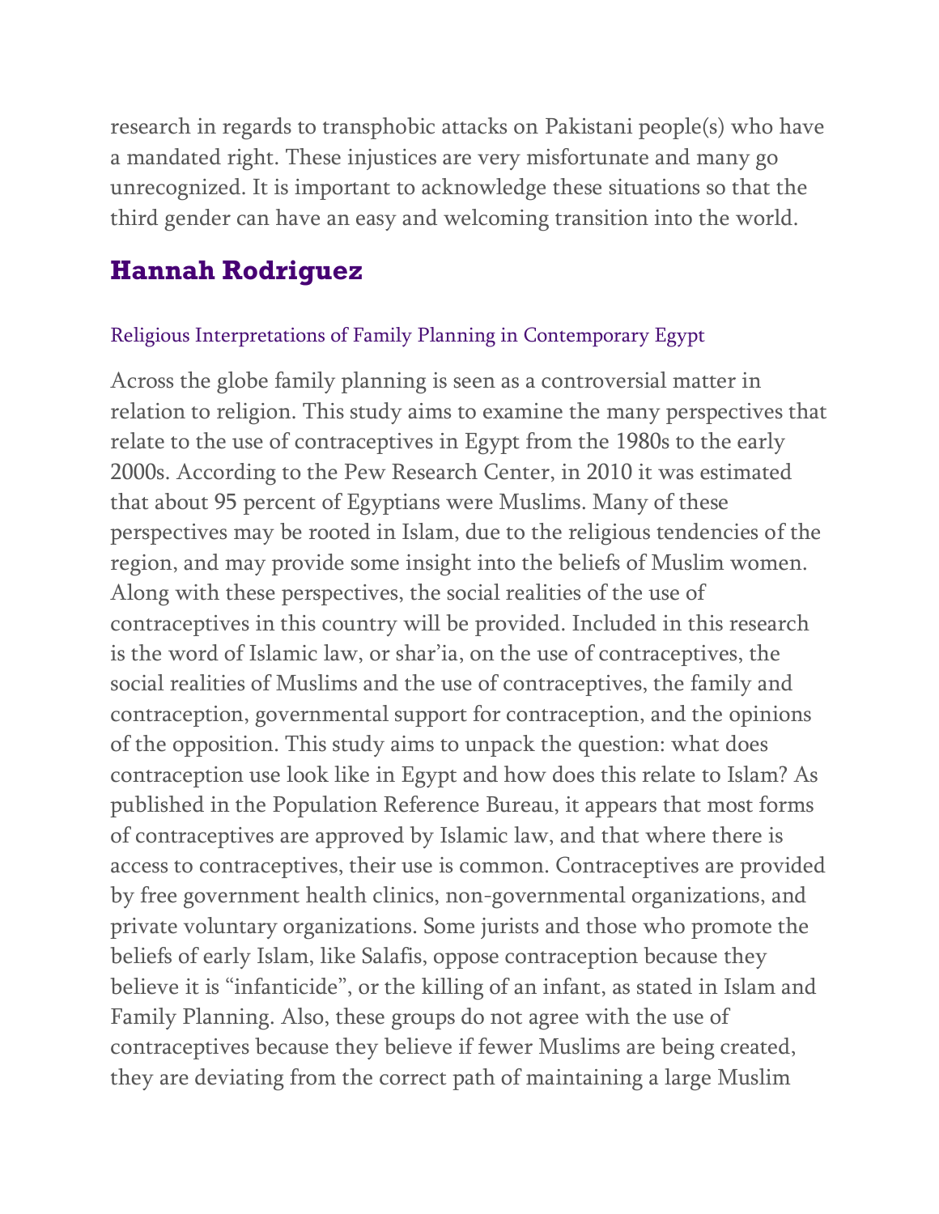research in regards to transphobic attacks on Pakistani people(s) who have a mandated right. These injustices are very misfortunate and many go unrecognized. It is important to acknowledge these situations so that the third gender can have an easy and welcoming transition into the world.

## Hannah Rodriguez

### Religious Interpretations of Family Planning in Contemporary Egypt

Across the globe family planning is seen as a controversial matter in relation to religion. This study aims to examine the many perspectives that relate to the use of contraceptives in Egypt from the 1980s to the early 2000s. According to the Pew Research Center, in 2010 it was estimated that about 95 percent of Egyptians were Muslims. Many of these perspectives may be rooted in Islam, due to the religious tendencies of the region, and may provide some insight into the beliefs of Muslim women. Along with these perspectives, the social realities of the use of contraceptives in this country will be provided. Included in this research is the word of Islamic law, or shar'ia, on the use of contraceptives, the social realities of Muslims and the use of contraceptives, the family and contraception, governmental support for contraception, and the opinions of the opposition. This study aims to unpack the question: what does contraception use look like in Egypt and how does this relate to Islam? As published in the Population Reference Bureau, it appears that most forms of contraceptives are approved by Islamic law, and that where there is access to contraceptives, their use is common. Contraceptives are provided by free government health clinics, non-governmental organizations, and private voluntary organizations. Some jurists and those who promote the beliefs of early Islam, like Salafis, oppose contraception because they believe it is "infanticide", or the killing of an infant, as stated in Islam and Family Planning. Also, these groups do not agree with the use of contraceptives because they believe if fewer Muslims are being created, they are deviating from the correct path of maintaining a large Muslim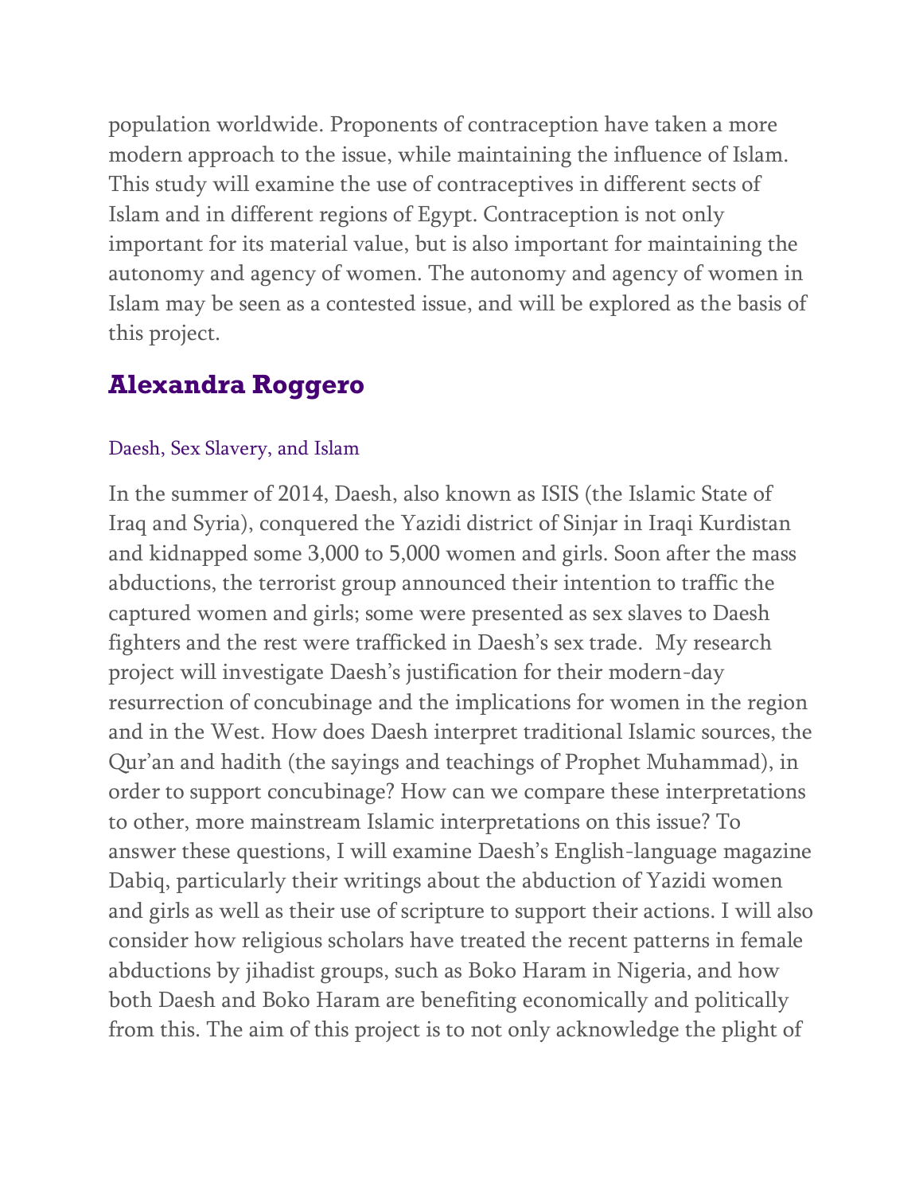population worldwide. Proponents of contraception have taken a more modern approach to the issue, while maintaining the influence of Islam. This study will examine the use of contraceptives in different sects of Islam and in different regions of Egypt. Contraception is not only important for its material value, but is also important for maintaining the autonomy and agency of women. The autonomy and agency of women in Islam may be seen as a contested issue, and will be explored as the basis of this project.

## Alexandra Roggero

### Daesh, Sex Slavery, and Islam

In the summer of 2014, Daesh, also known as ISIS (the Islamic State of Iraq and Syria), conquered the Yazidi district of Sinjar in Iraqi Kurdistan and kidnapped some 3,000 to 5,000 women and girls. Soon after the mass abductions, the terrorist group announced their intention to traffic the captured women and girls; some were presented as sex slaves to Daesh fighters and the rest were trafficked in Daesh's sex trade.  My research project will investigate Daesh's justification for their modern-day resurrection of concubinage and the implications for women in the region and in the West. How does Daesh interpret traditional Islamic sources, the Qur'an and hadith (the sayings and teachings of Prophet Muhammad), in order to support concubinage? How can we compare these interpretations to other, more mainstream Islamic interpretations on this issue? To answer these questions, I will examine Daesh's English-language magazine Dabiq, particularly their writings about the abduction of Yazidi women and girls as well as their use of scripture to support their actions. I will also consider how religious scholars have treated the recent patterns in female abductions by jihadist groups, such as Boko Haram in Nigeria, and how both Daesh and Boko Haram are benefiting economically and politically from this. The aim of this project is to not only acknowledge the plight of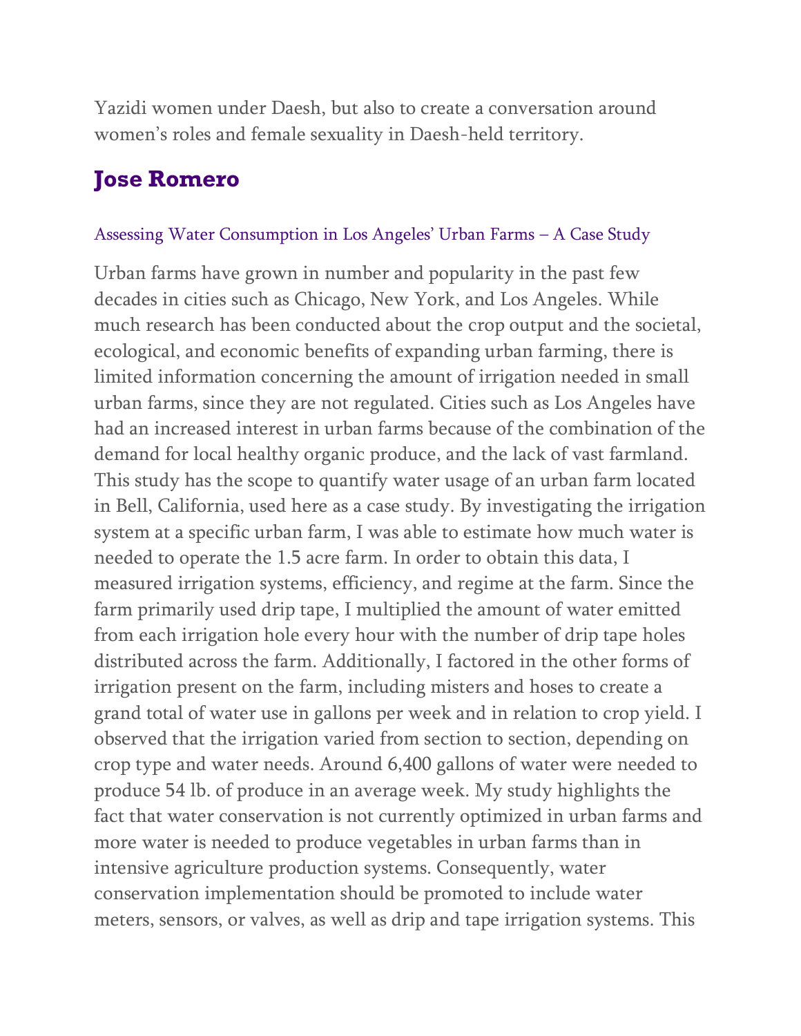Yazidi women under Daesh, but also to create a conversation around women's roles and female sexuality in Daesh-held territory.

## Jose Romero

### Assessing Water Consumption in Los Angeles' Urban Farms – A Case Study

Urban farms have grown in number and popularity in the past few decades in cities such as Chicago, New York, and Los Angeles. While much research has been conducted about the crop output and the societal, ecological, and economic benefits of expanding urban farming, there is limited information concerning the amount of irrigation needed in small urban farms, since they are not regulated. Cities such as Los Angeles have had an increased interest in urban farms because of the combination of the demand for local healthy organic produce, and the lack of vast farmland. This study has the scope to quantify water usage of an urban farm located in Bell, California, used here as a case study. By investigating the irrigation system at a specific urban farm, I was able to estimate how much water is needed to operate the 1.5 acre farm. In order to obtain this data, I measured irrigation systems, efficiency, and regime at the farm. Since the farm primarily used drip tape, I multiplied the amount of water emitted from each irrigation hole every hour with the number of drip tape holes distributed across the farm. Additionally, I factored in the other forms of irrigation present on the farm, including misters and hoses to create a grand total of water use in gallons per week and in relation to crop yield. I observed that the irrigation varied from section to section, depending on crop type and water needs. Around 6,400 gallons of water were needed to produce 54 lb. of produce in an average week. My study highlights the fact that water conservation is not currently optimized in urban farms and more water is needed to produce vegetables in urban farms than in intensive agriculture production systems. Consequently, water conservation implementation should be promoted to include water meters, sensors, or valves, as well as drip and tape irrigation systems. This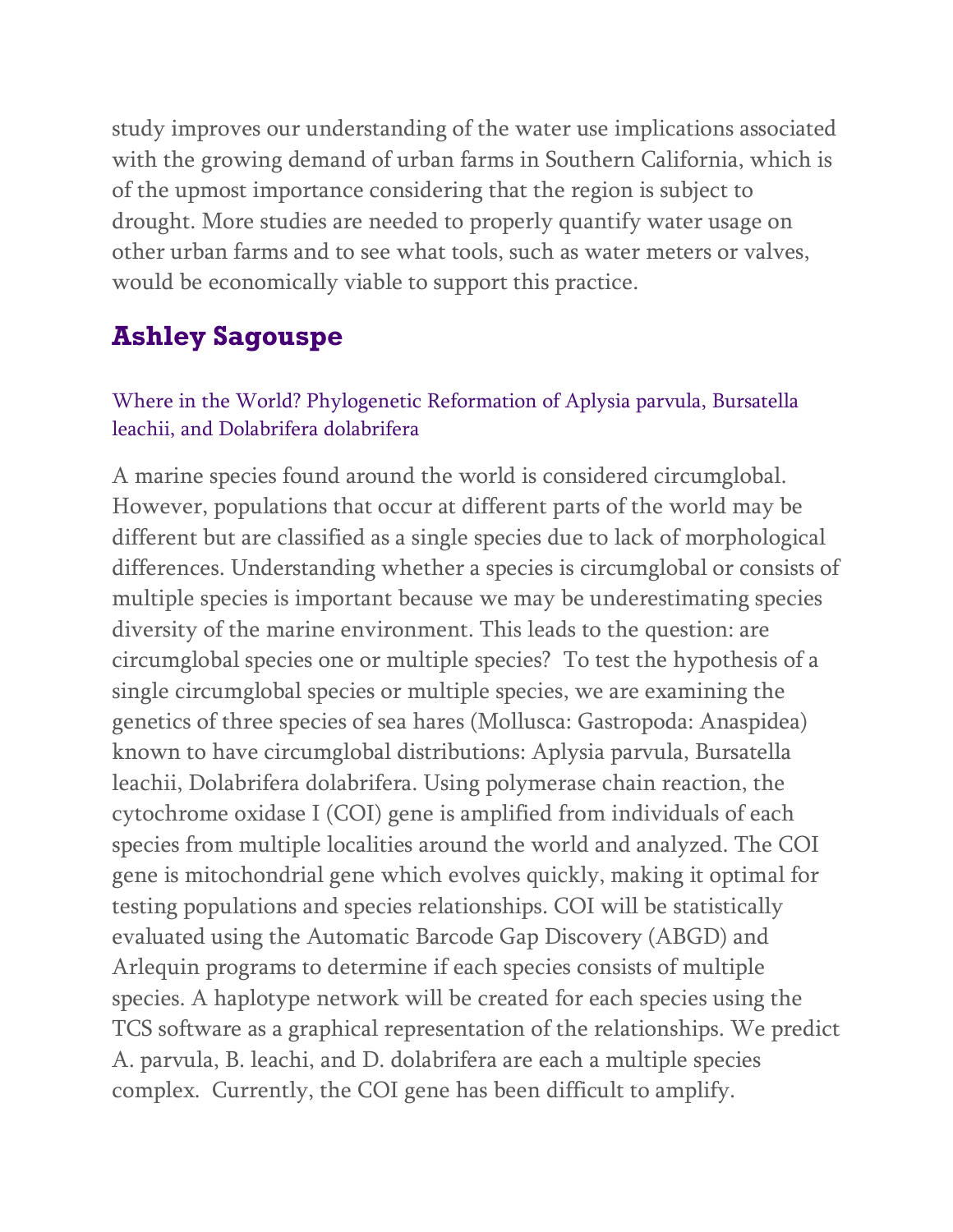study improves our understanding of the water use implications associated with the growing demand of urban farms in Southern California, which is of the upmost importance considering that the region is subject to drought. More studies are needed to properly quantify water usage on other urban farms and to see what tools, such as water meters or valves, would be economically viable to support this practice.

## Ashley Sagouspe

### Where in the World? Phylogenetic Reformation of Aplysia parvula, Bursatella leachii, and Dolabrifera dolabrifera

A marine species found around the world is considered circumglobal. However, populations that occur at different parts of the world may be different but are classified as a single species due to lack of morphological differences. Understanding whether a species is circumglobal or consists of multiple species is important because we may be underestimating species diversity of the marine environment. This leads to the question: are circumglobal species one or multiple species? To test the hypothesis of a single circumglobal species or multiple species, we are examining the genetics of three species of sea hares (Mollusca: Gastropoda: Anaspidea) known to have circumglobal distributions: Aplysia parvula, Bursatella leachii, Dolabrifera dolabrifera. Using polymerase chain reaction, the cytochrome oxidase I (COI) gene is amplified from individuals of each species from multiple localities around the world and analyzed. The COI gene is mitochondrial gene which evolves quickly, making it optimal for testing populations and species relationships. COI will be statistically evaluated using the Automatic Barcode Gap Discovery (ABGD) and Arlequin programs to determine if each species consists of multiple species. A haplotype network will be created for each species using the TCS software as a graphical representation of the relationships. We predict A. parvula, B. leachi, and D. dolabrifera are each a multiple species complex. Currently, the COI gene has been difficult to amplify.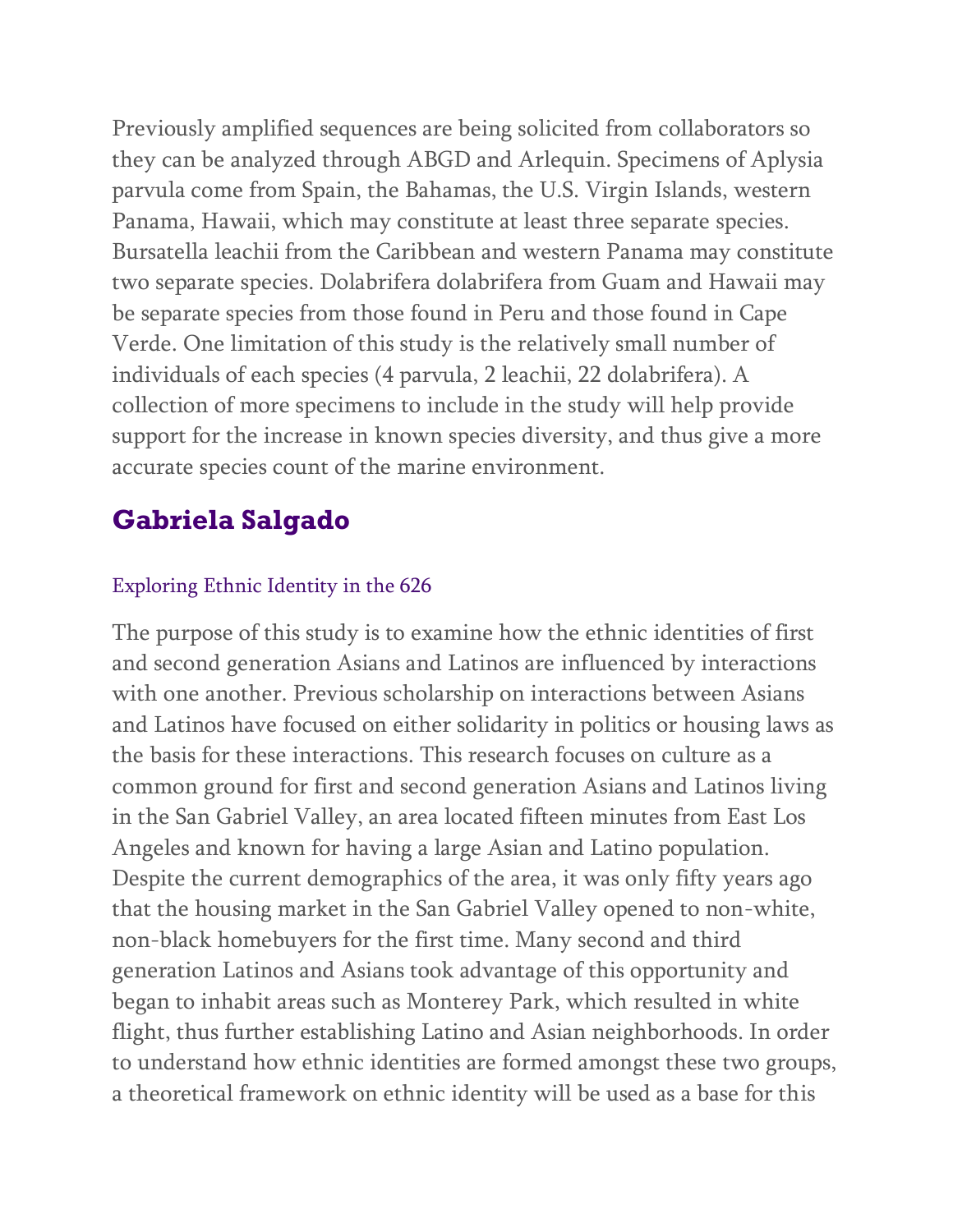Previously amplified sequences are being solicited from collaborators so they can be analyzed through ABGD and Arlequin. Specimens of Aplysia parvula come from Spain, the Bahamas, the U.S. Virgin Islands, western Panama, Hawaii, which may constitute at least three separate species. Bursatella leachii from the Caribbean and western Panama may constitute two separate species. Dolabrifera dolabrifera from Guam and Hawaii may be separate species from those found in Peru and those found in Cape Verde. One limitation of this study is the relatively small number of individuals of each species (4 parvula, 2 leachii, 22 dolabrifera). A collection of more specimens to include in the study will help provide support for the increase in known species diversity, and thus give a more accurate species count of the marine environment.

## Gabriela Salgado

### Exploring Ethnic Identity in the 626

The purpose of this study is to examine how the ethnic identities of first and second generation Asians and Latinos are influenced by interactions with one another. Previous scholarship on interactions between Asians and Latinos have focused on either solidarity in politics or housing laws as the basis for these interactions. This research focuses on culture as a common ground for first and second generation Asians and Latinos living in the San Gabriel Valley, an area located fifteen minutes from East Los Angeles and known for having a large Asian and Latino population. Despite the current demographics of the area, it was only fifty years ago that the housing market in the San Gabriel Valley opened to non-white, non-black homebuyers for the first time. Many second and third generation Latinos and Asians took advantage of this opportunity and began to inhabit areas such as Monterey Park, which resulted in white flight, thus further establishing Latino and Asian neighborhoods. In order to understand how ethnic identities are formed amongst these two groups, a theoretical framework on ethnic identity will be used as a base for this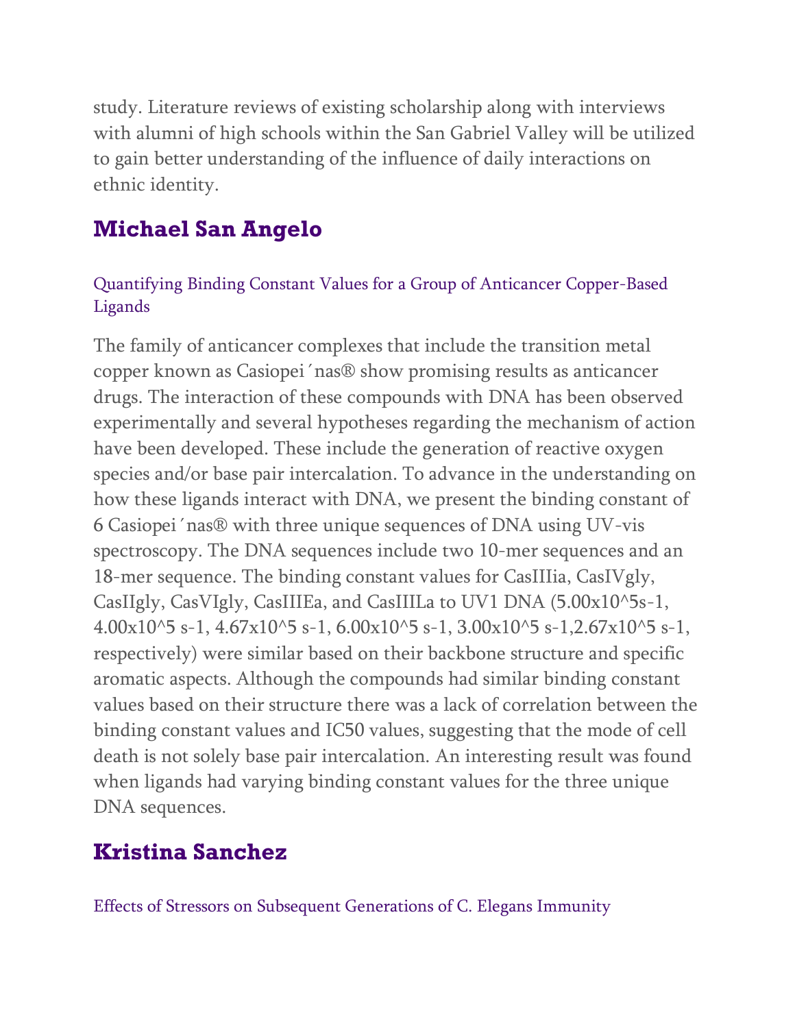study. Literature reviews of existing scholarship along with interviews with alumni of high schools within the San Gabriel Valley will be utilized to gain better understanding of the influence of daily interactions on ethnic identity.

## Michael San Angelo

### Quantifying Binding Constant Values for a Group of Anticancer Copper-Based Ligands

The family of anticancer complexes that include the transition metal copper known as Casiopei´nas® show promising results as anticancer drugs. The interaction of these compounds with DNA has been observed experimentally and several hypotheses regarding the mechanism of action have been developed. These include the generation of reactive oxygen species and/or base pair intercalation. To advance in the understanding on how these ligands interact with DNA, we present the binding constant of 6 Casiopei´nas® with three unique sequences of DNA using UV-vis spectroscopy. The DNA sequences include two 10-mer sequences and an 18-mer sequence. The binding constant values for CasIIIia, CasIVgly, CasIIgly, CasVIgly, CasIIIEa, and CasIIILa to UV1 DNA ($5.00\times10^{5}$s-1, $4.00\times10^{5}$ s-1, $4.67\times10^{5}$ s-1, $6.00\times10^{5}$ s-1, $3.00\times10^{5}$ s-1,$2.67\times10^{5}$ s-1, respectively) were similar based on their backbone structure and specific aromatic aspects. Although the compounds had similar binding constant values based on their structure there was a lack of correlation between the binding constant values and IC50 values, suggesting that the mode of cell death is not solely base pair intercalation. An interesting result was found when ligands had varying binding constant values for the three unique DNA sequences.

## Kristina Sanchez

### Effects of Stressors on Subsequent Generations of C. Elegans Immunity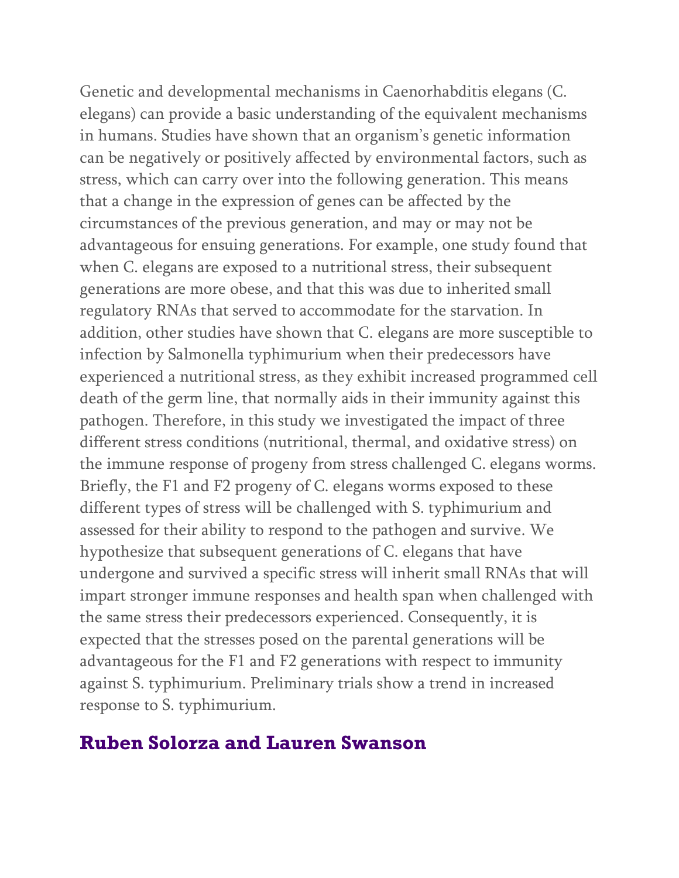Genetic and developmental mechanisms in Caenorhabditis elegans (C. elegans) can provide a basic understanding of the equivalent mechanisms in humans. Studies have shown that an organism's genetic information can be negatively or positively affected by environmental factors, such as stress, which can carry over into the following generation. This means that a change in the expression of genes can be affected by the circumstances of the previous generation, and may or may not be advantageous for ensuing generations. For example, one study found that when C. elegans are exposed to a nutritional stress, their subsequent generations are more obese, and that this was due to inherited small regulatory RNAs that served to accommodate for the starvation. In addition, other studies have shown that C. elegans are more susceptible to infection by Salmonella typhimurium when their predecessors have experienced a nutritional stress, as they exhibit increased programmed cell death of the germ line, that normally aids in their immunity against this pathogen. Therefore, in this study we investigated the impact of three different stress conditions (nutritional, thermal, and oxidative stress) on the immune response of progeny from stress challenged C. elegans worms. Briefly, the F1 and F2 progeny of C. elegans worms exposed to these different types of stress will be challenged with S. typhimurium and assessed for their ability to respond to the pathogen and survive. We hypothesize that subsequent generations of C. elegans that have undergone and survived a specific stress will inherit small RNAs that will impart stronger immune responses and health span when challenged with the same stress their predecessors experienced. Consequently, it is expected that the stresses posed on the parental generations will be advantageous for the F1 and F2 generations with respect to immunity against S. typhimurium. Preliminary trials show a trend in increased response to S. typhimurium.

## Ruben Solorza and Lauren Swanson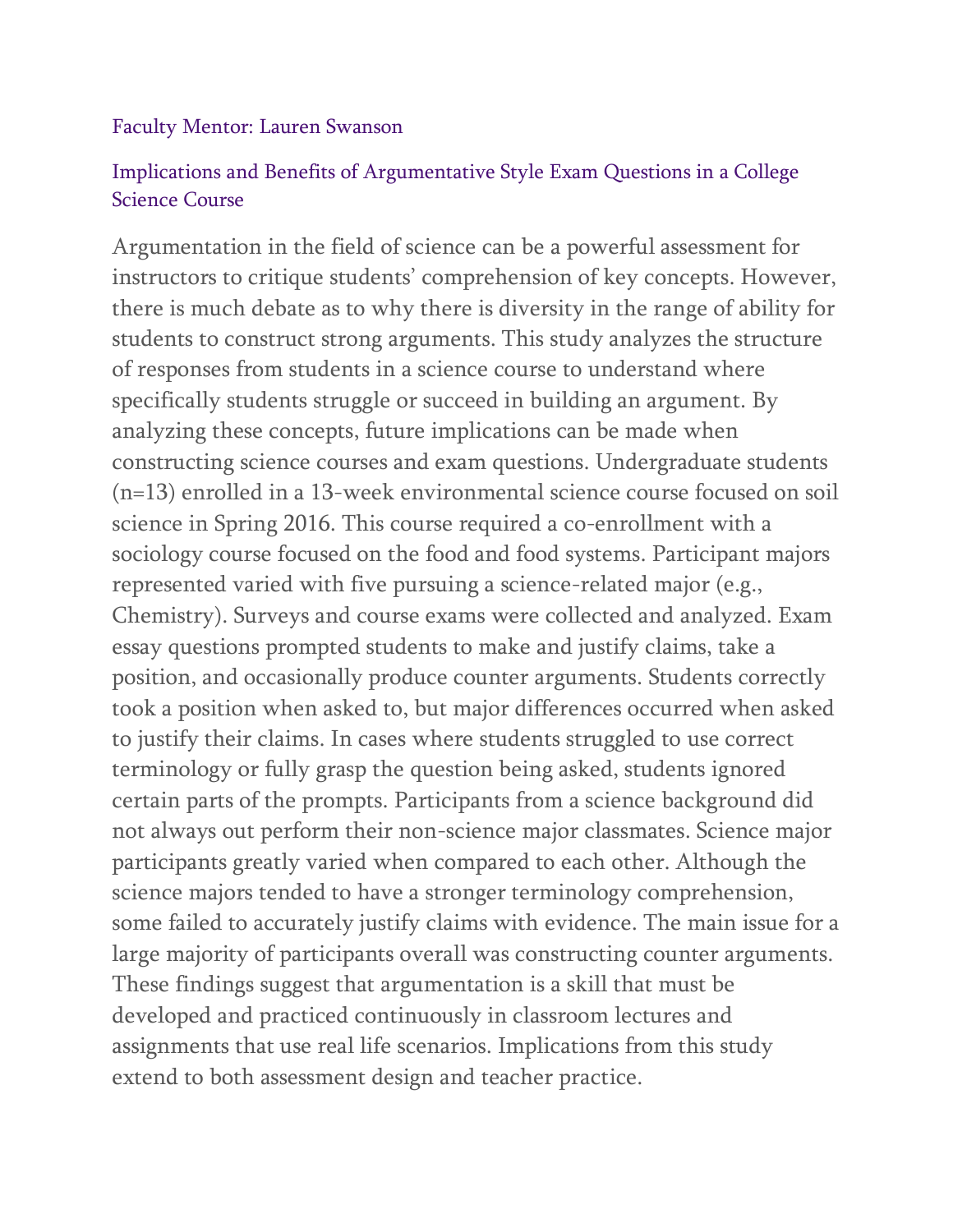Faculty Mentor: Lauren Swanson

## Implications and Benefits of Argumentative Style Exam Questions in a College Science Course

Argumentation in the field of science can be a powerful assessment for instructors to critique students' comprehension of key concepts. However, there is much debate as to why there is diversity in the range of ability for students to construct strong arguments. This study analyzes the structure of responses from students in a science course to understand where specifically students struggle or succeed in building an argument. By analyzing these concepts, future implications can be made when constructing science courses and exam questions. Undergraduate students (n=13) enrolled in a 13-week environmental science course focused on soil science in Spring 2016. This course required a co-enrollment with a sociology course focused on the food and food systems. Participant majors represented varied with five pursuing a science-related major (e.g., Chemistry). Surveys and course exams were collected and analyzed. Exam essay questions prompted students to make and justify claims, take a position, and occasionally produce counter arguments. Students correctly took a position when asked to, but major differences occurred when asked to justify their claims. In cases where students struggled to use correct terminology or fully grasp the question being asked, students ignored certain parts of the prompts. Participants from a science background did not always out perform their non-science major classmates. Science major participants greatly varied when compared to each other. Although the science majors tended to have a stronger terminology comprehension, some failed to accurately justify claims with evidence. The main issue for a large majority of participants overall was constructing counter arguments. These findings suggest that argumentation is a skill that must be developed and practiced continuously in classroom lectures and assignments that use real life scenarios. Implications from this study extend to both assessment design and teacher practice.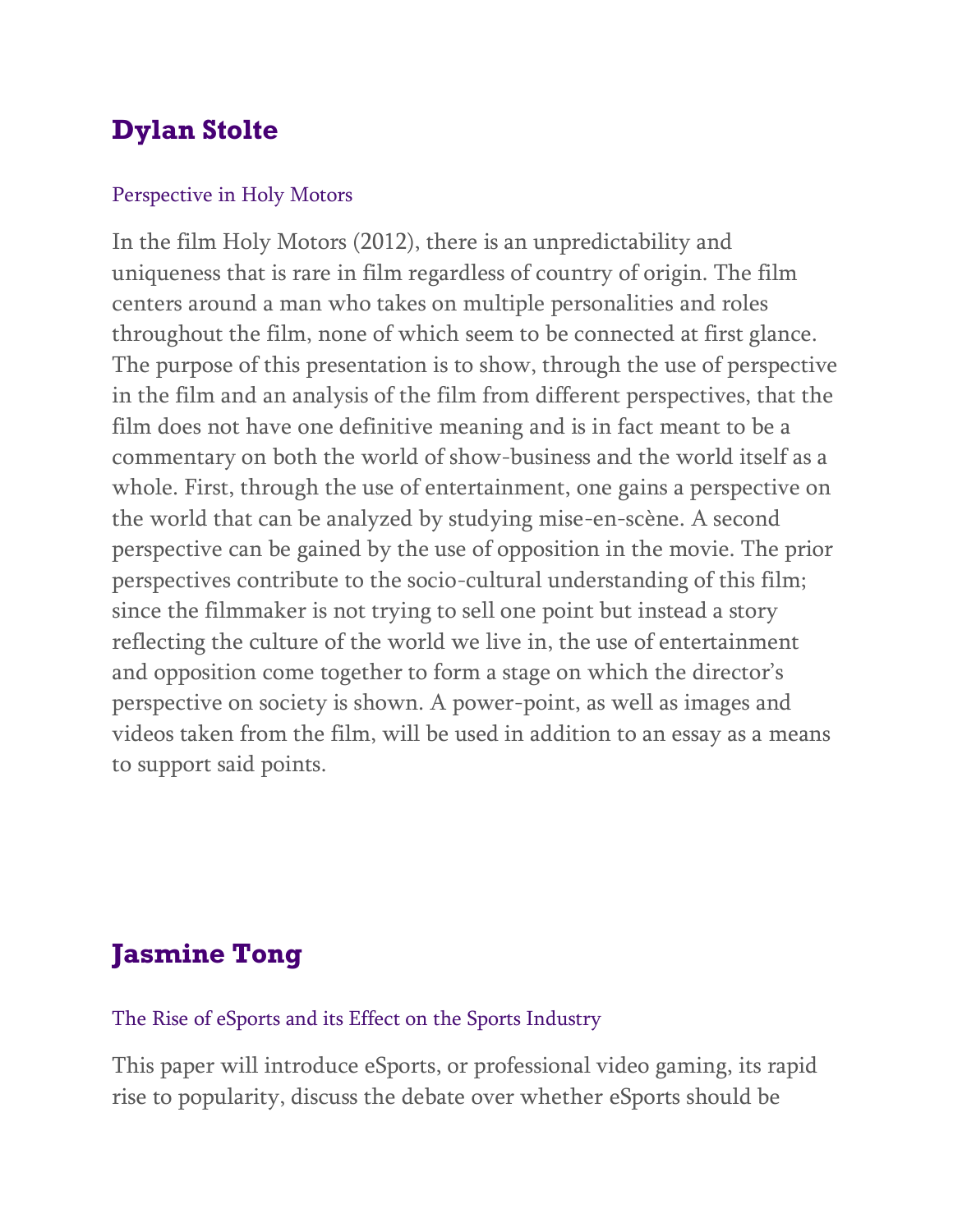## Dylan Stolte

### Perspective in Holy Motors

In the film Holy Motors (2012), there is an unpredictability and uniqueness that is rare in film regardless of country of origin. The film centers around a man who takes on multiple personalities and roles throughout the film, none of which seem to be connected at first glance. The purpose of this presentation is to show, through the use of perspective in the film and an analysis of the film from different perspectives, that the film does not have one definitive meaning and is in fact meant to be a commentary on both the world of show-business and the world itself as a whole. First, through the use of entertainment, one gains a perspective on the world that can be analyzed by studying mise-en-scène. A second perspective can be gained by the use of opposition in the movie. The prior perspectives contribute to the socio-cultural understanding of this film; since the filmmaker is not trying to sell one point but instead a story reflecting the culture of the world we live in, the use of entertainment and opposition come together to form a stage on which the director's perspective on society is shown. A power-point, as well as images and videos taken from the film, will be used in addition to an essay as a means to support said points.

## Jasmine Tong

### The Rise of eSports and its Effect on the Sports Industry

This paper will introduce eSports, or professional video gaming, its rapid rise to popularity, discuss the debate over whether eSports should be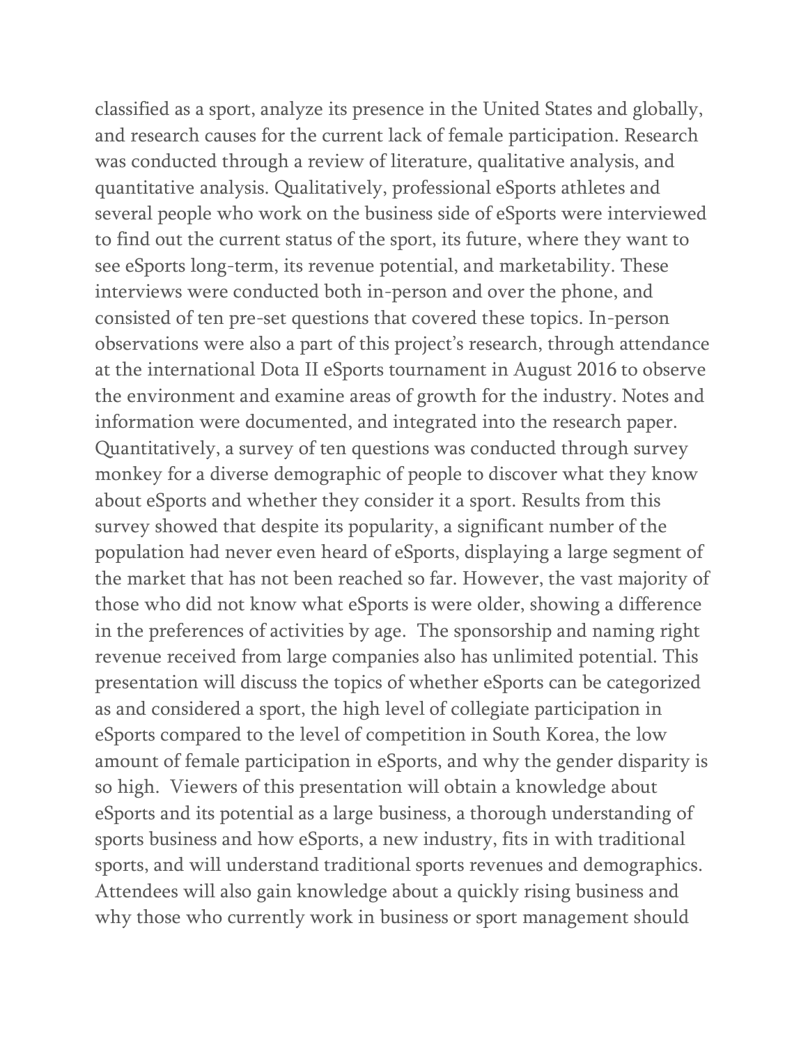classified as a sport, analyze its presence in the United States and globally, and research causes for the current lack of female participation. Research was conducted through a review of literature, qualitative analysis, and quantitative analysis. Qualitatively, professional eSports athletes and several people who work on the business side of eSports were interviewed to find out the current status of the sport, its future, where they want to see eSports long-term, its revenue potential, and marketability. These interviews were conducted both in-person and over the phone, and consisted of ten pre-set questions that covered these topics. In-person observations were also a part of this project's research, through attendance at the international Dota II eSports tournament in August 2016 to observe the environment and examine areas of growth for the industry. Notes and information were documented, and integrated into the research paper. Quantitatively, a survey of ten questions was conducted through survey monkey for a diverse demographic of people to discover what they know about eSports and whether they consider it a sport. Results from this survey showed that despite its popularity, a significant number of the population had never even heard of eSports, displaying a large segment of the market that has not been reached so far. However, the vast majority of those who did not know what eSports is were older, showing a difference in the preferences of activities by age. The sponsorship and naming right revenue received from large companies also has unlimited potential. This presentation will discuss the topics of whether eSports can be categorized as and considered a sport, the high level of collegiate participation in eSports compared to the level of competition in South Korea, the low amount of female participation in eSports, and why the gender disparity is so high. Viewers of this presentation will obtain a knowledge about eSports and its potential as a large business, a thorough understanding of sports business and how eSports, a new industry, fits in with traditional sports, and will understand traditional sports revenues and demographics. Attendees will also gain knowledge about a quickly rising business and why those who currently work in business or sport management should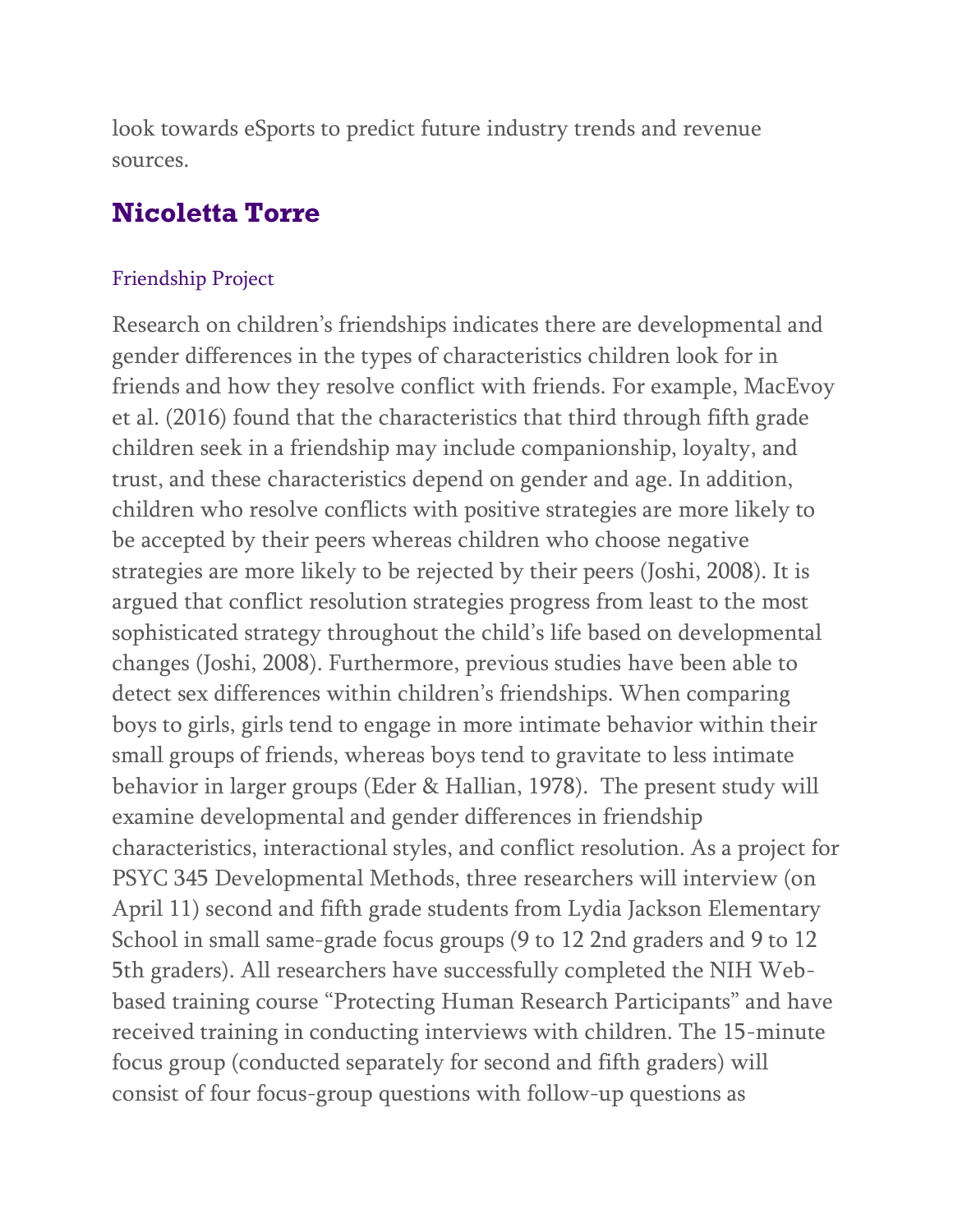look towards eSports to predict future industry trends and revenue sources.

## Nicoletta Torre

### Friendship Project

Research on children's friendships indicates there are developmental and gender differences in the types of characteristics children look for in friends and how they resolve conflict with friends. For example, MacEvoy et al. (2016) found that the characteristics that third through fifth grade children seek in a friendship may include companionship, loyalty, and trust, and these characteristics depend on gender and age. In addition, children who resolve conflicts with positive strategies are more likely to be accepted by their peers whereas children who choose negative strategies are more likely to be rejected by their peers (Joshi, 2008). It is argued that conflict resolution strategies progress from least to the most sophisticated strategy throughout the child's life based on developmental changes (Joshi, 2008). Furthermore, previous studies have been able to detect sex differences within children's friendships. When comparing boys to girls, girls tend to engage in more intimate behavior within their small groups of friends, whereas boys tend to gravitate to less intimate behavior in larger groups (Eder & Hallian, 1978). The present study will examine developmental and gender differences in friendship characteristics, interactional styles, and conflict resolution. As a project for PSYC 345 Developmental Methods, three researchers will interview (on April 11) second and fifth grade students from Lydia Jackson Elementary School in small same-grade focus groups (9 to 12 2nd graders and 9 to 12 5th graders). All researchers have successfully completed the NIH Web-based training course "Protecting Human Research Participants" and have received training in conducting interviews with children. The 15-minute focus group (conducted separately for second and fifth graders) will consist of four focus-group questions with follow-up questions as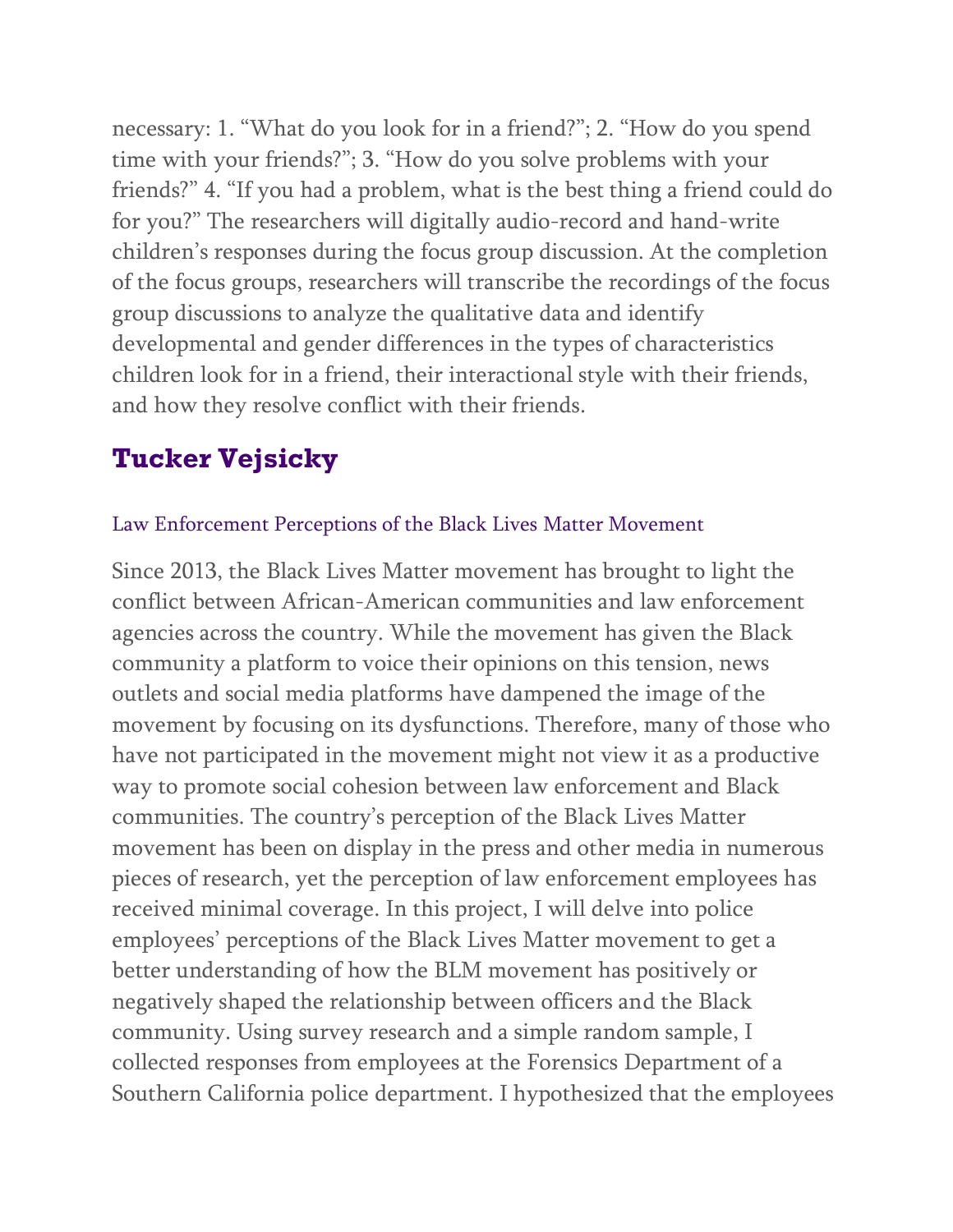necessary: 1. "What do you look for in a friend?"; 2. "How do you spend time with your friends?"; 3. "How do you solve problems with your friends?" 4. "If you had a problem, what is the best thing a friend could do for you?" The researchers will digitally audio-record and hand-write children's responses during the focus group discussion. At the completion of the focus groups, researchers will transcribe the recordings of the focus group discussions to analyze the qualitative data and identify developmental and gender differences in the types of characteristics children look for in a friend, their interactional style with their friends, and how they resolve conflict with their friends.

## Tucker Vejsicky

### Law Enforcement Perceptions of the Black Lives Matter Movement

Since 2013, the Black Lives Matter movement has brought to light the conflict between African-American communities and law enforcement agencies across the country. While the movement has given the Black community a platform to voice their opinions on this tension, news outlets and social media platforms have dampened the image of the movement by focusing on its dysfunctions. Therefore, many of those who have not participated in the movement might not view it as a productive way to promote social cohesion between law enforcement and Black communities. The country's perception of the Black Lives Matter movement has been on display in the press and other media in numerous pieces of research, yet the perception of law enforcement employees has received minimal coverage. In this project, I will delve into police employees' perceptions of the Black Lives Matter movement to get a better understanding of how the BLM movement has positively or negatively shaped the relationship between officers and the Black community. Using survey research and a simple random sample, I collected responses from employees at the Forensics Department of a Southern California police department. I hypothesized that the employees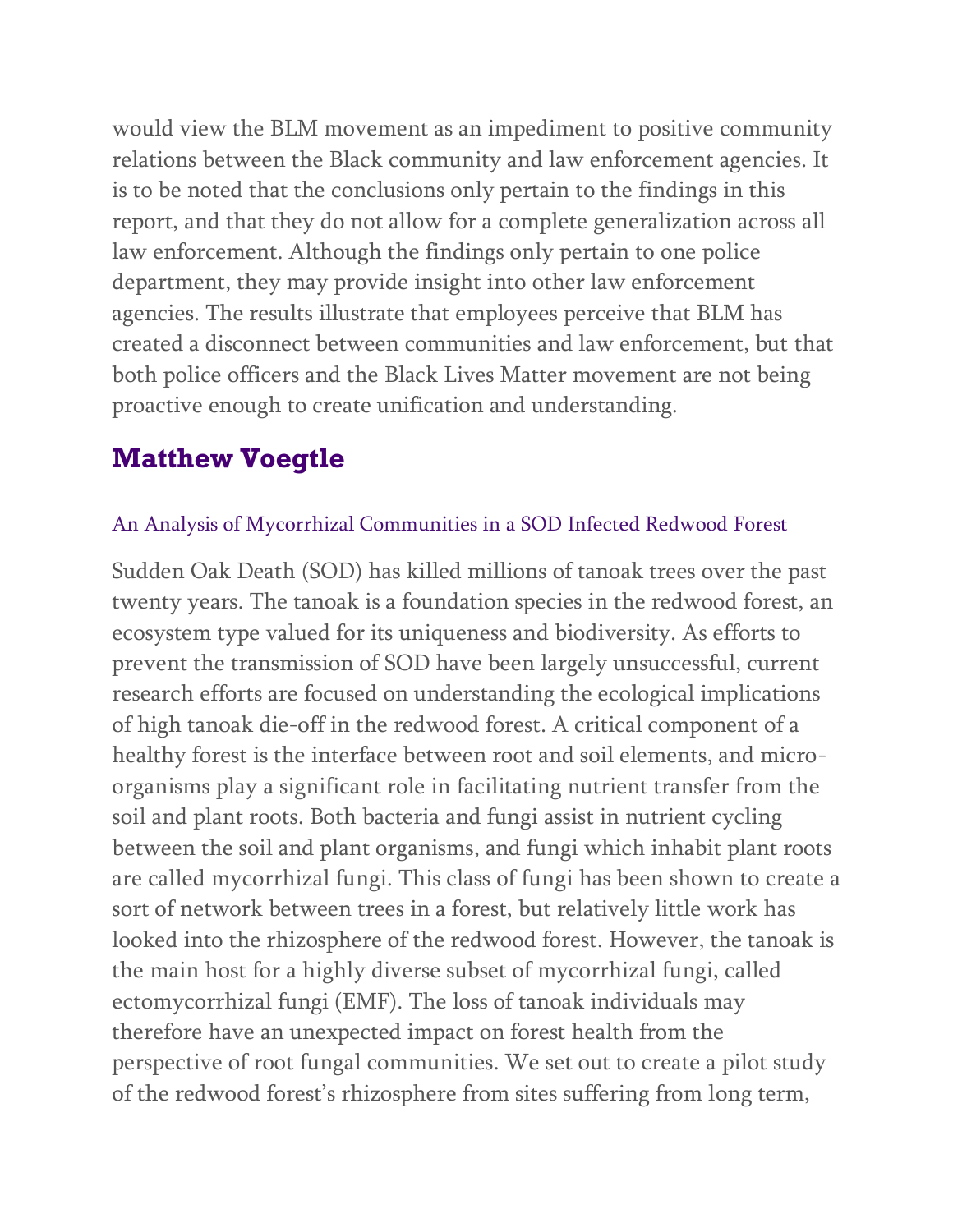would view the BLM movement as an impediment to positive community relations between the Black community and law enforcement agencies. It is to be noted that the conclusions only pertain to the findings in this report, and that they do not allow for a complete generalization across all law enforcement. Although the findings only pertain to one police department, they may provide insight into other law enforcement agencies. The results illustrate that employees perceive that BLM has created a disconnect between communities and law enforcement, but that both police officers and the Black Lives Matter movement are not being proactive enough to create unification and understanding.

## Matthew Voegtle

### An Analysis of Mycorrhizal Communities in a SOD Infected Redwood Forest

Sudden Oak Death (SOD) has killed millions of tanoak trees over the past twenty years. The tanoak is a foundation species in the redwood forest, an ecosystem type valued for its uniqueness and biodiversity. As efforts to prevent the transmission of SOD have been largely unsuccessful, current research efforts are focused on understanding the ecological implications of high tanoak die-off in the redwood forest. A critical component of a healthy forest is the interface between root and soil elements, and micro-organisms play a significant role in facilitating nutrient transfer from the soil and plant roots. Both bacteria and fungi assist in nutrient cycling between the soil and plant organisms, and fungi which inhabit plant roots are called mycorrhizal fungi. This class of fungi has been shown to create a sort of network between trees in a forest, but relatively little work has looked into the rhizosphere of the redwood forest. However, the tanoak is the main host for a highly diverse subset of mycorrhizal fungi, called ectomycorrhizal fungi (EMF). The loss of tanoak individuals may therefore have an unexpected impact on forest health from the perspective of root fungal communities. We set out to create a pilot study of the redwood forest's rhizosphere from sites suffering from long term,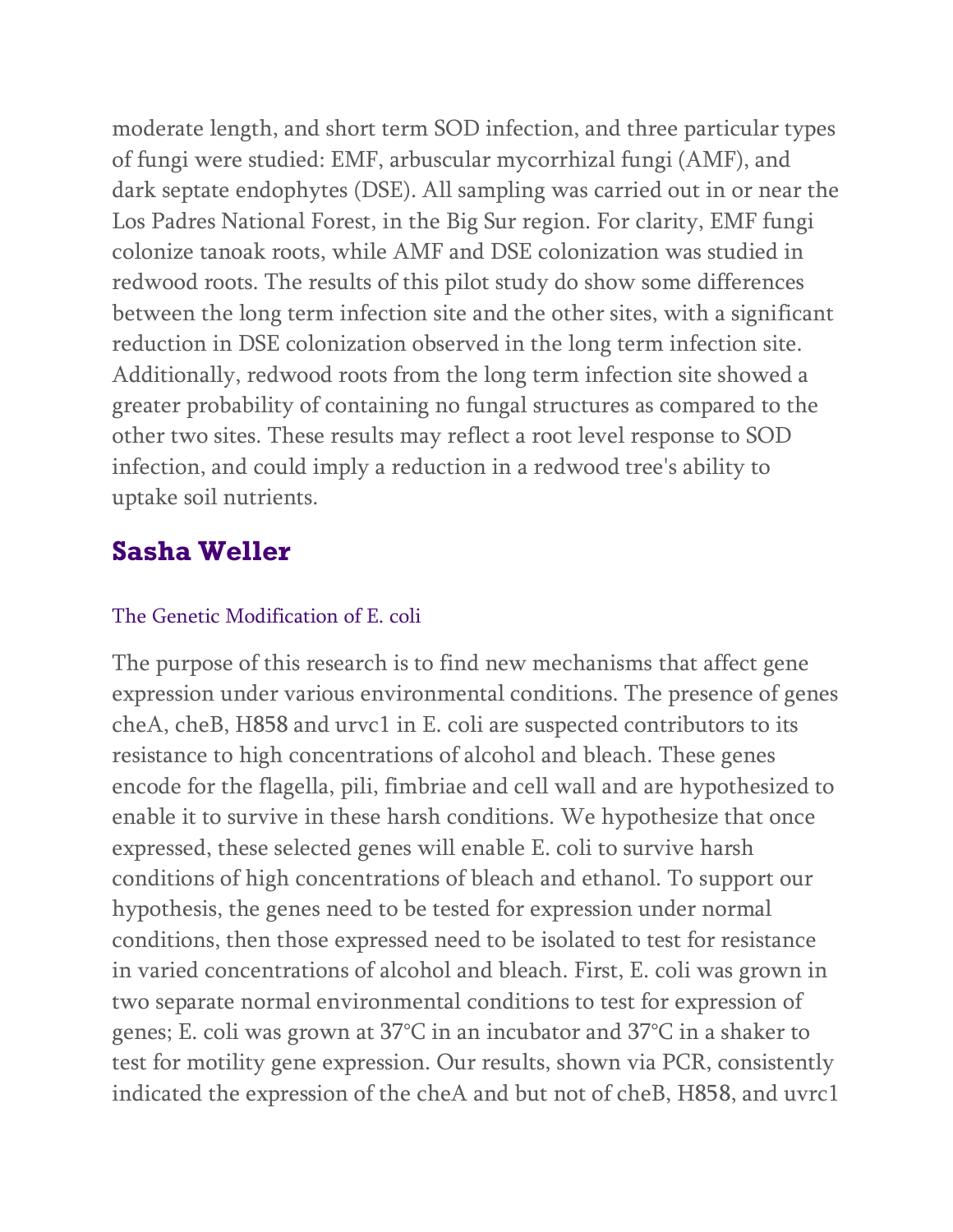moderate length, and short term SOD infection, and three particular types of fungi were studied: EMF, arbuscular mycorrhizal fungi (AMF), and dark septate endophytes (DSE). All sampling was carried out in or near the Los Padres National Forest, in the Big Sur region. For clarity, EMF fungi colonize tanoak roots, while AMF and DSE colonization was studied in redwood roots. The results of this pilot study do show some differences between the long term infection site and the other sites, with a significant reduction in DSE colonization observed in the long term infection site. Additionally, redwood roots from the long term infection site showed a greater probability of containing no fungal structures as compared to the other two sites. These results may reflect a root level response to SOD infection, and could imply a reduction in a redwood tree's ability to uptake soil nutrients.

## Sasha Weller

### The Genetic Modification of E. coli

The purpose of this research is to find new mechanisms that affect gene expression under various environmental conditions. The presence of genes cheA, cheB, H858 and urvc1 in E. coli are suspected contributors to its resistance to high concentrations of alcohol and bleach. These genes encode for the flagella, pili, fimbriae and cell wall and are hypothesized to enable it to survive in these harsh conditions. We hypothesize that once expressed, these selected genes will enable E. coli to survive harsh conditions of high concentrations of bleach and ethanol. To support our hypothesis, the genes need to be tested for expression under normal conditions, then those expressed need to be isolated to test for resistance in varied concentrations of alcohol and bleach. First, E. coli was grown in two separate normal environmental conditions to test for expression of genes; E. coli was grown at 37°C in an incubator and 37°C in a shaker to test for motility gene expression. Our results, shown via PCR, consistently indicated the expression of the cheA and but not of cheB, H858, and uvrc1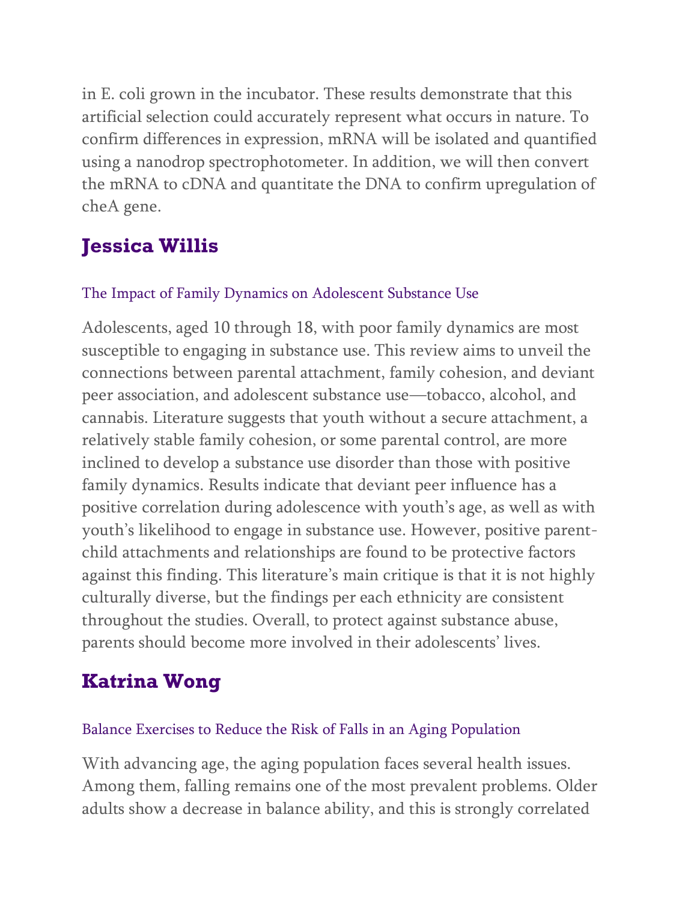in E. coli grown in the incubator. These results demonstrate that this artificial selection could accurately represent what occurs in nature. To confirm differences in expression, mRNA will be isolated and quantified using a nanodrop spectrophotometer. In addition, we will then convert the mRNA to cDNA and quantitate the DNA to confirm upregulation of cheA gene.

## Jessica Willis

### The Impact of Family Dynamics on Adolescent Substance Use

Adolescents, aged 10 through 18, with poor family dynamics are most susceptible to engaging in substance use. This review aims to unveil the connections between parental attachment, family cohesion, and deviant peer association, and adolescent substance use—tobacco, alcohol, and cannabis. Literature suggests that youth without a secure attachment, a relatively stable family cohesion, or some parental control, are more inclined to develop a substance use disorder than those with positive family dynamics. Results indicate that deviant peer influence has a positive correlation during adolescence with youth's age, as well as with youth's likelihood to engage in substance use. However, positive parent-child attachments and relationships are found to be protective factors against this finding. This literature's main critique is that it is not highly culturally diverse, but the findings per each ethnicity are consistent throughout the studies. Overall, to protect against substance abuse, parents should become more involved in their adolescents' lives.

## Katrina Wong

### Balance Exercises to Reduce the Risk of Falls in an Aging Population

With advancing age, the aging population faces several health issues. Among them, falling remains one of the most prevalent problems. Older adults show a decrease in balance ability, and this is strongly correlated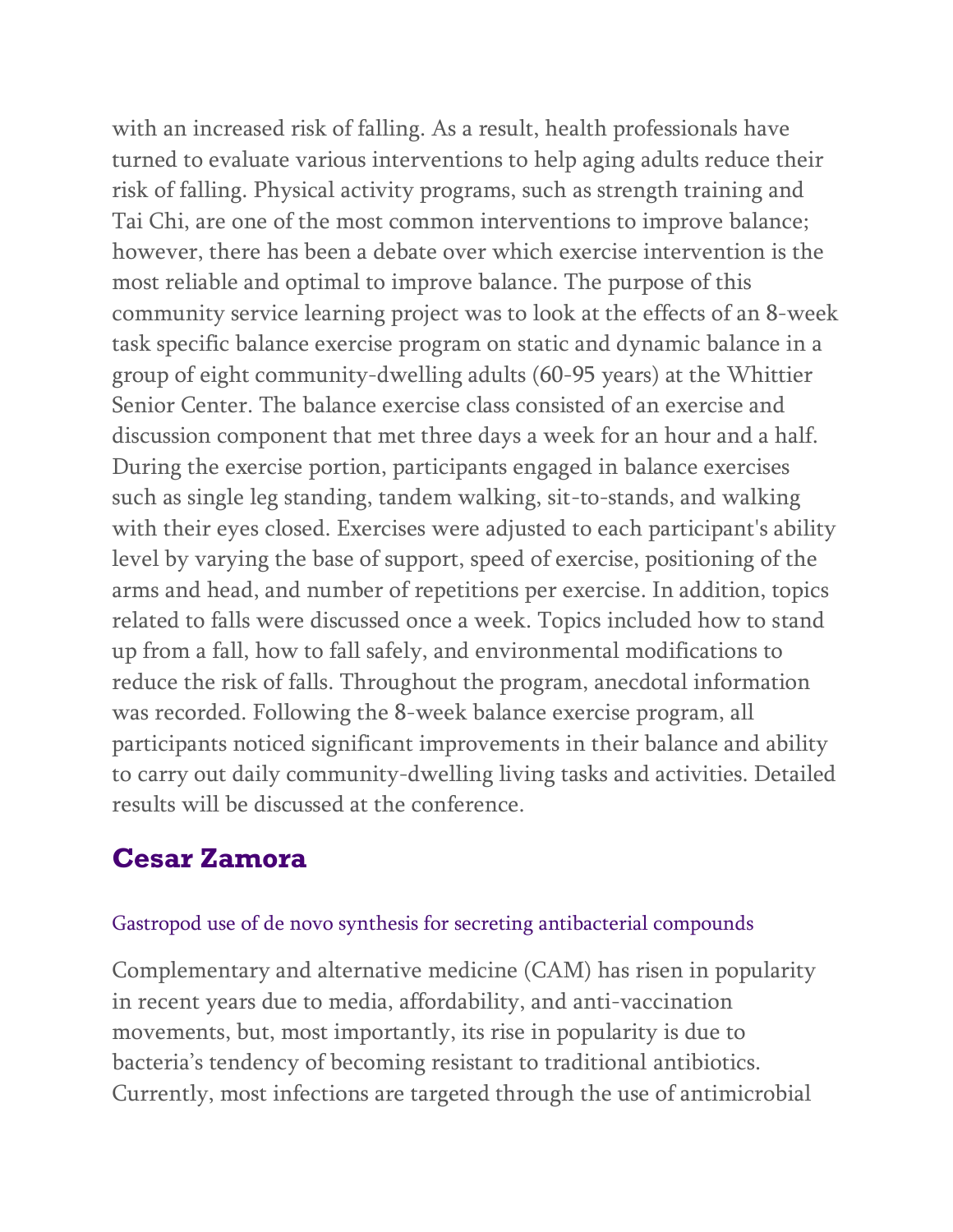with an increased risk of falling. As a result, health professionals have turned to evaluate various interventions to help aging adults reduce their risk of falling. Physical activity programs, such as strength training and Tai Chi, are one of the most common interventions to improve balance; however, there has been a debate over which exercise intervention is the most reliable and optimal to improve balance. The purpose of this community service learning project was to look at the effects of an 8-week task specific balance exercise program on static and dynamic balance in a group of eight community-dwelling adults (60-95 years) at the Whittier Senior Center. The balance exercise class consisted of an exercise and discussion component that met three days a week for an hour and a half. During the exercise portion, participants engaged in balance exercises such as single leg standing, tandem walking, sit-to-stands, and walking with their eyes closed. Exercises were adjusted to each participant's ability level by varying the base of support, speed of exercise, positioning of the arms and head, and number of repetitions per exercise. In addition, topics related to falls were discussed once a week. Topics included how to stand up from a fall, how to fall safely, and environmental modifications to reduce the risk of falls. Throughout the program, anecdotal information was recorded. Following the 8-week balance exercise program, all participants noticed significant improvements in their balance and ability to carry out daily community-dwelling living tasks and activities. Detailed results will be discussed at the conference.

## Cesar Zamora

### Gastropod use of de novo synthesis for secreting antibacterial compounds

Complementary and alternative medicine (CAM) has risen in popularity in recent years due to media, affordability, and anti-vaccination movements, but, most importantly, its rise in popularity is due to bacteria's tendency of becoming resistant to traditional antibiotics. Currently, most infections are targeted through the use of antimicrobial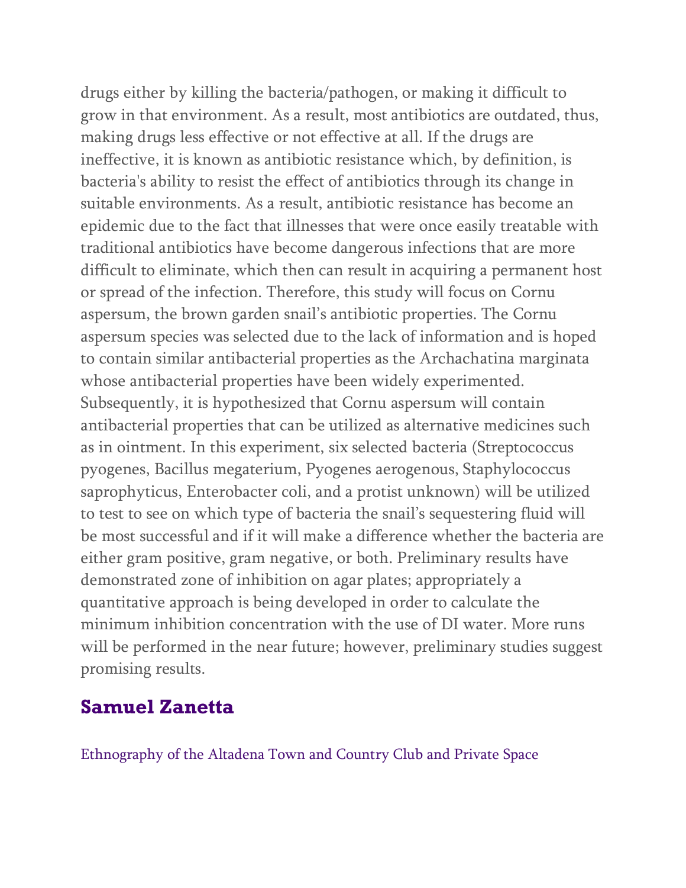drugs either by killing the bacteria/pathogen, or making it difficult to grow in that environment. As a result, most antibiotics are outdated, thus, making drugs less effective or not effective at all. If the drugs are ineffective, it is known as antibiotic resistance which, by definition, is bacteria's ability to resist the effect of antibiotics through its change in suitable environments. As a result, antibiotic resistance has become an epidemic due to the fact that illnesses that were once easily treatable with traditional antibiotics have become dangerous infections that are more difficult to eliminate, which then can result in acquiring a permanent host or spread of the infection. Therefore, this study will focus on Cornu aspersum, the brown garden snail's antibiotic properties. The Cornu aspersum species was selected due to the lack of information and is hoped to contain similar antibacterial properties as the Archachatina marginata whose antibacterial properties have been widely experimented. Subsequently, it is hypothesized that Cornu aspersum will contain antibacterial properties that can be utilized as alternative medicines such as in ointment. In this experiment, six selected bacteria (Streptococcus pyogenes, Bacillus megaterium, Pyogenes aerogenous, Staphylococcus saprophyticus, Enterobacter coli, and a protist unknown) will be utilized to test to see on which type of bacteria the snail's sequestering fluid will be most successful and if it will make a difference whether the bacteria are either gram positive, gram negative, or both. Preliminary results have demonstrated zone of inhibition on agar plates; appropriately a quantitative approach is being developed in order to calculate the minimum inhibition concentration with the use of DI water. More runs will be performed in the near future; however, preliminary studies suggest promising results.

## Samuel Zanetta

Ethnography of the Altadena Town and Country Club and Private Space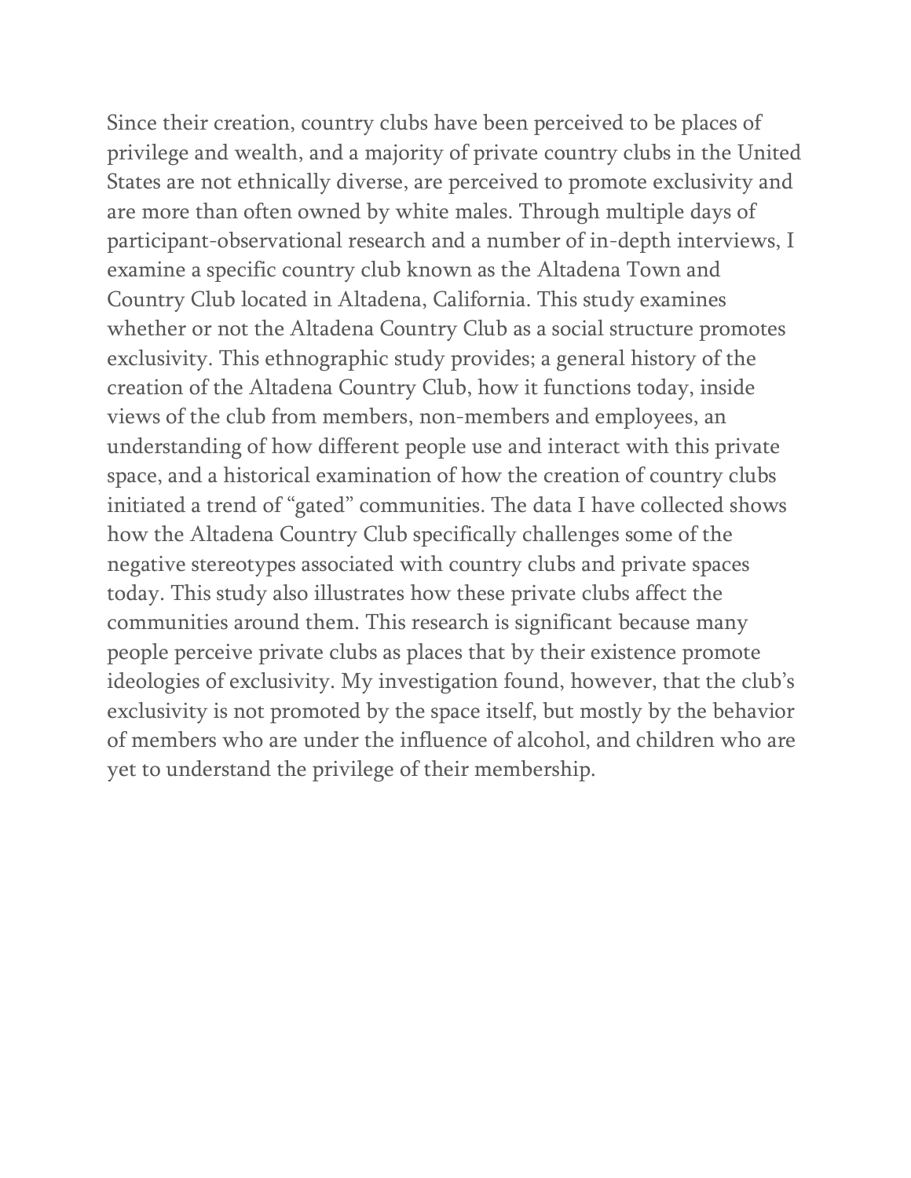Since their creation, country clubs have been perceived to be places of privilege and wealth, and a majority of private country clubs in the United States are not ethnically diverse, are perceived to promote exclusivity and are more than often owned by white males. Through multiple days of participant-observational research and a number of in-depth interviews, I examine a specific country club known as the Altadena Town and Country Club located in Altadena, California. This study examines whether or not the Altadena Country Club as a social structure promotes exclusivity. This ethnographic study provides; a general history of the creation of the Altadena Country Club, how it functions today, inside views of the club from members, non-members and employees, an understanding of how different people use and interact with this private space, and a historical examination of how the creation of country clubs initiated a trend of "gated" communities. The data I have collected shows how the Altadena Country Club specifically challenges some of the negative stereotypes associated with country clubs and private spaces today. This study also illustrates how these private clubs affect the communities around them. This research is significant because many people perceive private clubs as places that by their existence promote ideologies of exclusivity. My investigation found, however, that the club's exclusivity is not promoted by the space itself, but mostly by the behavior of members who are under the influence of alcohol, and children who are yet to understand the privilege of their membership.